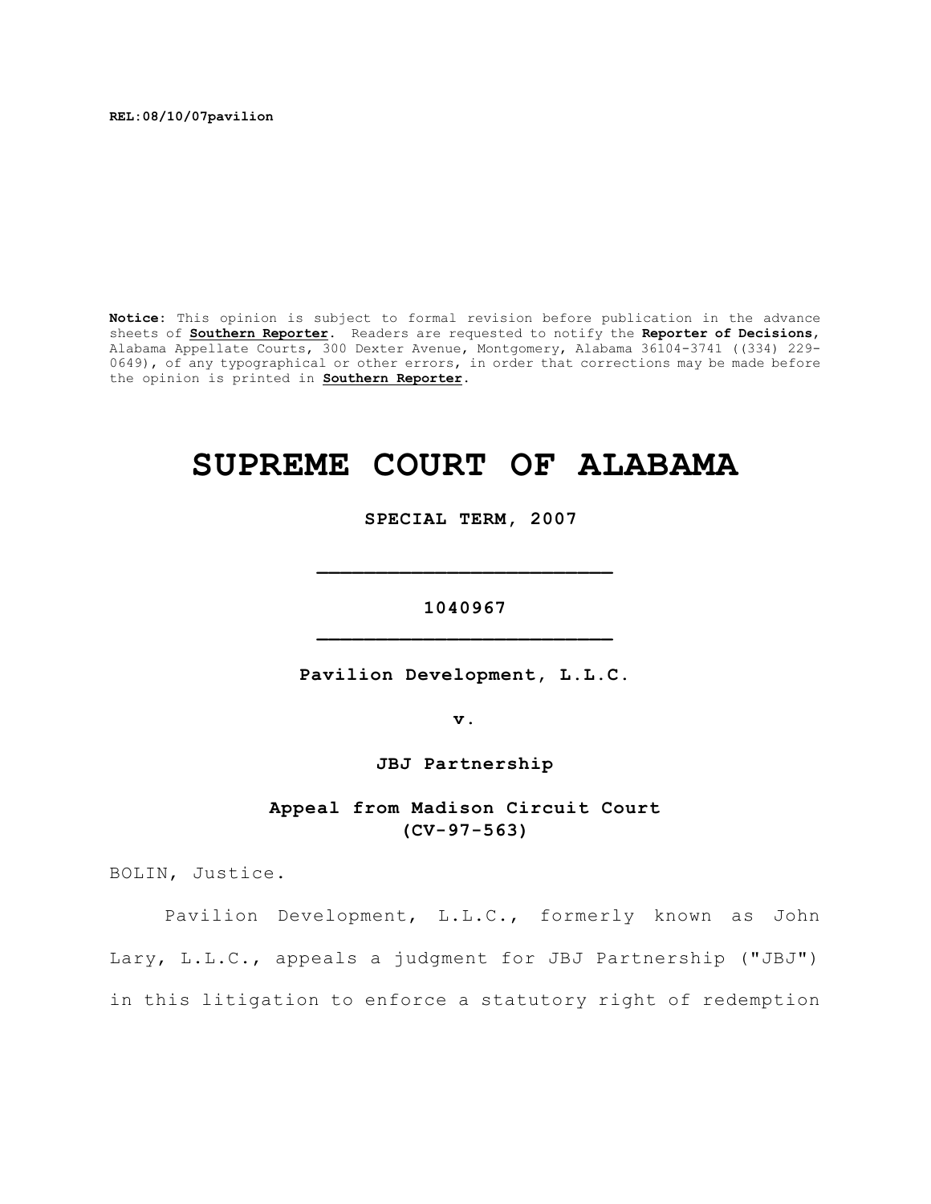**REL:08/10/07pavilion**

**Notice:** This opinion is subject to formal revision before publication in the advance sheets of **Southern Reporter**. Readers are requested to notify the **Reporter of Decisions**, Alabama Appellate Courts, 300 Dexter Avenue, Montgomery, Alabama 36104-3741 ((334) 229-0649), of any typographical or other errors, in order that corrections may be made before the opinion is printed in **Southern Reporter**.

# SUPREME COURT OF ALABAMA

**SPECIAL TERM, 2007**

---

**1040967**

---

**Pavilion Development, L.L.C.**

**v.**

**JBJ Partnership**

**Appeal from Madison Circuit Court (CV-97-563)**

BOLIN, Justice.

Pavilion Development, L.L.C., formerly known as John Lary, L.L.C., appeals a judgment for JBJ Partnership ("JBJ") in this litigation to enforce a statutory right of redemption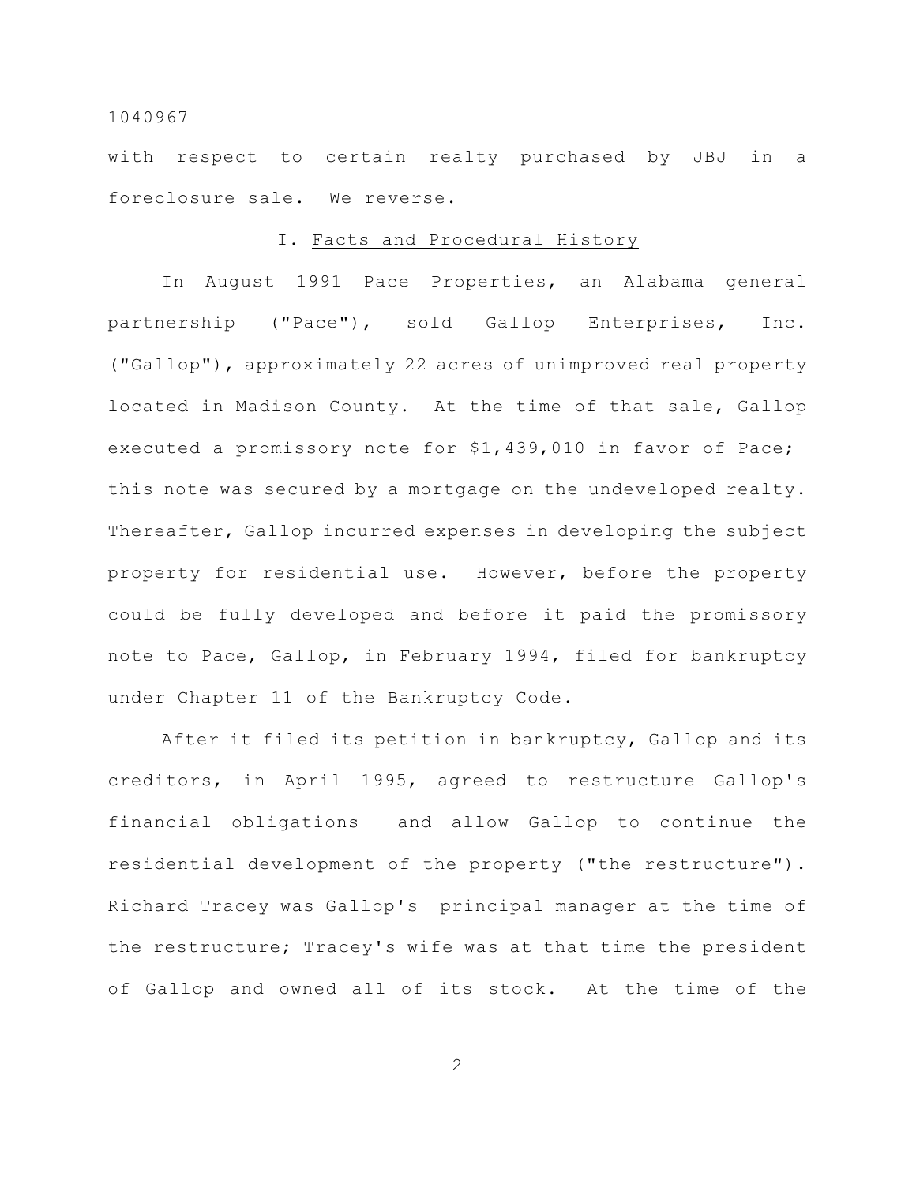with respect to certain realty purchased by JBJ in a foreclosure sale. We reverse.

## I. Facts and Procedural History

In August 1991 Pace Properties, an Alabama general partnership ("Pace"), sold Gallop Enterprises, Inc. ("Gallop"), approximately 22 acres of unimproved real property located in Madison County. At the time of that sale, Gallop executed a promissory note for $1,439,010 in favor of Pace; this note was secured by a mortgage on the undeveloped realty. Thereafter, Gallop incurred expenses in developing the subject property for residential use. However, before the property could be fully developed and before it paid the promissory note to Pace, Gallop, in February 1994, filed for bankruptcy under Chapter 11 of the Bankruptcy Code.

After it filed its petition in bankruptcy, Gallop and its creditors, in April 1995, agreed to restructure Gallop's financial obligations and allow Gallop to continue the residential development of the property ("the restructure"). Richard Tracey was Gallop's principal manager at the time of the restructure; Tracey's wife was at that time the president of Gallop and owned all of its stock. At the time of the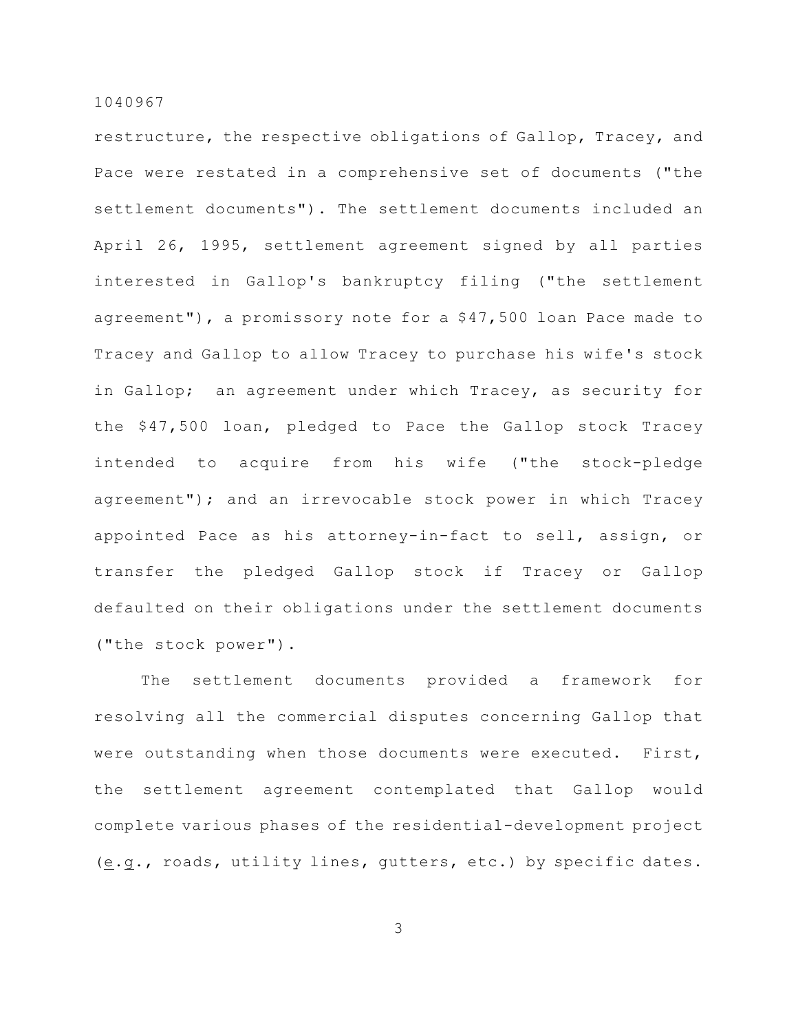restructure, the respective obligations of Gallop, Tracey, and Pace were restated in a comprehensive set of documents ("the settlement documents"). The settlement documents included an April 26, 1995, settlement agreement signed by all parties interested in Gallop's bankruptcy filing ("the settlement agreement"), a promissory note for a $47,500 loan Pace made to Tracey and Gallop to allow Tracey to purchase his wife's stock in Gallop; an agreement under which Tracey, as security for the $47,500 loan, pledged to Pace the Gallop stock Tracey intended to acquire from his wife ("the stock-pledge agreement"); and an irrevocable stock power in which Tracey appointed Pace as his attorney-in-fact to sell, assign, or transfer the pledged Gallop stock if Tracey or Gallop defaulted on their obligations under the settlement documents ("the stock power").

The settlement documents provided a framework for resolving all the commercial disputes concerning Gallop that were outstanding when those documents were executed. First, the settlement agreement contemplated that Gallop would complete various phases of the residential-development project (e.g., roads, utility lines, gutters, etc.) by specific dates.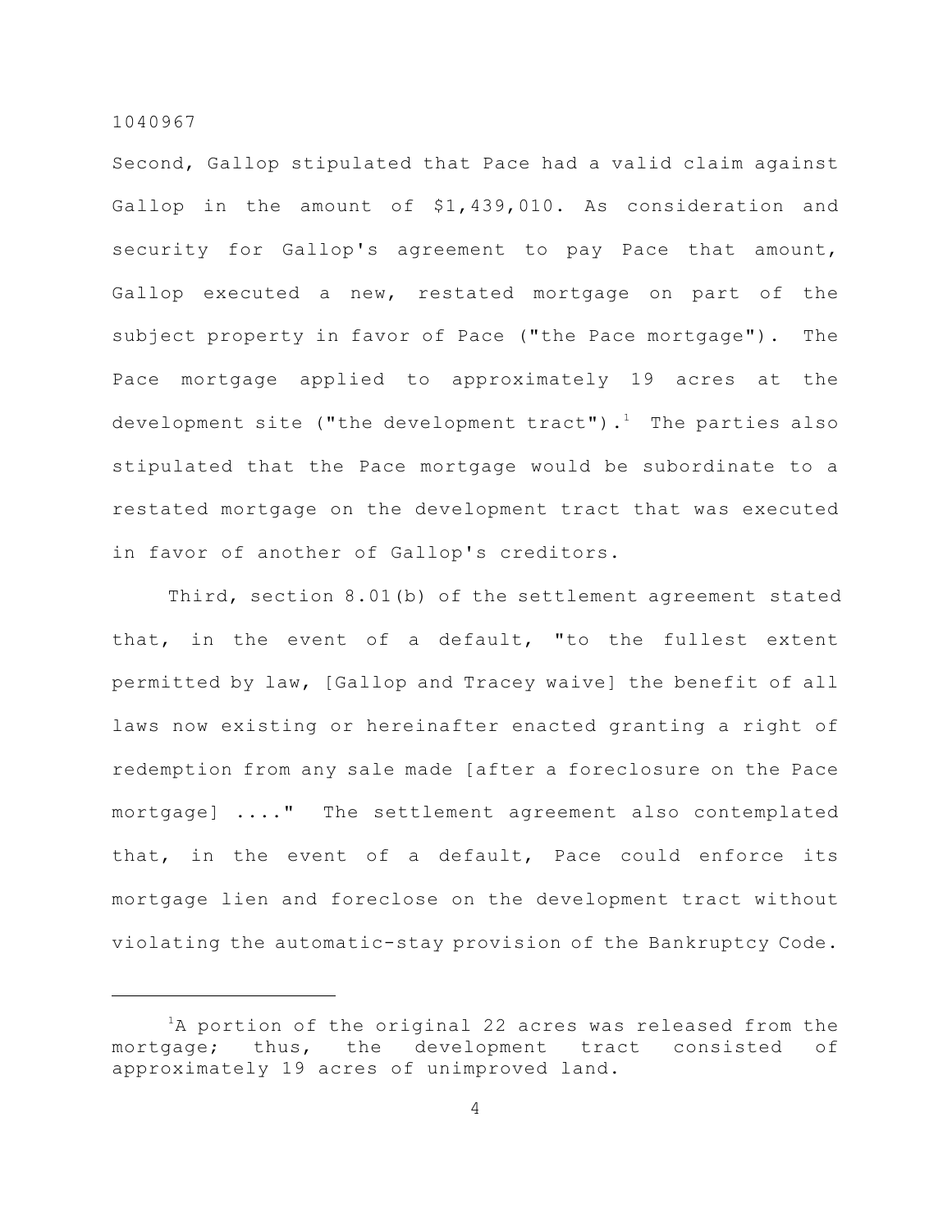Second, Gallop stipulated that Pace had a valid claim against Gallop in the amount of $1,439,010. As consideration and security for Gallop's agreement to pay Pace that amount, Gallop executed a new, restated mortgage on part of the subject property in favor of Pace ("the Pace mortgage"). The Pace mortgage applied to approximately 19 acres at the development site ("the development tract").[1] The parties also stipulated that the Pace mortgage would be subordinate to a restated mortgage on the development tract that was executed in favor of another of Gallop's creditors.

Third, section 8.01(b) of the settlement agreement stated that, in the event of a default, "to the fullest extent permitted by law, [Gallop and Tracey waive] the benefit of all laws now existing or hereinafter enacted granting a right of redemption from any sale made [after a foreclosure on the Pace mortgage] ...." The settlement agreement also contemplated that, in the event of a default, Pace could enforce its mortgage lien and foreclose on the development tract without violating the automatic-stay provision of the Bankruptcy Code.

---

[1]A portion of the original 22 acres was released from the mortgage; thus, the development tract consisted of approximately 19 acres of unimproved land.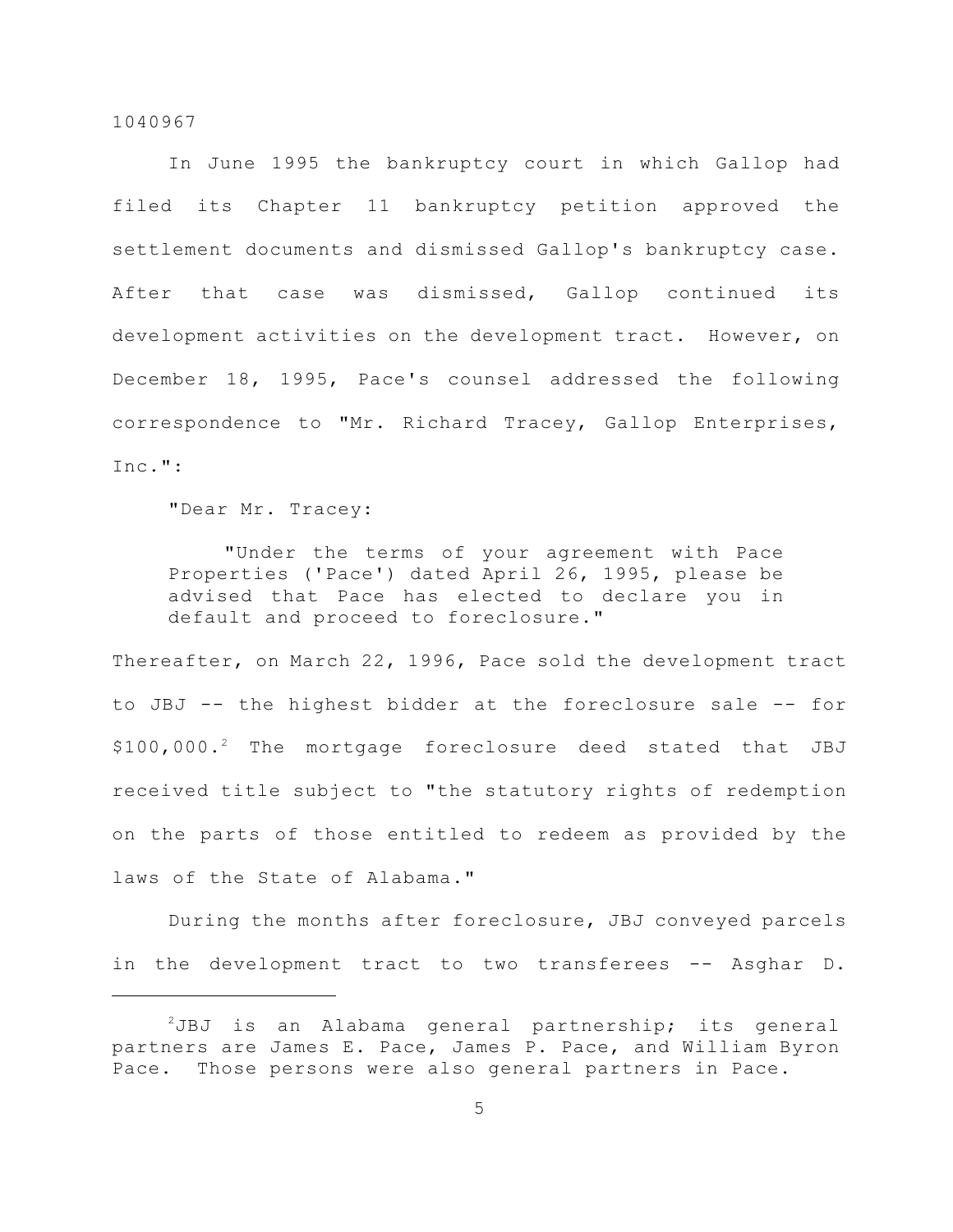In June 1995 the bankruptcy court in which Gallop had filed its Chapter 11 bankruptcy petition approved the settlement documents and dismissed Gallop's bankruptcy case. After that case was dismissed, Gallop continued its development activities on the development tract. However, on December 18, 1995, Pace's counsel addressed the following correspondence to "Mr. Richard Tracey, Gallop Enterprises, Inc.":

"Dear Mr. Tracey:

> "Under the terms of your agreement with Pace Properties ('Pace') dated April 26, 1995, please be advised that Pace has elected to declare you in default and proceed to foreclosure."

Thereafter, on March 22, 1996, Pace sold the development tract to JBJ -- the highest bidder at the foreclosure sale -- for $100,000.[2] The mortgage foreclosure deed stated that JBJ received title subject to "the statutory rights of redemption on the parts of those entitled to redeem as provided by the laws of the State of Alabama."

During the months after foreclosure, JBJ conveyed parcels in the development tract to two transferees -- Asghar D.

---

[2]JBJ is an Alabama general partnership; its general partners are James E. Pace, James P. Pace, and William Byron Pace. Those persons were also general partners in Pace.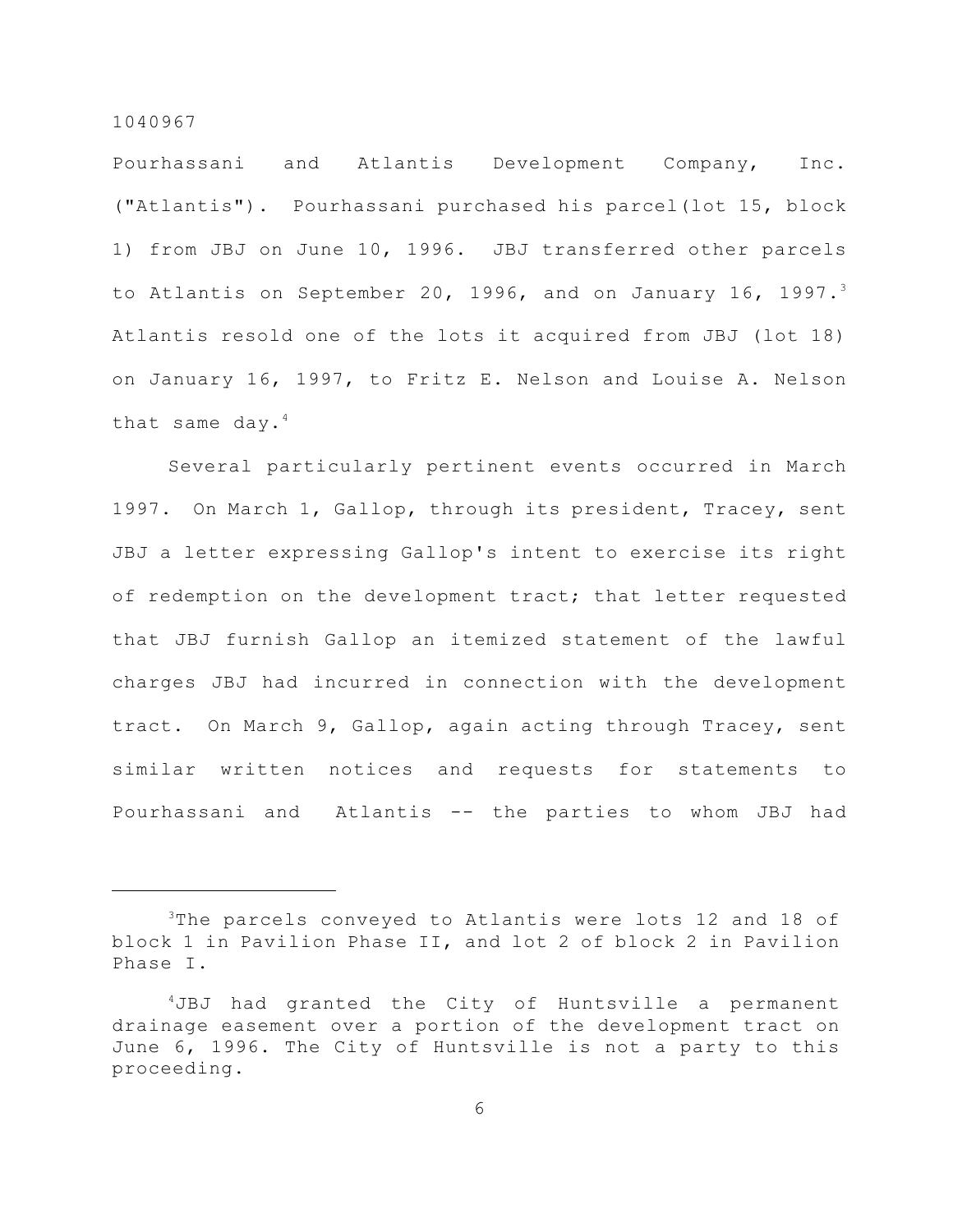Pourhassani and Atlantis Development Company, Inc. ("Atlantis"). Pourhassani purchased his parcel(lot 15, block 1) from JBJ on June 10, 1996. JBJ transferred other parcels to Atlantis on September 20, 1996, and on January 16, 1997.[3] Atlantis resold one of the lots it acquired from JBJ (lot 18) on January 16, 1997, to Fritz E. Nelson and Louise A. Nelson that same day.[4]

Several particularly pertinent events occurred in March 1997. On March 1, Gallop, through its president, Tracey, sent JBJ a letter expressing Gallop's intent to exercise its right of redemption on the development tract; that letter requested that JBJ furnish Gallop an itemized statement of the lawful charges JBJ had incurred in connection with the development tract. On March 9, Gallop, again acting through Tracey, sent similar written notices and requests for statements to Pourhassani and Atlantis -- the parties to whom JBJ had

---

[3]The parcels conveyed to Atlantis were lots 12 and 18 of block 1 in Pavilion Phase II, and lot 2 of block 2 in Pavilion Phase I.

[4]JBJ had granted the City of Huntsville a permanent drainage easement over a portion of the development tract on June 6, 1996. The City of Huntsville is not a party to this proceeding.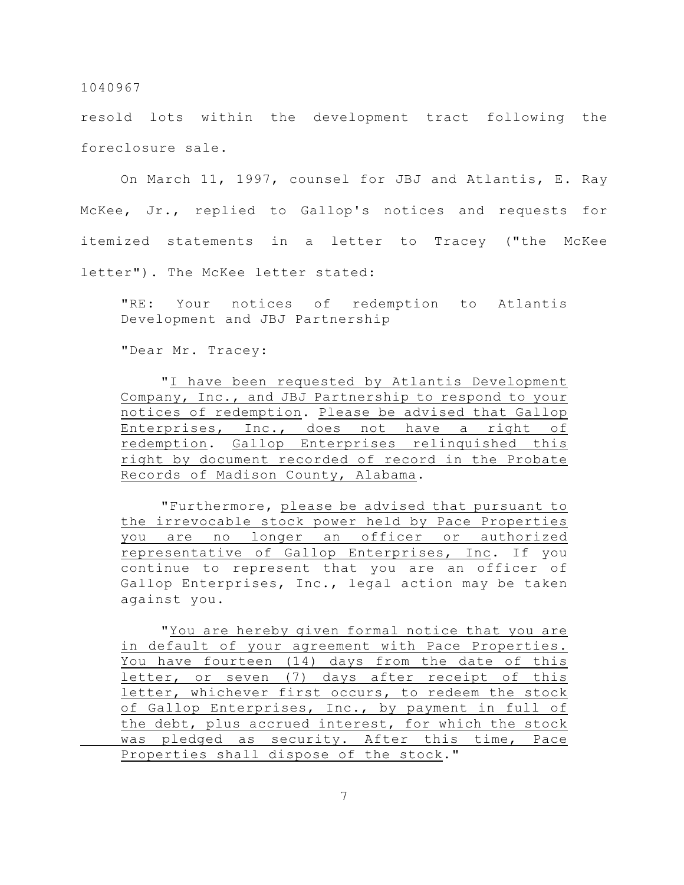resold lots within the development tract following the foreclosure sale.

On March 11, 1997, counsel for JBJ and Atlantis, E. Ray McKee, Jr., replied to Gallop's notices and requests for itemized statements in a letter to Tracey ("the McKee letter"). The McKee letter stated:

> "RE: Your notices of redemption to Atlantis Development and JBJ Partnership
>
> "Dear Mr. Tracey:
>
> "<u>I have been requested by Atlantis Development Company, Inc., and JBJ Partnership to respond to your notices of redemption</u>. <u>Please be advised that Gallop Enterprises, Inc., does not have a right of redemption</u>. <u>Gallop Enterprises relinquished this right by document recorded of record in the Probate Records of Madison County, Alabama</u>.
>
> "Furthermore, <u>please be advised that pursuant to the irrevocable stock power held by Pace Properties you are no longer an officer or authorized representative of Gallop Enterprises, Inc</u>. If you continue to represent that you are an officer of Gallop Enterprises, Inc., legal action may be taken against you.
>
> "<u>You are hereby given formal notice that you are in default of your agreement with Pace Properties. You have fourteen (14) days from the date of this letter, or seven (7) days after receipt of this letter, whichever first occurs, to redeem the stock of Gallop Enterprises, Inc., by payment in full of the debt, plus accrued interest, for which the stock was pledged as security. After this time, Pace Properties shall dispose of the stock</u>."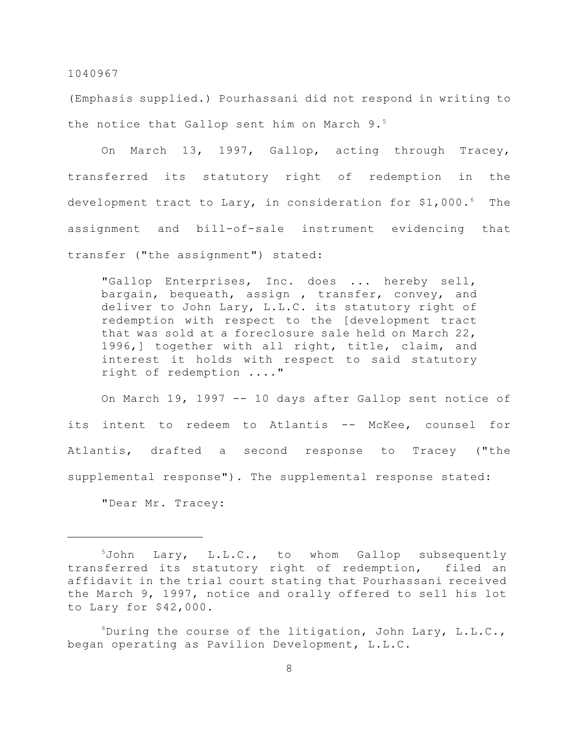(Emphasis supplied.) Pourhassani did not respond in writing to the notice that Gallop sent him on March 9.[5]

On March 13, 1997, Gallop, acting through Tracey, transferred its statutory right of redemption in the development tract to Lary, in consideration for $1,000.[6] The assignment and bill-of-sale instrument evidencing that transfer ("the assignment") stated:

> "Gallop Enterprises, Inc. does ... hereby sell, bargain, bequeath, assign , transfer, convey, and deliver to John Lary, L.L.C. its statutory right of redemption with respect to the [development tract that was sold at a foreclosure sale held on March 22, 1996,] together with all right, title, claim, and interest it holds with respect to said statutory right of redemption ...."

On March 19, 1997 -- 10 days after Gallop sent notice of its intent to redeem to Atlantis -- McKee, counsel for Atlantis, drafted a second response to Tracey ("the supplemental response"). The supplemental response stated:

> "Dear Mr. Tracey:

---

[5] John Lary, L.L.C., to whom Gallop subsequently transferred its statutory right of redemption, filed an affidavit in the trial court stating that Pourhassani received the March 9, 1997, notice and orally offered to sell his lot to Lary for $42,000.

[6] During the course of the litigation, John Lary, L.L.C., began operating as Pavilion Development, L.L.C.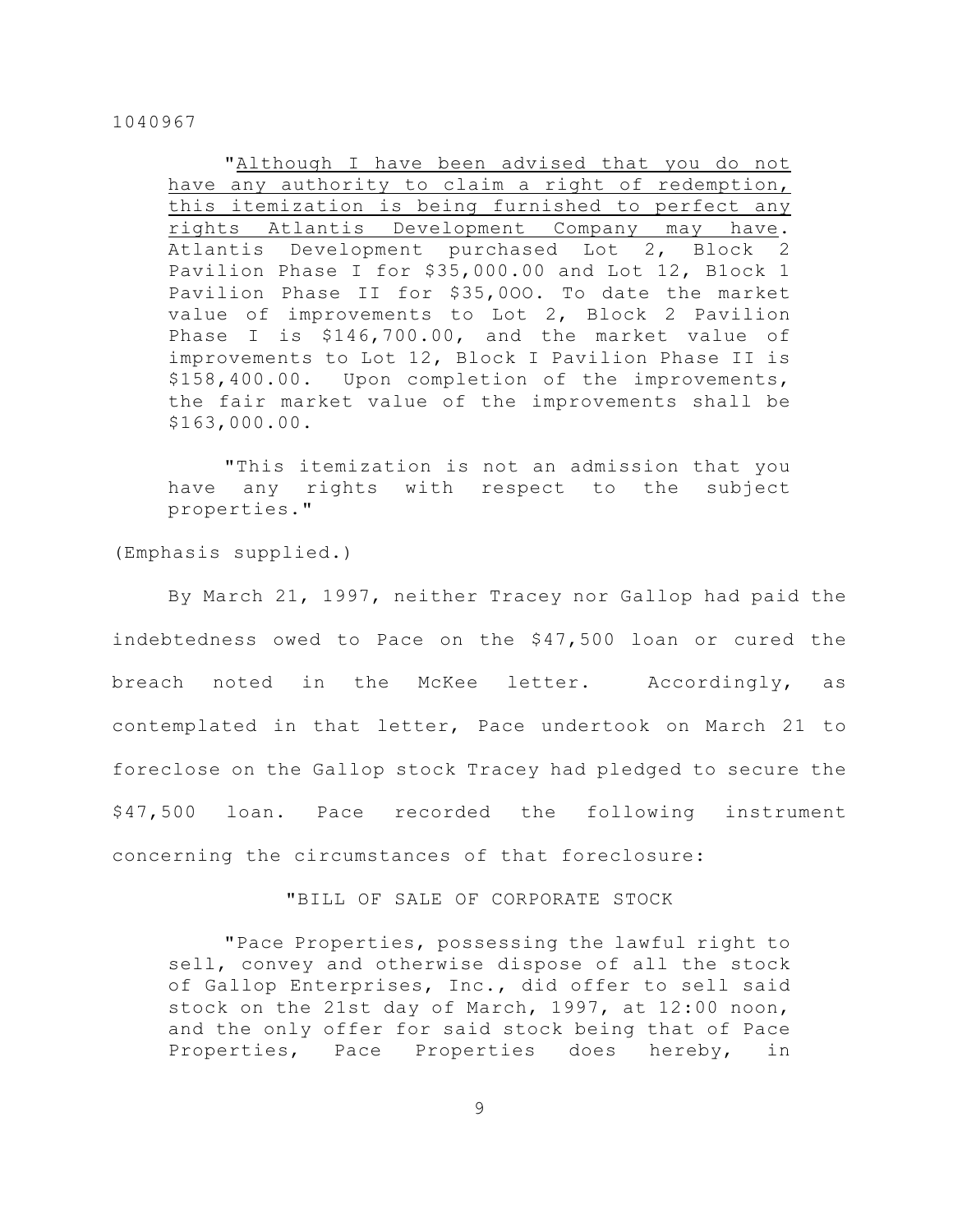"<u>Although I have been advised that you do not have any authority to claim a right of redemption, this itemization is being furnished to perfect any rights Atlantis Development Company may have</u>. Atlantis Development purchased Lot 2, Block 2 Pavilion Phase I for $35,000.00 and Lot 12, Block 1 Pavilion Phase II for $35,000. To date the market value of improvements to Lot 2, Block 2 Pavilion Phase I is $146,700.00, and the market value of improvements to Lot 12, Block I Pavilion Phase II is $158,400.00. Upon completion of the improvements, the fair market value of the improvements shall be $163,000.00.

"This itemization is not an admission that you have any rights with respect to the subject properties."

(Emphasis supplied.)

By March 21, 1997, neither Tracey nor Gallop had paid the indebtedness owed to Pace on the $47,500 loan or cured the breach noted in the McKee letter. Accordingly, as contemplated in that letter, Pace undertook on March 21 to foreclose on the Gallop stock Tracey had pledged to secure the $47,500 loan. Pace recorded the following instrument concerning the circumstances of that foreclosure:

"BILL OF SALE OF CORPORATE STOCK

"Pace Properties, possessing the lawful right to sell, convey and otherwise dispose of all the stock of Gallop Enterprises, Inc., did offer to sell said stock on the 21st day of March, 1997, at 12:00 noon, and the only offer for said stock being that of Pace Properties, Pace Properties does hereby, in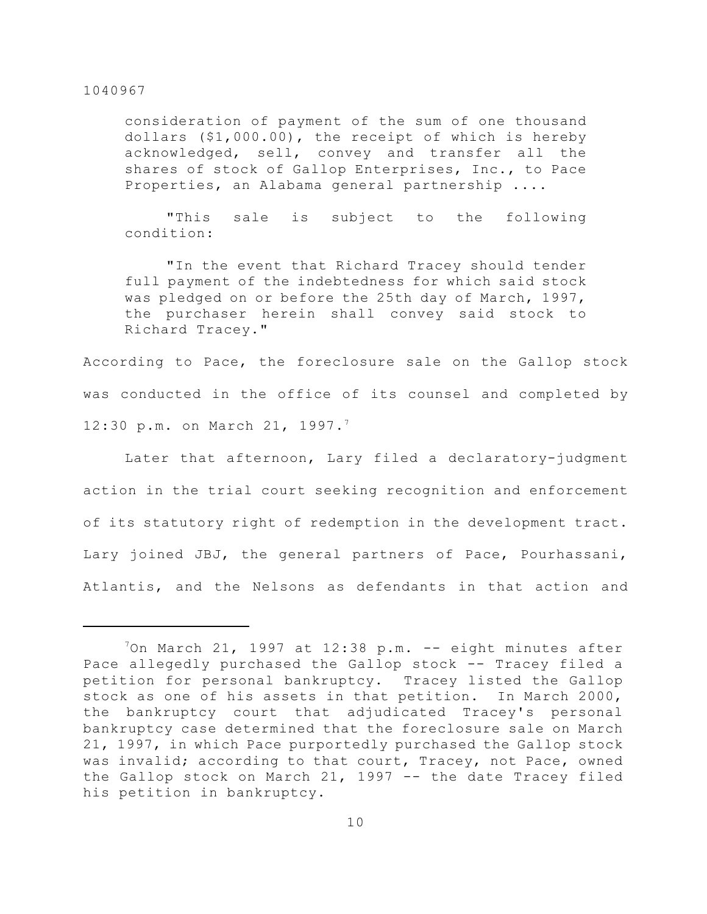consideration of payment of the sum of one thousand dollars ($1,000.00), the receipt of which is hereby acknowledged, sell, convey and transfer all the shares of stock of Gallop Enterprises, Inc., to Pace Properties, an Alabama general partnership ....

> "This sale is subject to the following condition:
>
> "In the event that Richard Tracey should tender full payment of the indebtedness for which said stock was pledged on or before the 25th day of March, 1997, the purchaser herein shall convey said stock to Richard Tracey."

According to Pace, the foreclosure sale on the Gallop stock was conducted in the office of its counsel and completed by 12:30 p.m. on March 21, 1997.[7]

Later that afternoon, Lary filed a declaratory-judgment action in the trial court seeking recognition and enforcement of its statutory right of redemption in the development tract. Lary joined JBJ, the general partners of Pace, Pourhassani, Atlantis, and the Nelsons as defendants in that action and

---

[7]On March 21, 1997 at 12:38 p.m. -- eight minutes after Pace allegedly purchased the Gallop stock -- Tracey filed a petition for personal bankruptcy. Tracey listed the Gallop stock as one of his assets in that petition. In March 2000, the bankruptcy court that adjudicated Tracey's personal bankruptcy case determined that the foreclosure sale on March 21, 1997, in which Pace purportedly purchased the Gallop stock was invalid; according to that court, Tracey, not Pace, owned the Gallop stock on March 21, 1997 -- the date Tracey filed his petition in bankruptcy.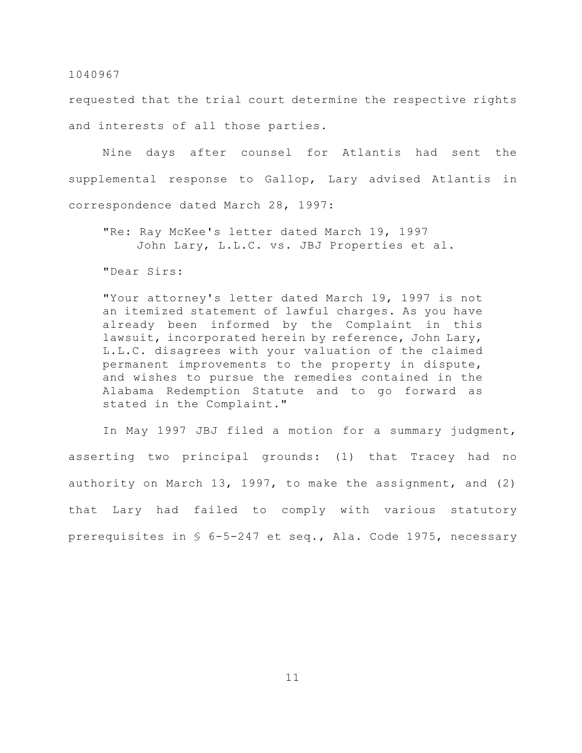requested that the trial court determine the respective rights and interests of all those parties.

Nine days after counsel for Atlantis had sent the supplemental response to Gallop, Lary advised Atlantis in correspondence dated March 28, 1997:

> "Re: Ray McKee's letter dated March 19, 1997
> John Lary, L.L.C. vs. JBJ Properties et al.
>
> "Dear Sirs:
>
> "Your attorney's letter dated March 19, 1997 is not an itemized statement of lawful charges. As you have already been informed by the Complaint in this lawsuit, incorporated herein by reference, John Lary, L.L.C. disagrees with your valuation of the claimed permanent improvements to the property in dispute, and wishes to pursue the remedies contained in the Alabama Redemption Statute and to go forward as stated in the Complaint."

In May 1997 JBJ filed a motion for a summary judgment, asserting two principal grounds: (1) that Tracey had no authority on March 13, 1997, to make the assignment, and (2) that Lary had failed to comply with various statutory prerequisites in § 6-5-247 et seq., Ala. Code 1975, necessary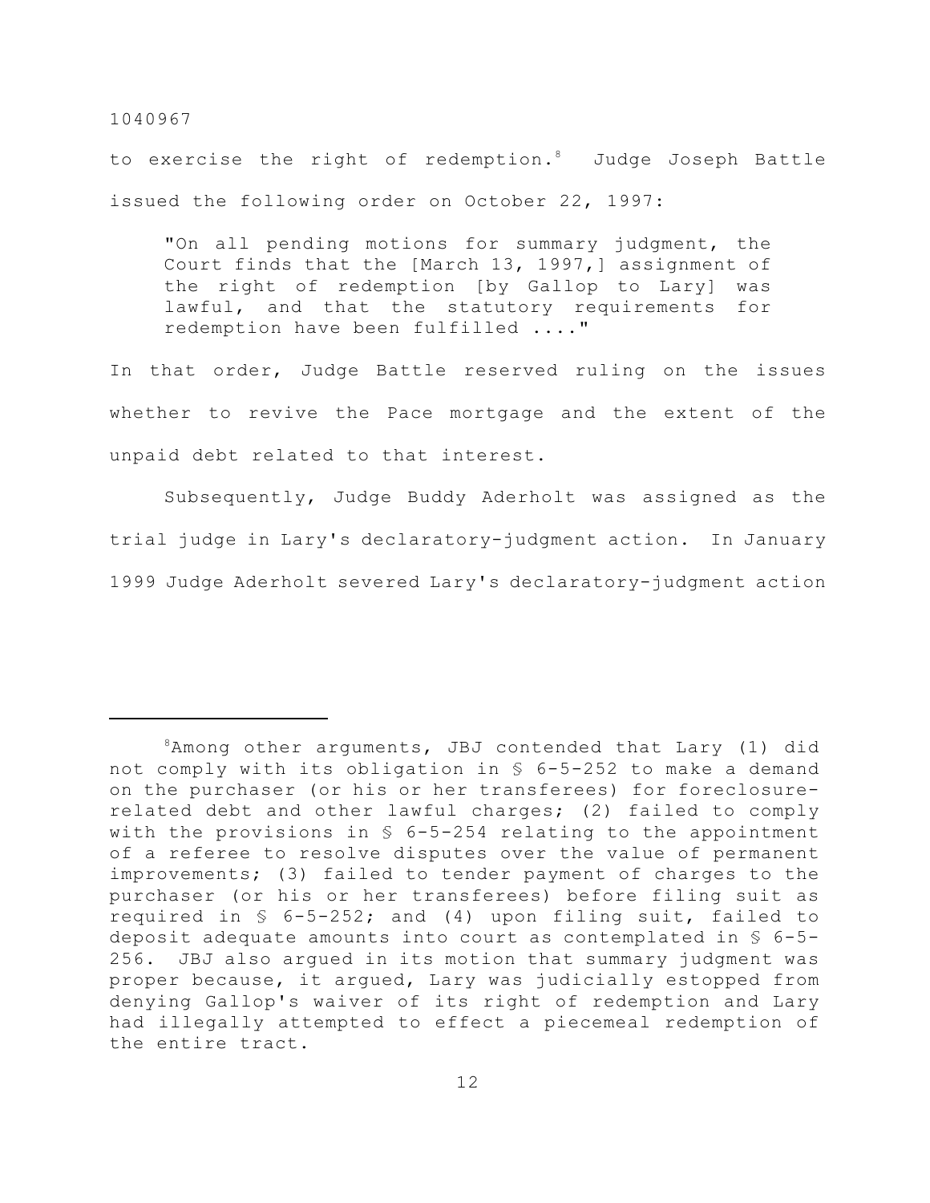to exercise the right of redemption.[8] Judge Joseph Battle issued the following order on October 22, 1997:

> "On all pending motions for summary judgment, the Court finds that the [March 13, 1997,] assignment of the right of redemption [by Gallop to Lary] was lawful, and that the statutory requirements for redemption have been fulfilled ...."

In that order, Judge Battle reserved ruling on the issues whether to revive the Pace mortgage and the extent of the unpaid debt related to that interest.

Subsequently, Judge Buddy Aderholt was assigned as the trial judge in Lary's declaratory-judgment action. In January 1999 Judge Aderholt severed Lary's declaratory-judgment action

---

[8]Among other arguments, JBJ contended that Lary (1) did not comply with its obligation in § 6-5-252 to make a demand on the purchaser (or his or her transferees) for foreclosure-related debt and other lawful charges; (2) failed to comply with the provisions in § 6-5-254 relating to the appointment of a referee to resolve disputes over the value of permanent improvements; (3) failed to tender payment of charges to the purchaser (or his or her transferees) before filing suit as required in § 6-5-252; and (4) upon filing suit, failed to deposit adequate amounts into court as contemplated in § 6-5-256. JBJ also argued in its motion that summary judgment was proper because, it argued, Lary was judicially estopped from denying Gallop's waiver of its right of redemption and Lary had illegally attempted to effect a piecemeal redemption of the entire tract.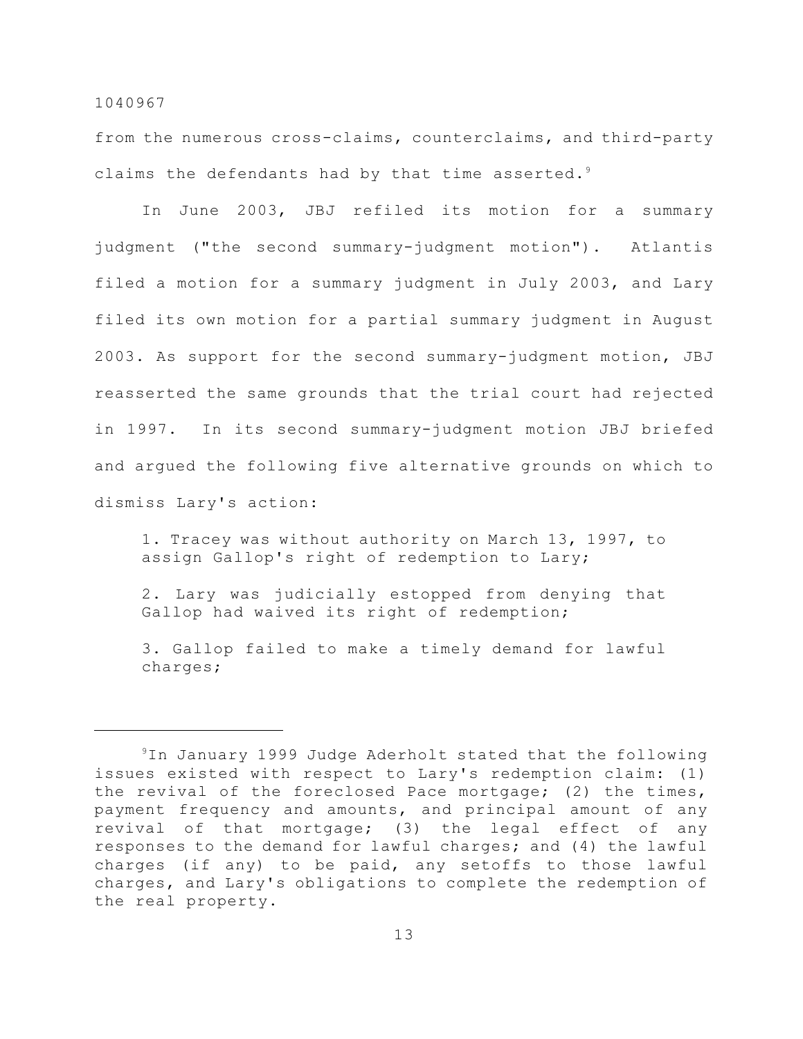from the numerous cross-claims, counterclaims, and third-party claims the defendants had by that time asserted.[9]

In June 2003, JBJ refiled its motion for a summary judgment ("the second summary-judgment motion"). Atlantis filed a motion for a summary judgment in July 2003, and Lary filed its own motion for a partial summary judgment in August 2003. As support for the second summary-judgment motion, JBJ reasserted the same grounds that the trial court had rejected in 1997. In its second summary-judgment motion JBJ briefed and argued the following five alternative grounds on which to dismiss Lary's action:

> 1. Tracey was without authority on March 13, 1997, to assign Gallop's right of redemption to Lary;
>
> 2. Lary was judicially estopped from denying that Gallop had waived its right of redemption;
>
> 3. Gallop failed to make a timely demand for lawful charges;

---

[9]In January 1999 Judge Aderholt stated that the following issues existed with respect to Lary's redemption claim: (1) the revival of the foreclosed Pace mortgage; (2) the times, payment frequency and amounts, and principal amount of any revival of that mortgage; (3) the legal effect of any responses to the demand for lawful charges; and (4) the lawful charges (if any) to be paid, any setoffs to those lawful charges, and Lary's obligations to complete the redemption of the real property.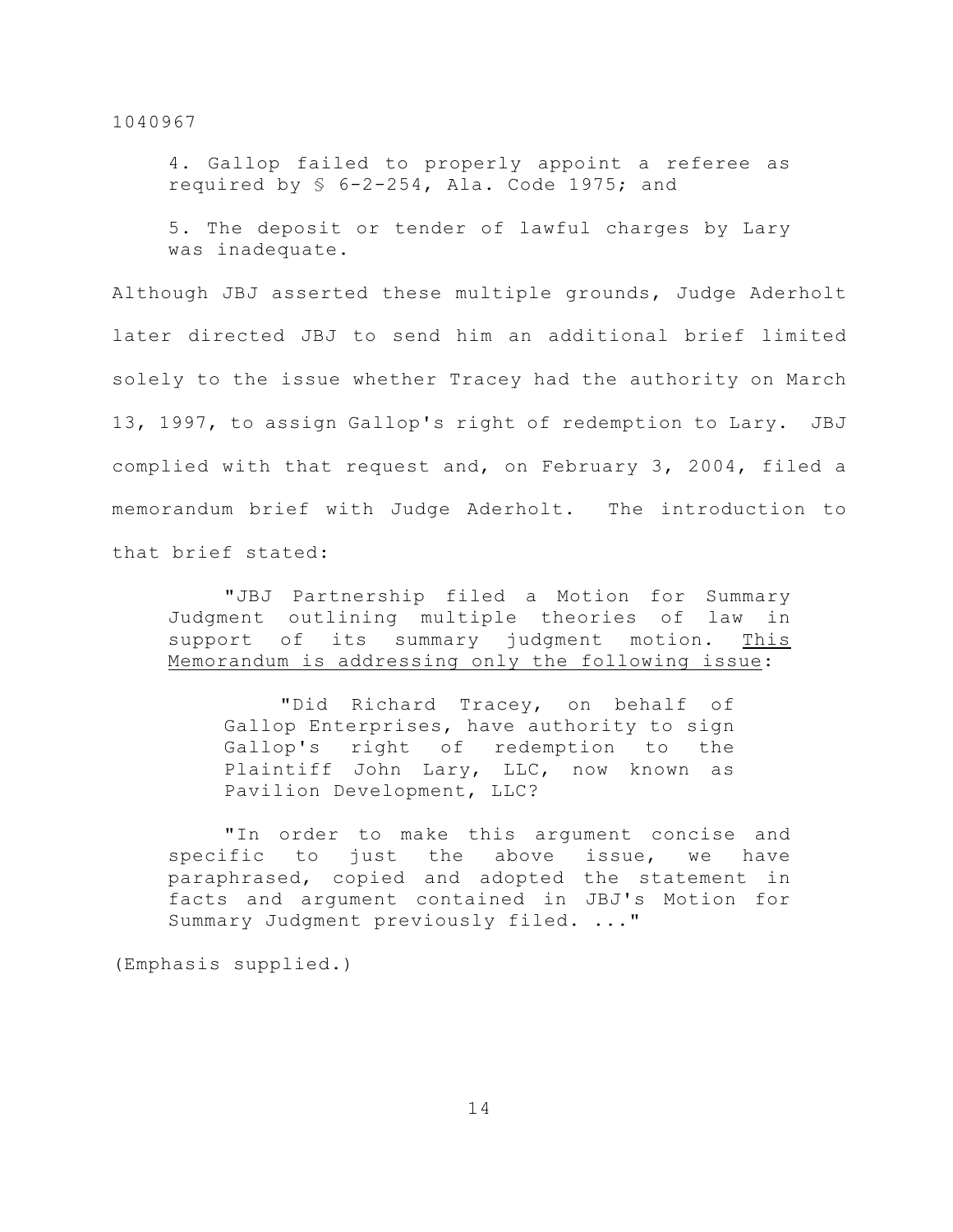> 4. Gallop failed to properly appoint a referee as required by § 6-2-254, Ala. Code 1975; and
>
> 5. The deposit or tender of lawful charges by Lary was inadequate.

Although JBJ asserted these multiple grounds, Judge Aderholt later directed JBJ to send him an additional brief limited solely to the issue whether Tracey had the authority on March 13, 1997, to assign Gallop's right of redemption to Lary. JBJ complied with that request and, on February 3, 2004, filed a memorandum brief with Judge Aderholt. The introduction to that brief stated:

> "JBJ Partnership filed a Motion for Summary Judgment outlining multiple theories of law in support of its summary judgment motion. <u>This Memorandum is addressing only the following issue</u>:
>
> > "Did Richard Tracey, on behalf of Gallop Enterprises, have authority to sign Gallop's right of redemption to the Plaintiff John Lary, LLC, now known as Pavilion Development, LLC?
>
> "In order to make this argument concise and specific to just the above issue, we have paraphrased, copied and adopted the statement in facts and argument contained in JBJ's Motion for Summary Judgment previously filed. ..."

(Emphasis supplied.)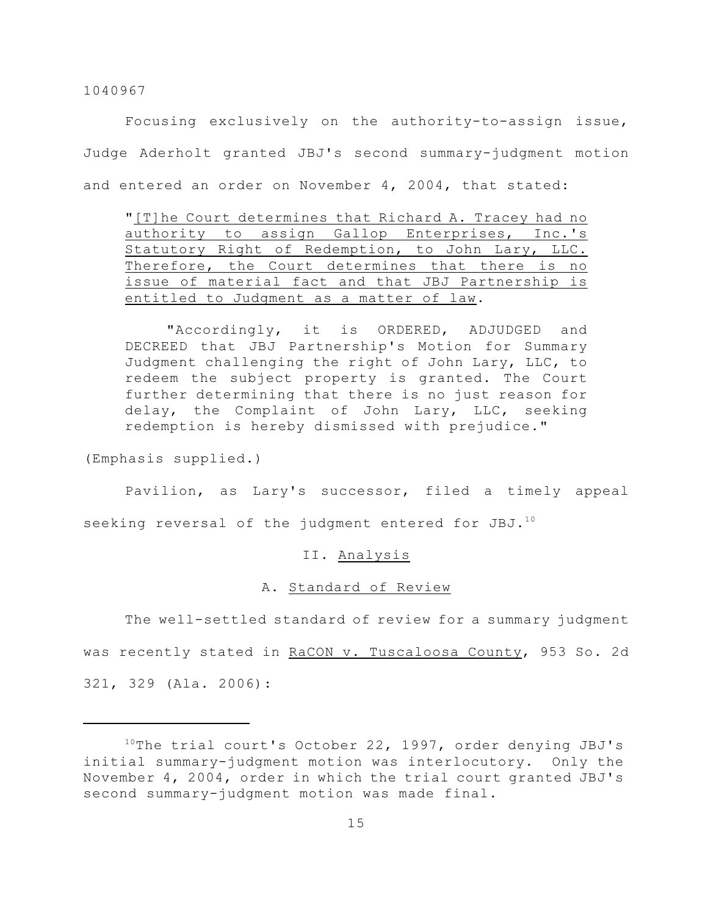Focusing exclusively on the authority-to-assign issue, Judge Aderholt granted JBJ's second summary-judgment motion and entered an order on November 4, 2004, that stated:

> "<u>[T]he Court determines that Richard A. Tracey had no authority to assign Gallop Enterprises, Inc.'s Statutory Right of Redemption, to John Lary, LLC. Therefore, the Court determines that there is no issue of material fact and that JBJ Partnership is entitled to Judgment as a matter of law</u>.
>
> "Accordingly, it is ORDERED, ADJUDGED and DECREED that JBJ Partnership's Motion for Summary Judgment challenging the right of John Lary, LLC, to redeem the subject property is granted. The Court further determining that there is no just reason for delay, the Complaint of John Lary, LLC, seeking redemption is hereby dismissed with prejudice."

(Emphasis supplied.)

Pavilion, as Lary's successor, filed a timely appeal seeking reversal of the judgment entered for JBJ.[10]

## II. Analysis

### A. Standard of Review

The well-settled standard of review for a summary judgment was recently stated in *RaCON v. Tuscaloosa County*, 953 So. 2d 321, 329 (Ala. 2006):

---

[10]The trial court's October 22, 1997, order denying JBJ's initial summary-judgment motion was interlocutory. Only the November 4, 2004, order in which the trial court granted JBJ's second summary-judgment motion was made final.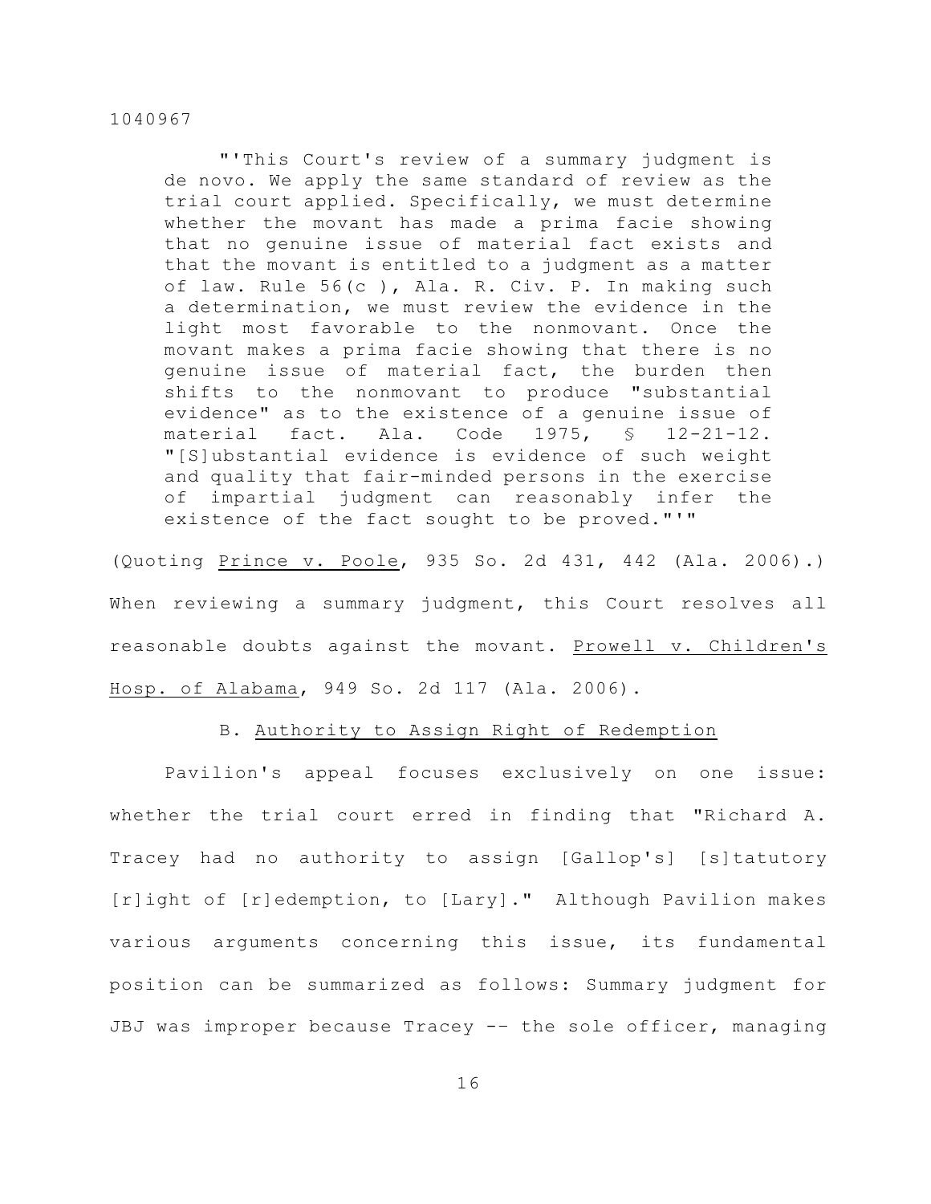> "'This Court's review of a summary judgment is de novo. We apply the same standard of review as the trial court applied. Specifically, we must determine whether the movant has made a prima facie showing that no genuine issue of material fact exists and that the movant is entitled to a judgment as a matter of law. Rule 56(c ), Ala. R. Civ. P. In making such a determination, we must review the evidence in the light most favorable to the nonmovant. Once the movant makes a prima facie showing that there is no genuine issue of material fact, the burden then shifts to the nonmovant to produce "substantial evidence" as to the existence of a genuine issue of material fact. Ala. Code 1975, § 12-21-12. "[S]ubstantial evidence is evidence of such weight and quality that fair-minded persons in the exercise of impartial judgment can reasonably infer the existence of the fact sought to be proved."'"

(Quoting Prince v. Poole, 935 So. 2d 431, 442 (Ala. 2006).) When reviewing a summary judgment, this Court resolves all reasonable doubts against the movant. Prowell v. Children's Hosp. of Alabama, 949 So. 2d 117 (Ala. 2006).

### B. Authority to Assign Right of Redemption

Pavilion's appeal focuses exclusively on one issue: whether the trial court erred in finding that "Richard A. Tracey had no authority to assign [Gallop's] [s]tatutory [r]ight of [r]edemption, to [Lary]." Although Pavilion makes various arguments concerning this issue, its fundamental position can be summarized as follows: Summary judgment for JBJ was improper because Tracey -- the sole officer, managing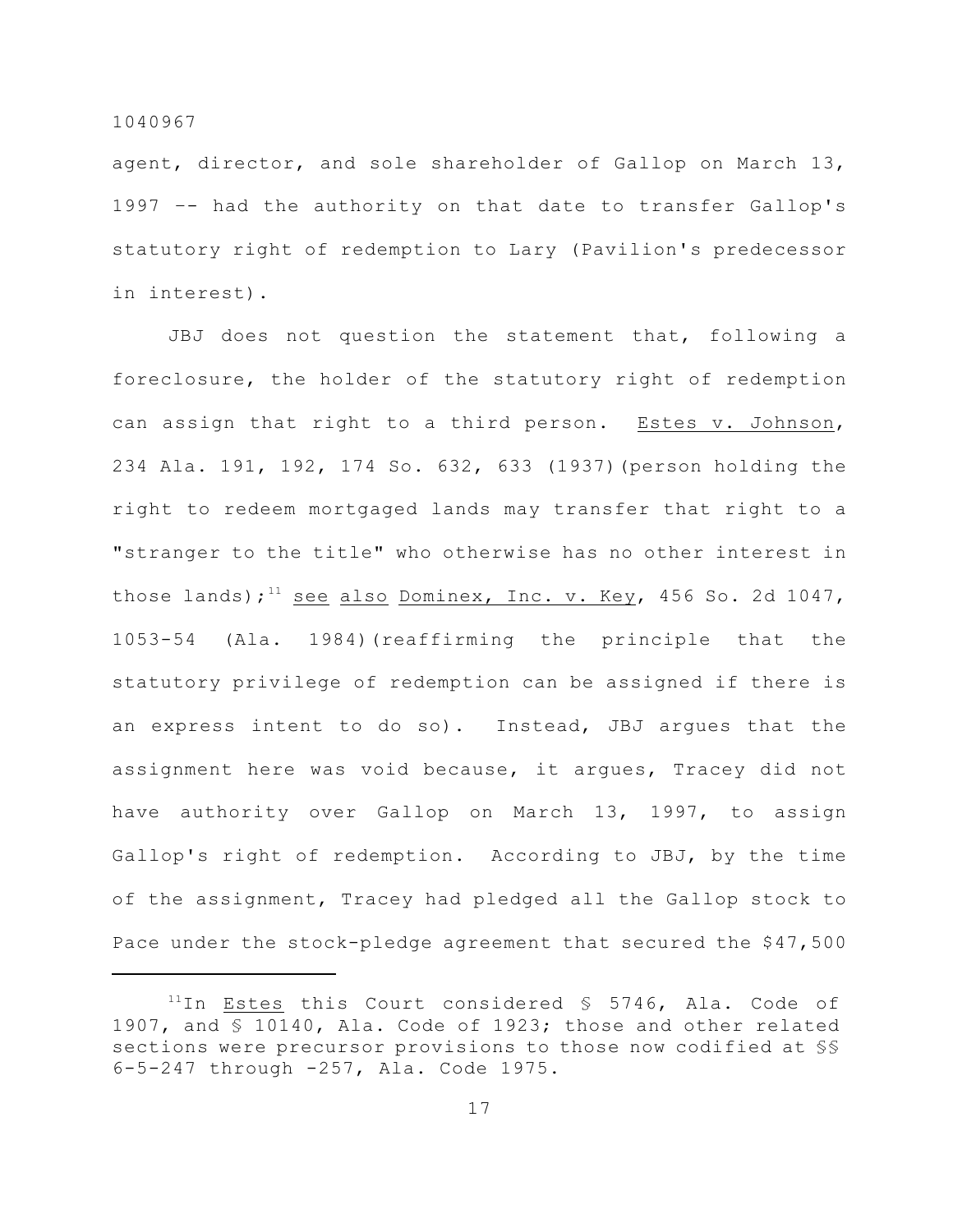agent, director, and sole shareholder of Gallop on March 13, 1997 -- had the authority on that date to transfer Gallop's statutory right of redemption to Lary (Pavilion's predecessor in interest).

JBJ does not question the statement that, following a foreclosure, the holder of the statutory right of redemption can assign that right to a third person. Estes v. Johnson, 234 Ala. 191, 192, 174 So. 632, 633 (1937)(person holding the right to redeem mortgaged lands may transfer that right to a "stranger to the title" who otherwise has no other interest in those lands);[11] see also Dominex, Inc. v. Key, 456 So. 2d 1047, 1053-54 (Ala. 1984)(reaffirming the principle that the statutory privilege of redemption can be assigned if there is an express intent to do so). Instead, JBJ argues that the assignment here was void because, it argues, Tracey did not have authority over Gallop on March 13, 1997, to assign Gallop's right of redemption. According to JBJ, by the time of the assignment, Tracey had pledged all the Gallop stock to Pace under the stock-pledge agreement that secured the $47,500

---

[11]In Estes this Court considered § 5746, Ala. Code of 1907, and § 10140, Ala. Code of 1923; those and other related sections were precursor provisions to those now codified at §§ 6-5-247 through -257, Ala. Code 1975.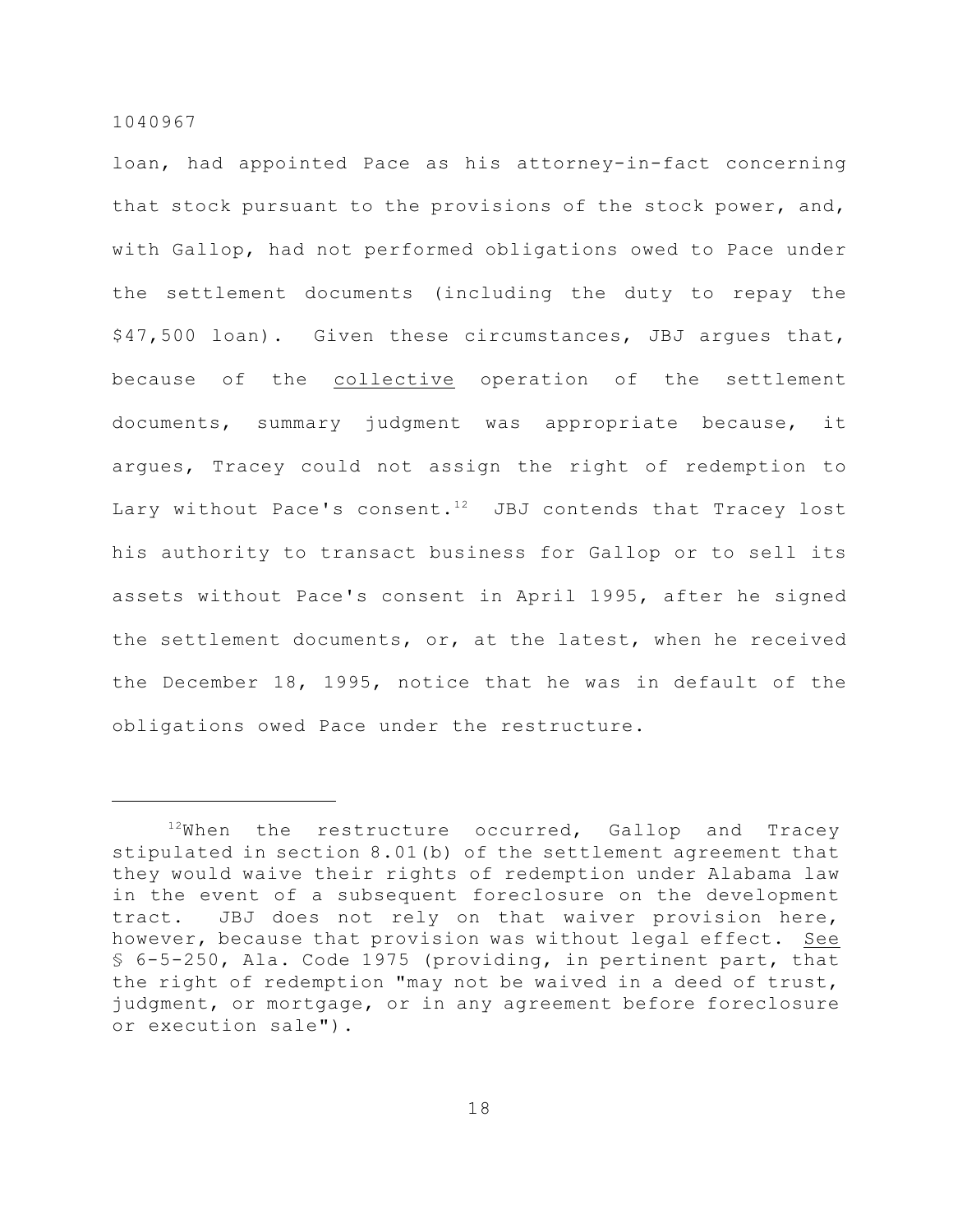loan, had appointed Pace as his attorney-in-fact concerning that stock pursuant to the provisions of the stock power, and, with Gallop, had not performed obligations owed to Pace under the settlement documents (including the duty to repay the $47,500 loan). Given these circumstances, JBJ argues that, because of the <u>collective</u> operation of the settlement documents, summary judgment was appropriate because, it argues, Tracey could not assign the right of redemption to Lary without Pace's consent.[12] JBJ contends that Tracey lost his authority to transact business for Gallop or to sell its assets without Pace's consent in April 1995, after he signed the settlement documents, or, at the latest, when he received the December 18, 1995, notice that he was in default of the obligations owed Pace under the restructure.

---

[12]When the restructure occurred, Gallop and Tracey stipulated in section 8.01(b) of the settlement agreement that they would waive their rights of redemption under Alabama law in the event of a subsequent foreclosure on the development tract. JBJ does not rely on that waiver provision here, however, because that provision was without legal effect. <u>See</u> § 6-5-250, Ala. Code 1975 (providing, in pertinent part, that the right of redemption "may not be waived in a deed of trust, judgment, or mortgage, or in any agreement before foreclosure or execution sale").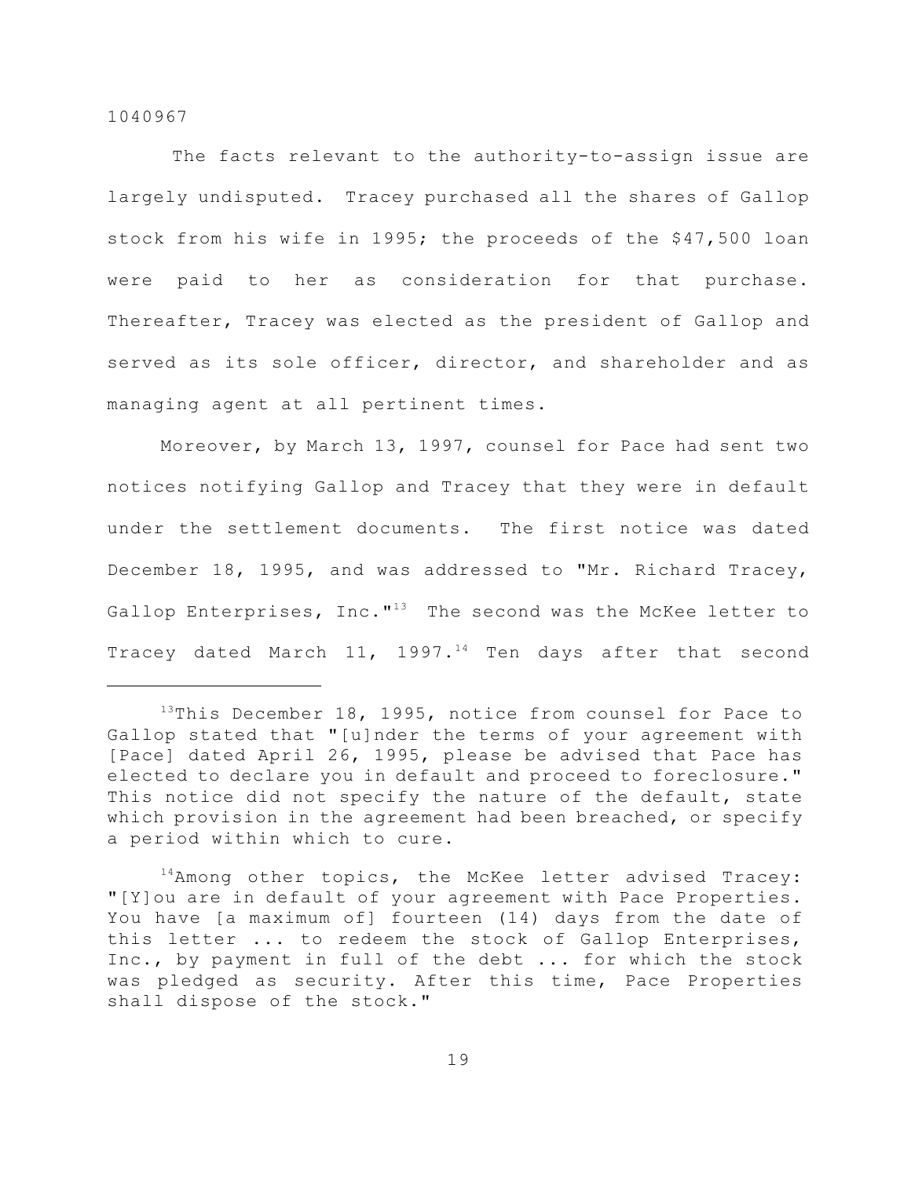The facts relevant to the authority-to-assign issue are largely undisputed. Tracey purchased all the shares of Gallop stock from his wife in 1995; the proceeds of the $47,500 loan were paid to her as consideration for that purchase. Thereafter, Tracey was elected as the president of Gallop and served as its sole officer, director, and shareholder and as managing agent at all pertinent times.

Moreover, by March 13, 1997, counsel for Pace had sent two notices notifying Gallop and Tracey that they were in default under the settlement documents. The first notice was dated December 18, 1995, and was addressed to "Mr. Richard Tracey, Gallop Enterprises, Inc."[13] The second was the McKee letter to Tracey dated March 11, 1997.[14] Ten days after that second

---

[13]This December 18, 1995, notice from counsel for Pace to Gallop stated that "[u]nder the terms of your agreement with [Pace] dated April 26, 1995, please be advised that Pace has elected to declare you in default and proceed to foreclosure." This notice did not specify the nature of the default, state which provision in the agreement had been breached, or specify a period within which to cure.

[14]Among other topics, the McKee letter advised Tracey: "[Y]ou are in default of your agreement with Pace Properties. You have [a maximum of] fourteen (14) days from the date of this letter ... to redeem the stock of Gallop Enterprises, Inc., by payment in full of the debt ... for which the stock was pledged as security. After this time, Pace Properties shall dispose of the stock."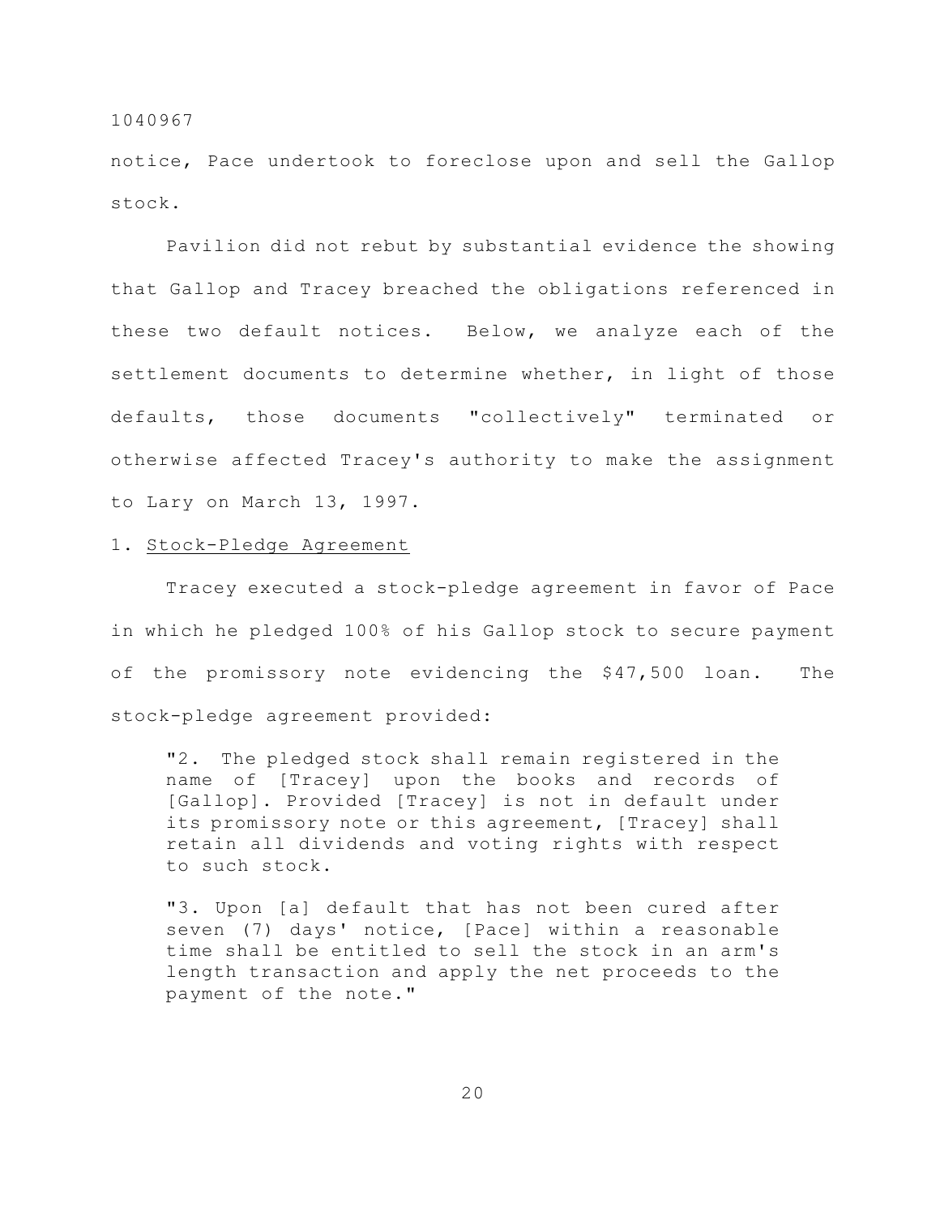notice, Pace undertook to foreclose upon and sell the Gallop stock.

Pavilion did not rebut by substantial evidence the showing that Gallop and Tracey breached the obligations referenced in these two default notices. Below, we analyze each of the settlement documents to determine whether, in light of those defaults, those documents "collectively" terminated or otherwise affected Tracey's authority to make the assignment to Lary on March 13, 1997.

1. <u>Stock-Pledge Agreement</u>

Tracey executed a stock-pledge agreement in favor of Pace in which he pledged 100% of his Gallop stock to secure payment of the promissory note evidencing the $47,500 loan. The stock-pledge agreement provided:

> "2. The pledged stock shall remain registered in the name of [Tracey] upon the books and records of [Gallop]. Provided [Tracey] is not in default under its promissory note or this agreement, [Tracey] shall retain all dividends and voting rights with respect to such stock.
>
> "3. Upon [a] default that has not been cured after seven (7) days' notice, [Pace] within a reasonable time shall be entitled to sell the stock in an arm's length transaction and apply the net proceeds to the payment of the note."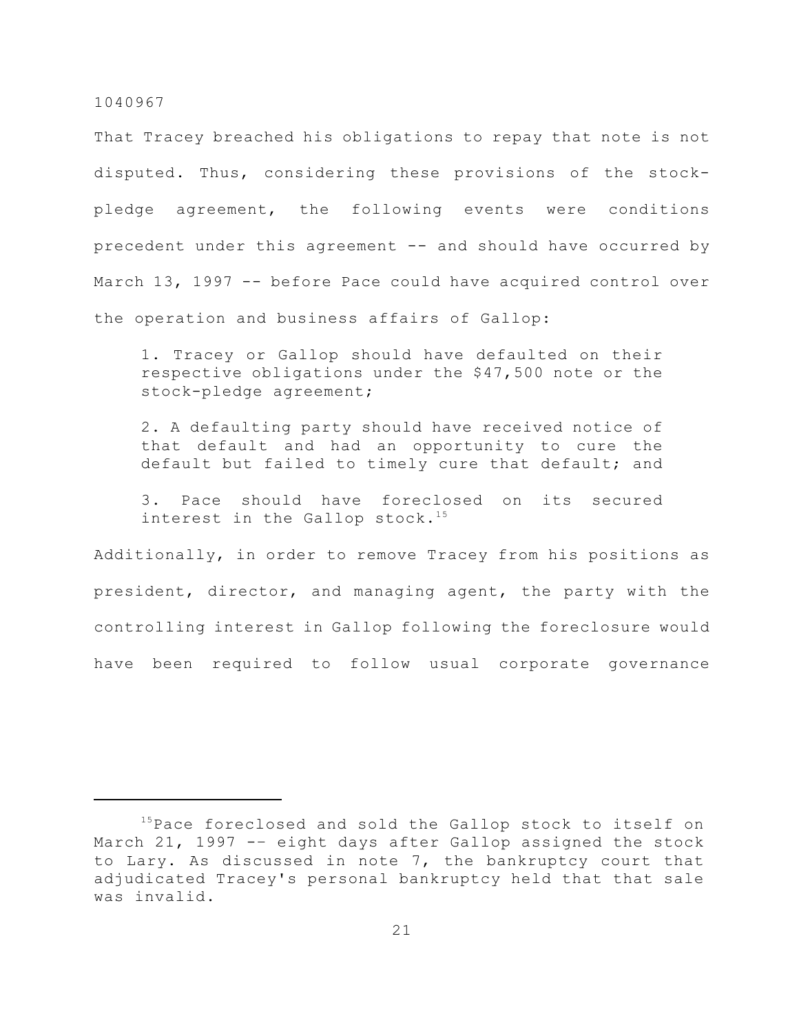That Tracey breached his obligations to repay that note is not disputed. Thus, considering these provisions of the stock-pledge agreement, the following events were conditions precedent under this agreement -- and should have occurred by March 13, 1997 -- before Pace could have acquired control over the operation and business affairs of Gallop:

> 1. Tracey or Gallop should have defaulted on their respective obligations under the $47,500 note or the stock-pledge agreement;
>
> 2. A defaulting party should have received notice of that default and had an opportunity to cure the default but failed to timely cure that default; and
>
> 3. Pace should have foreclosed on its secured interest in the Gallop stock.[15]

Additionally, in order to remove Tracey from his positions as president, director, and managing agent, the party with the controlling interest in Gallop following the foreclosure would have been required to follow usual corporate governance

---

[15] Pace foreclosed and sold the Gallop stock to itself on March 21, 1997 -- eight days after Gallop assigned the stock to Lary. As discussed in note 7, the bankruptcy court that adjudicated Tracey's personal bankruptcy held that that sale was invalid.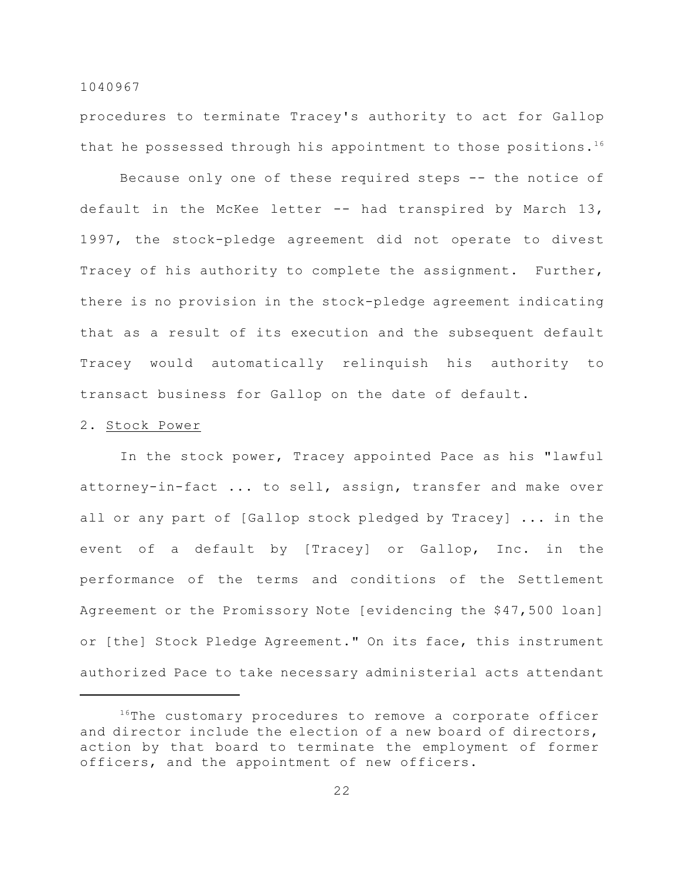procedures to terminate Tracey's authority to act for Gallop that he possessed through his appointment to those positions.[16]

Because only one of these required steps -- the notice of default in the McKee letter -- had transpired by March 13, 1997, the stock-pledge agreement did not operate to divest Tracey of his authority to complete the assignment. Further, there is no provision in the stock-pledge agreement indicating that as a result of its execution and the subsequent default Tracey would automatically relinquish his authority to transact business for Gallop on the date of default.

2. Stock Power

In the stock power, Tracey appointed Pace as his "lawful attorney-in-fact ... to sell, assign, transfer and make over all or any part of [Gallop stock pledged by Tracey] ... in the event of a default by [Tracey] or Gallop, Inc. in the performance of the terms and conditions of the Settlement Agreement or the Promissory Note [evidencing the $47,500 loan] or [the] Stock Pledge Agreement." On its face, this instrument authorized Pace to take necessary administerial acts attendant

---

[16]The customary procedures to remove a corporate officer and director include the election of a new board of directors, action by that board to terminate the employment of former officers, and the appointment of new officers.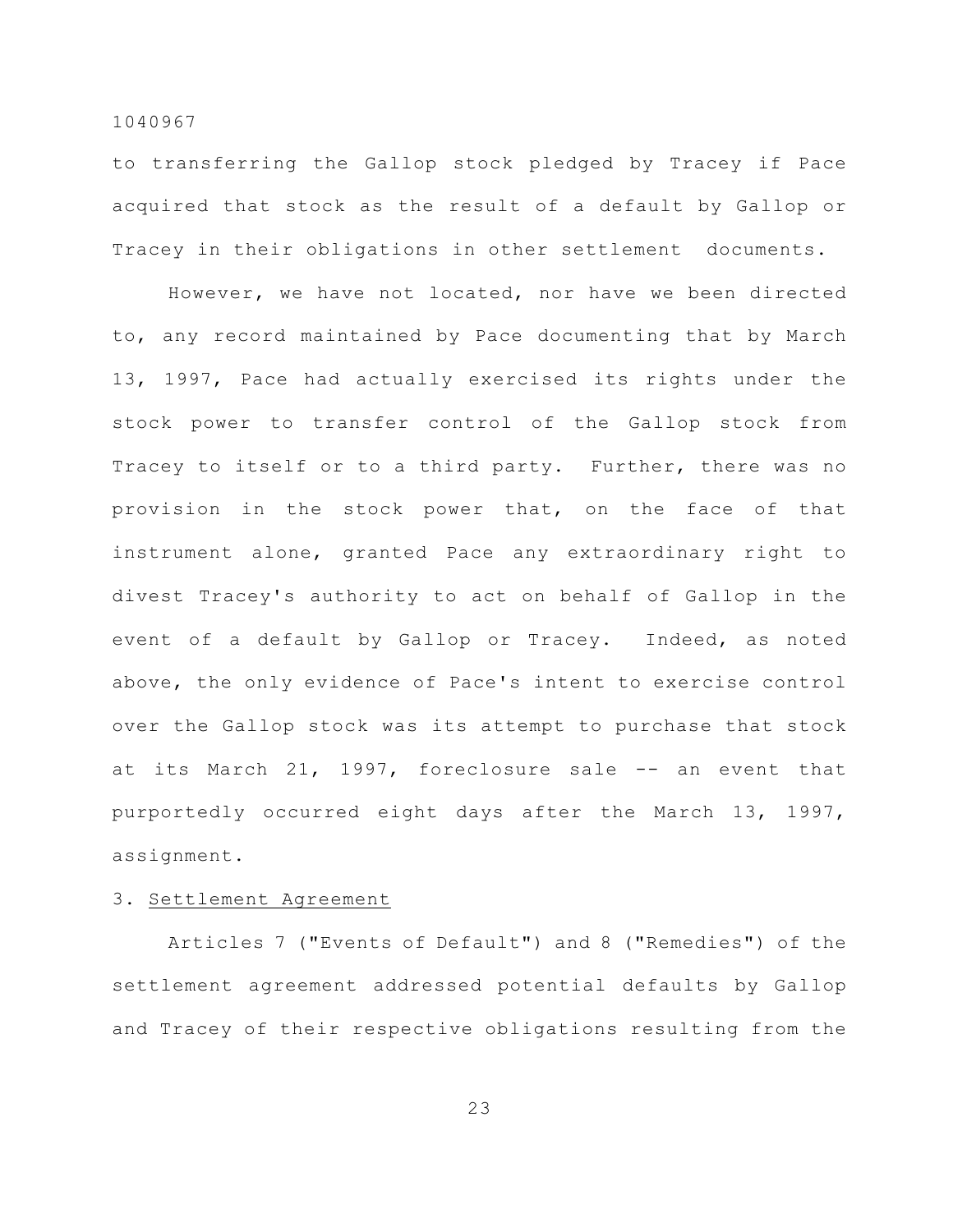to transferring the Gallop stock pledged by Tracey if Pace acquired that stock as the result of a default by Gallop or Tracey in their obligations in other settlement documents.

However, we have not located, nor have we been directed to, any record maintained by Pace documenting that by March 13, 1997, Pace had actually exercised its rights under the stock power to transfer control of the Gallop stock from Tracey to itself or to a third party. Further, there was no provision in the stock power that, on the face of that instrument alone, granted Pace any extraordinary right to divest Tracey's authority to act on behalf of Gallop in the event of a default by Gallop or Tracey. Indeed, as noted above, the only evidence of Pace's intent to exercise control over the Gallop stock was its attempt to purchase that stock at its March 21, 1997, foreclosure sale -- an event that purportedly occurred eight days after the March 13, 1997, assignment.

3. Settlement Agreement

Articles 7 ("Events of Default") and 8 ("Remedies") of the settlement agreement addressed potential defaults by Gallop and Tracey of their respective obligations resulting from the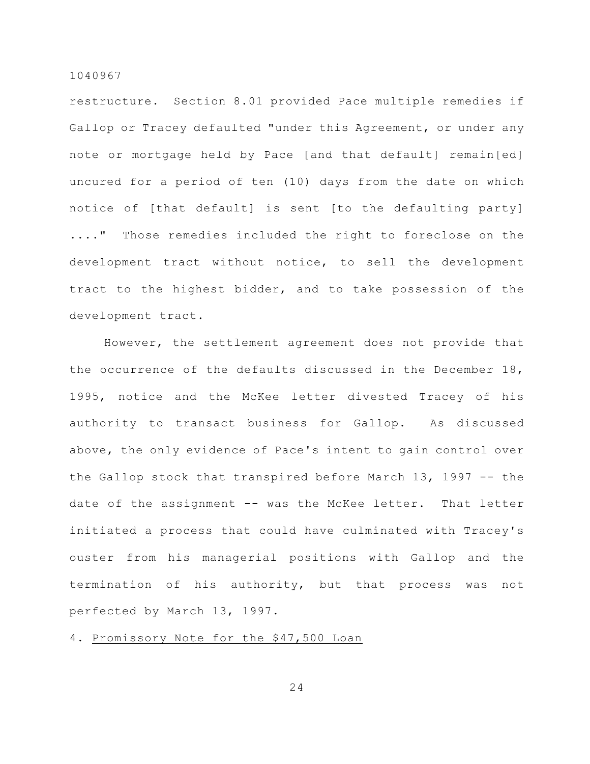restructure. Section 8.01 provided Pace multiple remedies if Gallop or Tracey defaulted "under this Agreement, or under any note or mortgage held by Pace [and that default] remain[ed] uncured for a period of ten (10) days from the date on which notice of [that default] is sent [to the defaulting party] ...." Those remedies included the right to foreclose on the development tract without notice, to sell the development tract to the highest bidder, and to take possession of the development tract.

However, the settlement agreement does not provide that the occurrence of the defaults discussed in the December 18, 1995, notice and the McKee letter divested Tracey of his authority to transact business for Gallop. As discussed above, the only evidence of Pace's intent to gain control over the Gallop stock that transpired before March 13, 1997 -- the date of the assignment -- was the McKee letter. That letter initiated a process that could have culminated with Tracey's ouster from his managerial positions with Gallop and the termination of his authority, but that process was not perfected by March 13, 1997.

4. <u>Promissory Note for the $47,500 Loan</u>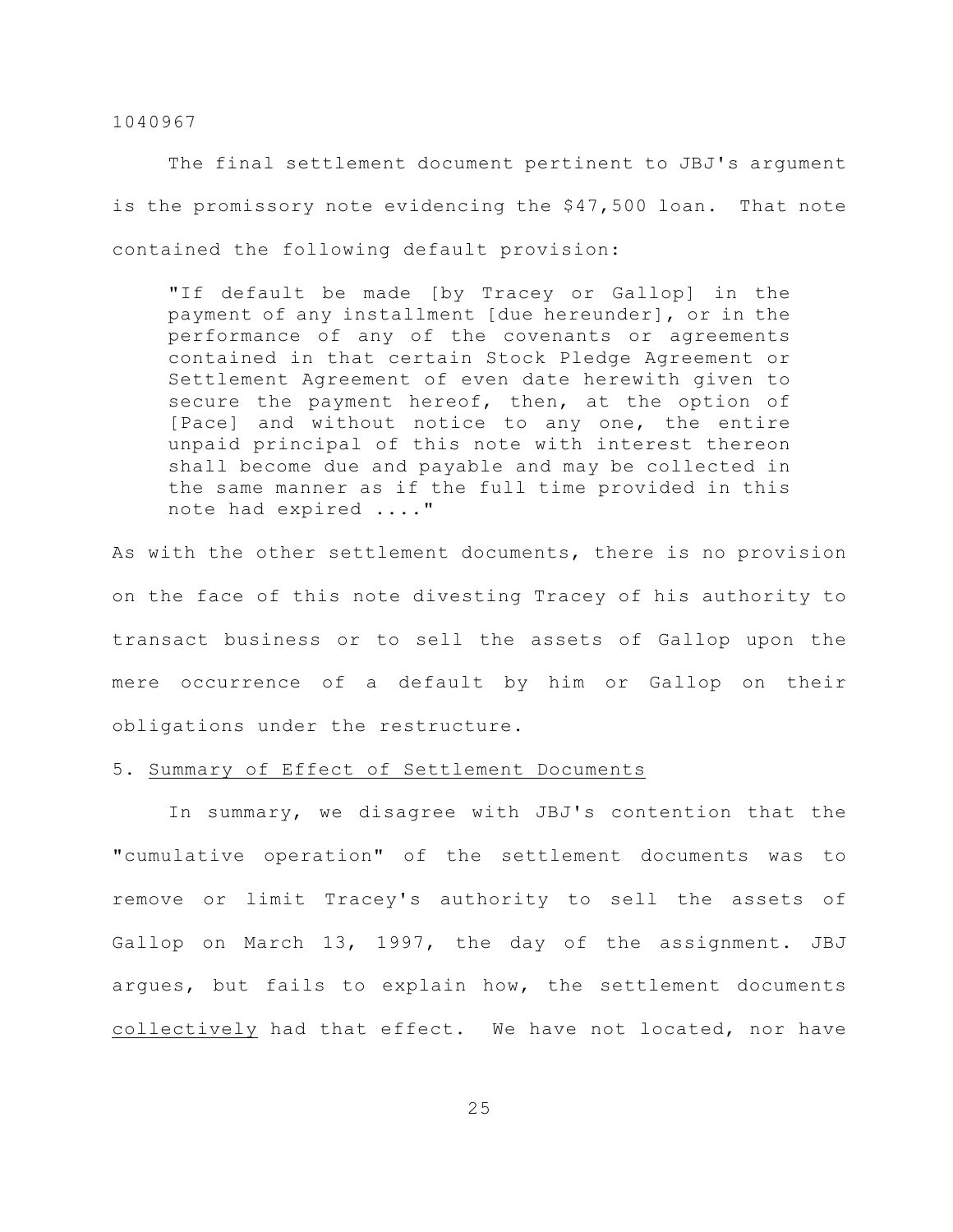The final settlement document pertinent to JBJ's argument is the promissory note evidencing the $47,500 loan. That note contained the following default provision:

> "If default be made [by Tracey or Gallop] in the payment of any installment [due hereunder], or in the performance of any of the covenants or agreements contained in that certain Stock Pledge Agreement or Settlement Agreement of even date herewith given to secure the payment hereof, then, at the option of [Pace] and without notice to any one, the entire unpaid principal of this note with interest thereon shall become due and payable and may be collected in the same manner as if the full time provided in this note had expired ...."

As with the other settlement documents, there is no provision on the face of this note divesting Tracey of his authority to transact business or to sell the assets of Gallop upon the mere occurrence of a default by him or Gallop on their obligations under the restructure.

5. Summary of Effect of Settlement Documents

In summary, we disagree with JBJ's contention that the "cumulative operation" of the settlement documents was to remove or limit Tracey's authority to sell the assets of Gallop on March 13, 1997, the day of the assignment. JBJ argues, but fails to explain how, the settlement documents collectively had that effect. We have not located, nor have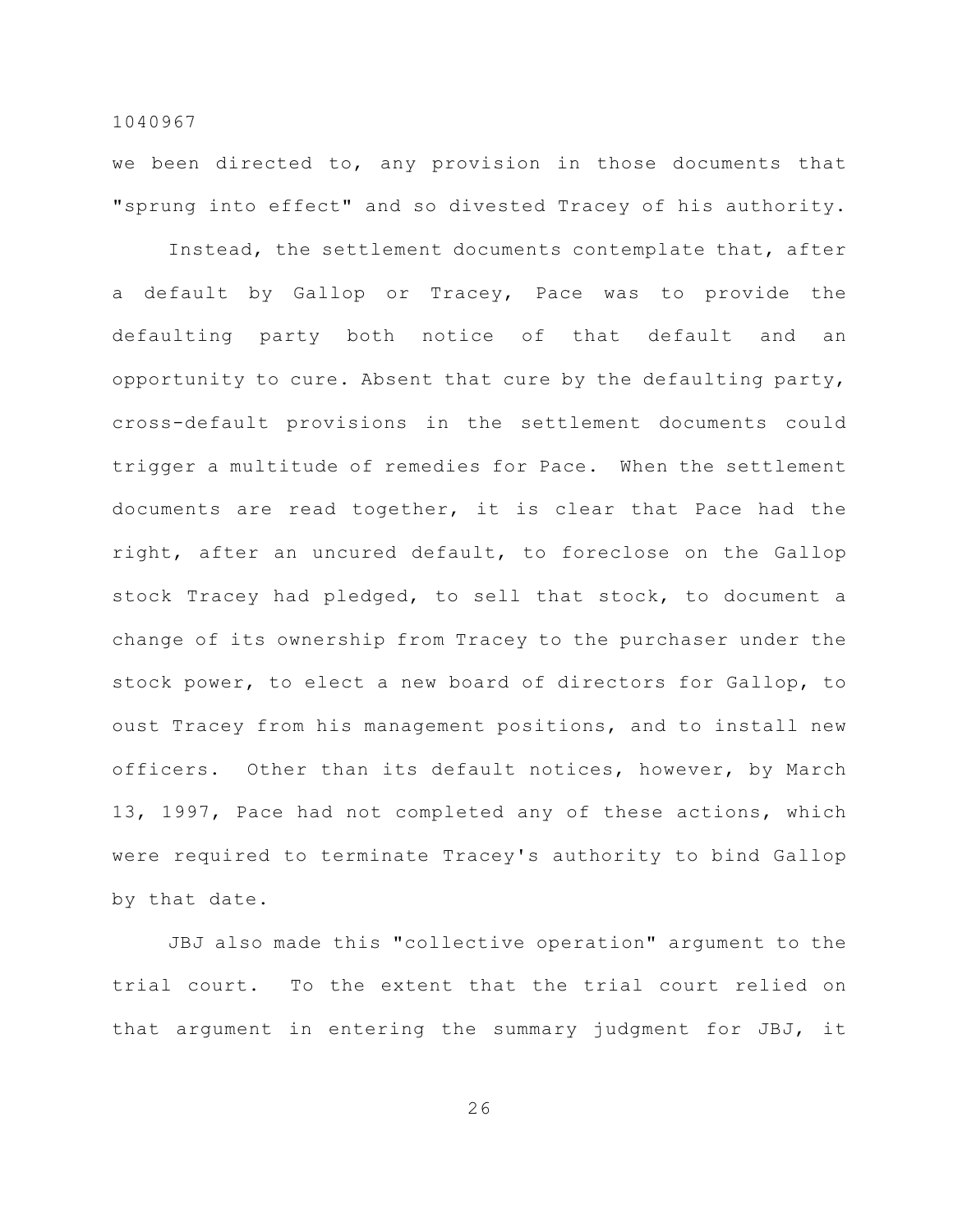we been directed to, any provision in those documents that "sprung into effect" and so divested Tracey of his authority.

Instead, the settlement documents contemplate that, after a default by Gallop or Tracey, Pace was to provide the defaulting party both notice of that default and an opportunity to cure. Absent that cure by the defaulting party, cross-default provisions in the settlement documents could trigger a multitude of remedies for Pace. When the settlement documents are read together, it is clear that Pace had the right, after an uncured default, to foreclose on the Gallop stock Tracey had pledged, to sell that stock, to document a change of its ownership from Tracey to the purchaser under the stock power, to elect a new board of directors for Gallop, to oust Tracey from his management positions, and to install new officers. Other than its default notices, however, by March 13, 1997, Pace had not completed any of these actions, which were required to terminate Tracey's authority to bind Gallop by that date.

JBJ also made this "collective operation" argument to the trial court. To the extent that the trial court relied on that argument in entering the summary judgment for JBJ, it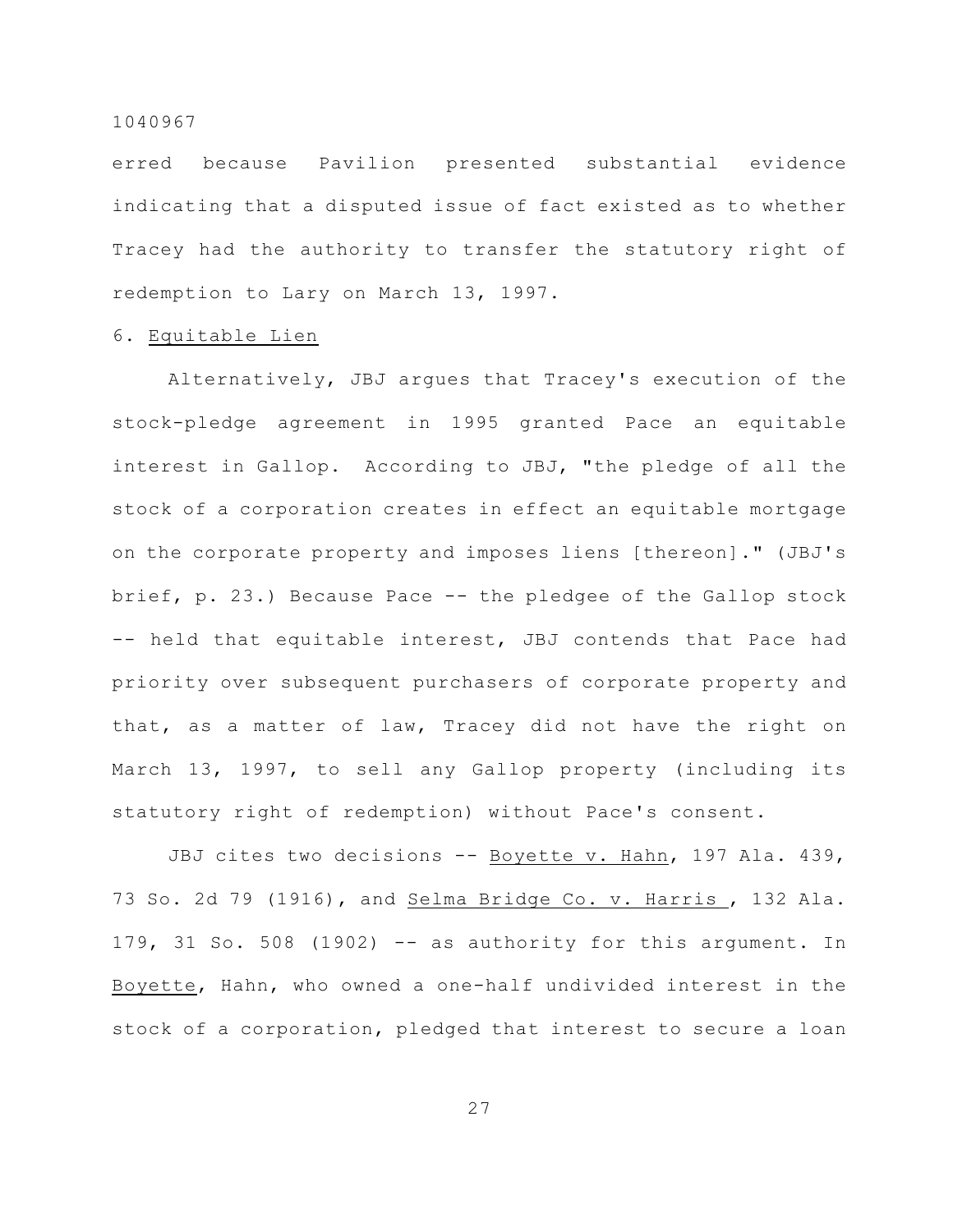erred because Pavilion presented substantial evidence indicating that a disputed issue of fact existed as to whether Tracey had the authority to transfer the statutory right of redemption to Lary on March 13, 1997.

6. Equitable Lien

Alternatively, JBJ argues that Tracey's execution of the stock-pledge agreement in 1995 granted Pace an equitable interest in Gallop. According to JBJ, "the pledge of all the stock of a corporation creates in effect an equitable mortgage on the corporate property and imposes liens [thereon]." (JBJ's brief, p. 23.) Because Pace -- the pledgee of the Gallop stock -- held that equitable interest, JBJ contends that Pace had priority over subsequent purchasers of corporate property and that, as a matter of law, Tracey did not have the right on March 13, 1997, to sell any Gallop property (including its statutory right of redemption) without Pace's consent.

JBJ cites two decisions -- Boyette v. Hahn, 197 Ala. 439, 73 So. 2d 79 (1916), and Selma Bridge Co. v. Harris , 132 Ala. 179, 31 So. 508 (1902) -- as authority for this argument. In Boyette, Hahn, who owned a one-half undivided interest in the stock of a corporation, pledged that interest to secure a loan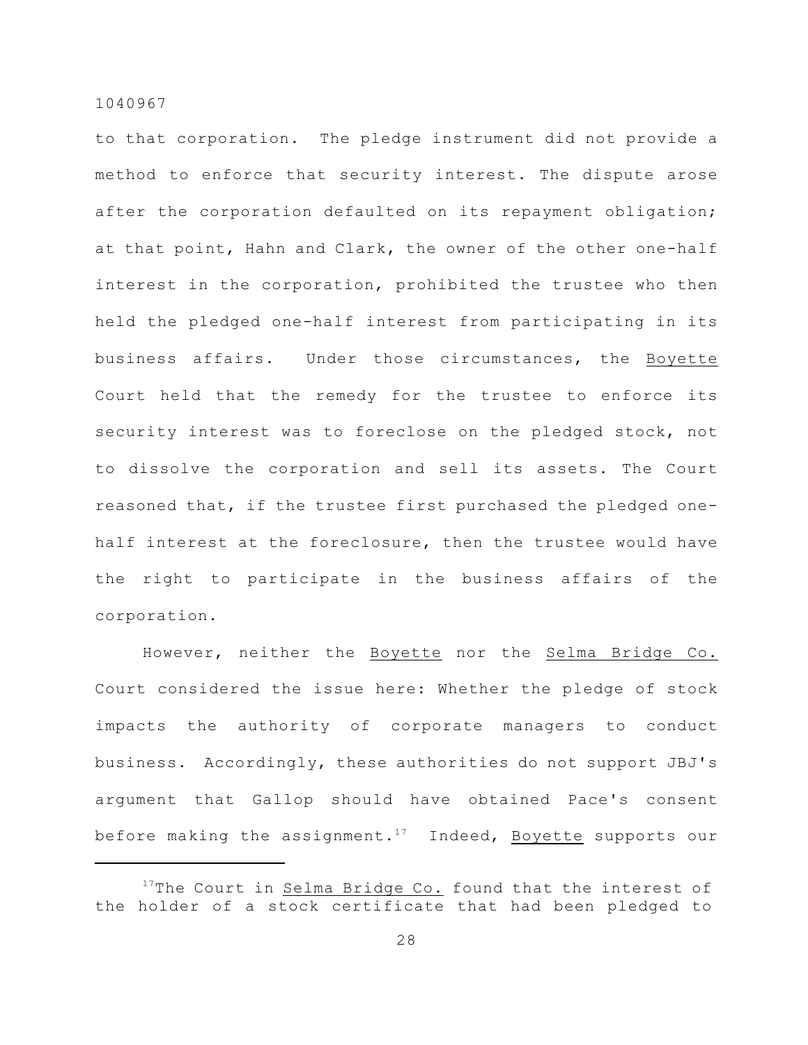to that corporation. The pledge instrument did not provide a method to enforce that security interest. The dispute arose after the corporation defaulted on its repayment obligation; at that point, Hahn and Clark, the owner of the other one-half interest in the corporation, prohibited the trustee who then held the pledged one-half interest from participating in its business affairs. Under those circumstances, the Boyette Court held that the remedy for the trustee to enforce its security interest was to foreclose on the pledged stock, not to dissolve the corporation and sell its assets. The Court reasoned that, if the trustee first purchased the pledged one-half interest at the foreclosure, then the trustee would have the right to participate in the business affairs of the corporation.

However, neither the Boyette nor the Selma Bridge Co. Court considered the issue here: Whether the pledge of stock impacts the authority of corporate managers to conduct business. Accordingly, these authorities do not support JBJ's argument that Gallop should have obtained Pace's consent before making the assignment.[17] Indeed, Boyette supports our

---

[17]The Court in Selma Bridge Co. found that the interest of the holder of a stock certificate that had been pledged to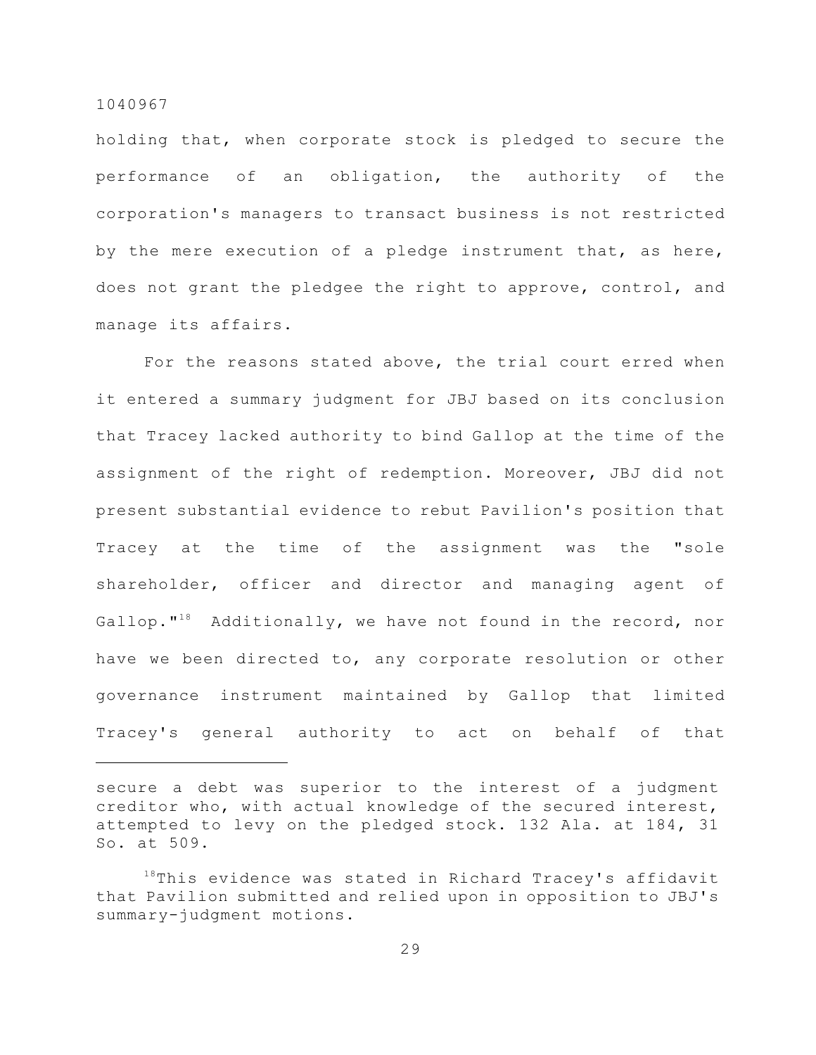holding that, when corporate stock is pledged to secure the performance of an obligation, the authority of the corporation's managers to transact business is not restricted by the mere execution of a pledge instrument that, as here, does not grant the pledgee the right to approve, control, and manage its affairs.

For the reasons stated above, the trial court erred when it entered a summary judgment for JBJ based on its conclusion that Tracey lacked authority to bind Gallop at the time of the assignment of the right of redemption. Moreover, JBJ did not present substantial evidence to rebut Pavilion's position that Tracey at the time of the assignment was the "sole shareholder, officer and director and managing agent of Gallop."[18] Additionally, we have not found in the record, nor have we been directed to, any corporate resolution or other governance instrument maintained by Gallop that limited Tracey's general authority to act on behalf of that

---

secure a debt was superior to the interest of a judgment creditor who, with actual knowledge of the secured interest, attempted to levy on the pledged stock. 132 Ala. at 184, 31 So. at 509.

[18]This evidence was stated in Richard Tracey's affidavit that Pavilion submitted and relied upon in opposition to JBJ's summary-judgment motions.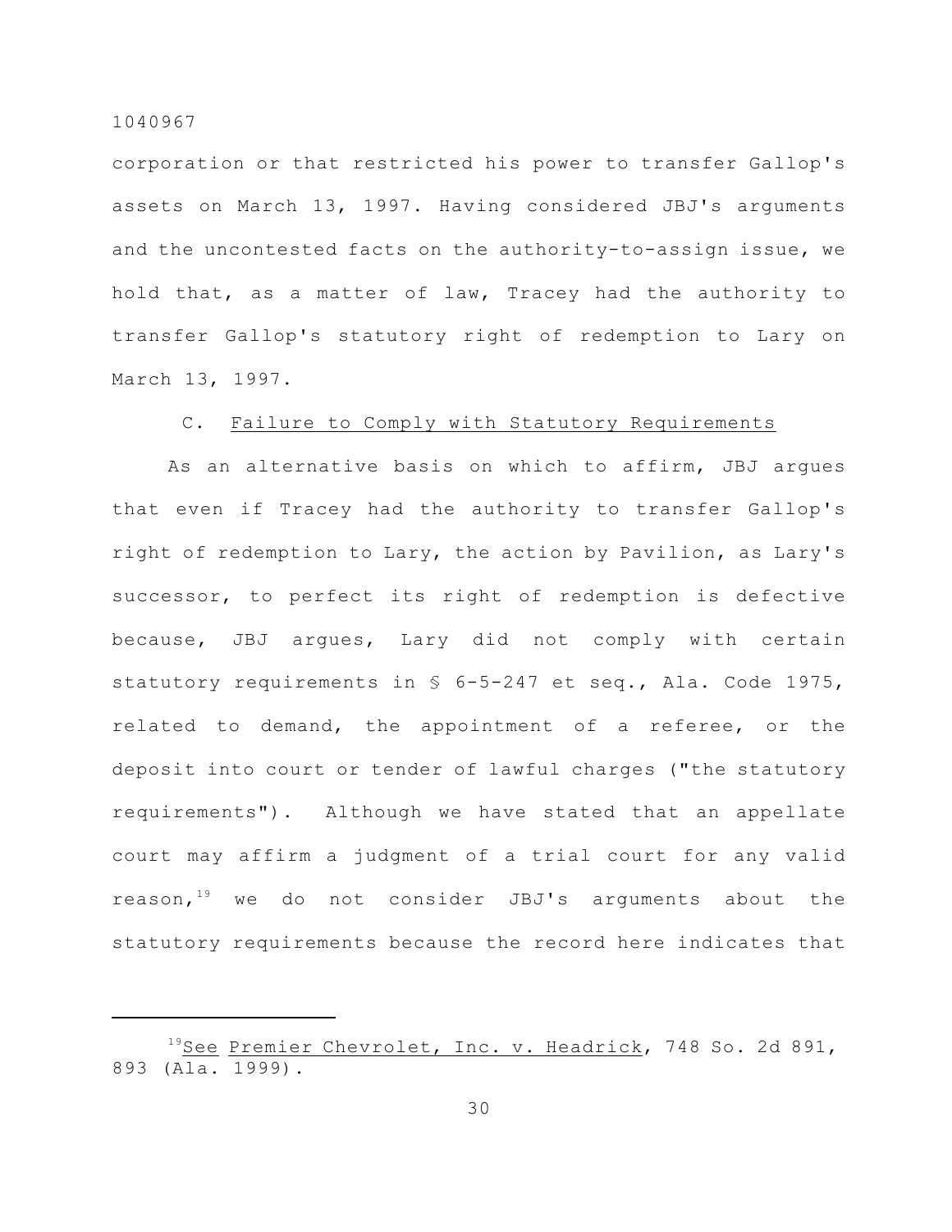corporation or that restricted his power to transfer Gallop's assets on March 13, 1997. Having considered JBJ's arguments and the uncontested facts on the authority-to-assign issue, we hold that, as a matter of law, Tracey had the authority to transfer Gallop's statutory right of redemption to Lary on March 13, 1997.

### C. Failure to Comply with Statutory Requirements

As an alternative basis on which to affirm, JBJ argues that even if Tracey had the authority to transfer Gallop's right of redemption to Lary, the action by Pavilion, as Lary's successor, to perfect its right of redemption is defective because, JBJ argues, Lary did not comply with certain statutory requirements in § 6-5-247 et seq., Ala. Code 1975, related to demand, the appointment of a referee, or the deposit into court or tender of lawful charges ("the statutory requirements"). Although we have stated that an appellate court may affirm a judgment of a trial court for any valid reason,[19] we do not consider JBJ's arguments about the statutory requirements because the record here indicates that

---

[19] See Premier Chevrolet, Inc. v. Headrick, 748 So. 2d 891, 893 (Ala. 1999).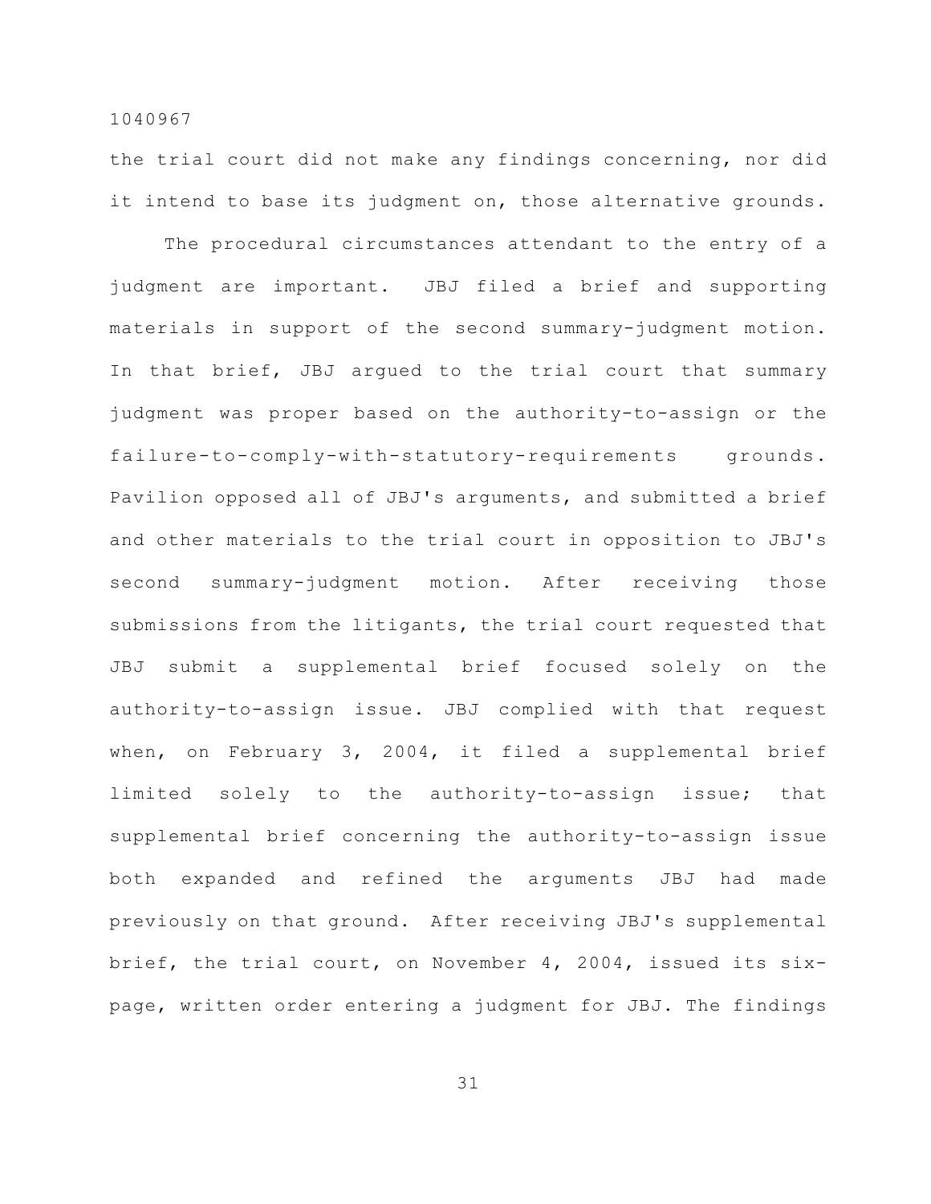the trial court did not make any findings concerning, nor did it intend to base its judgment on, those alternative grounds.

The procedural circumstances attendant to the entry of a judgment are important. JBJ filed a brief and supporting materials in support of the second summary-judgment motion. In that brief, JBJ argued to the trial court that summary judgment was proper based on the authority-to-assign or the failure-to-comply-with-statutory-requirements grounds. Pavilion opposed all of JBJ's arguments, and submitted a brief and other materials to the trial court in opposition to JBJ's second summary-judgment motion. After receiving those submissions from the litigants, the trial court requested that JBJ submit a supplemental brief focused solely on the authority-to-assign issue. JBJ complied with that request when, on February 3, 2004, it filed a supplemental brief limited solely to the authority-to-assign issue; that supplemental brief concerning the authority-to-assign issue both expanded and refined the arguments JBJ had made previously on that ground. After receiving JBJ's supplemental brief, the trial court, on November 4, 2004, issued its six-page, written order entering a judgment for JBJ. The findings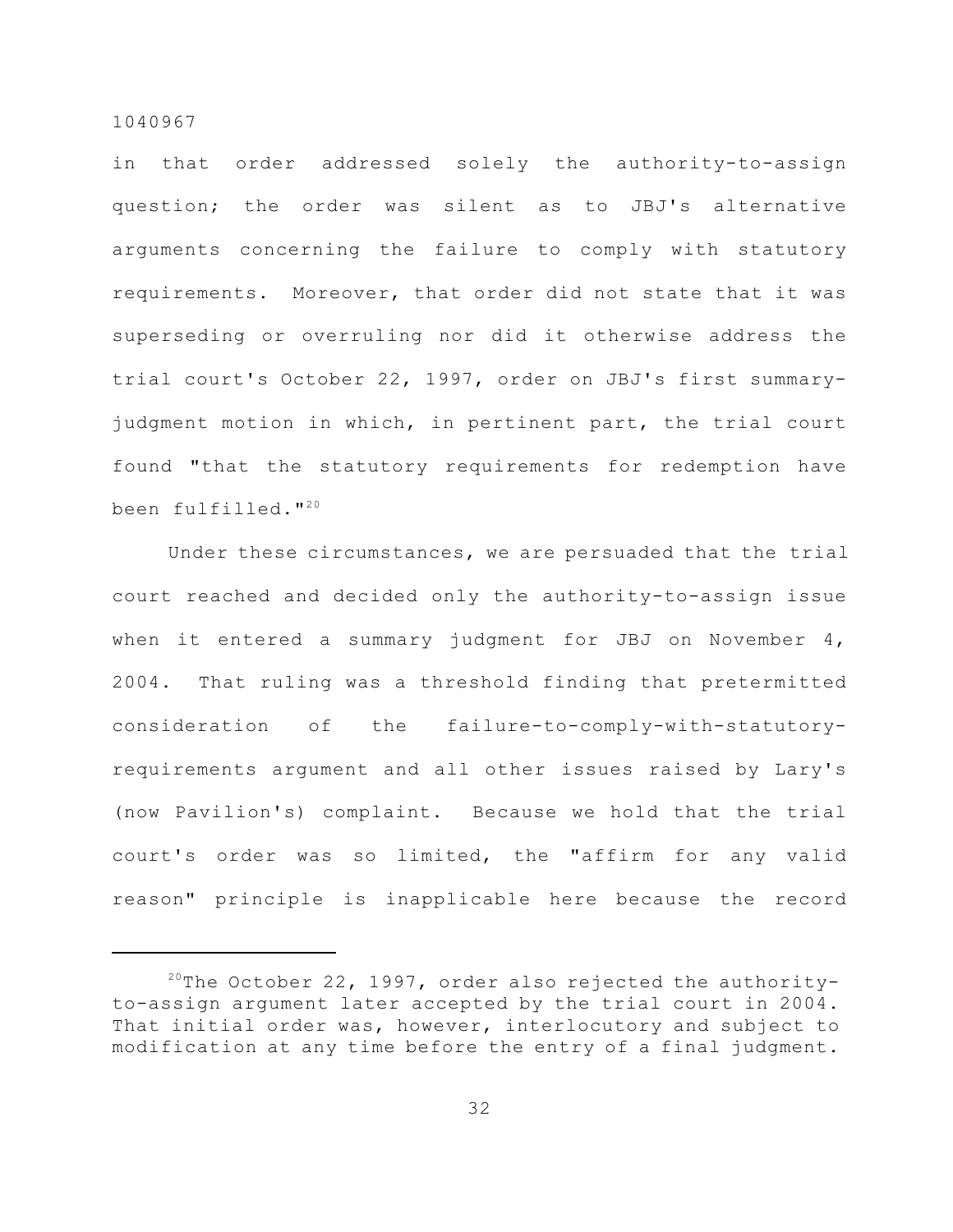in that order addressed solely the authority-to-assign question; the order was silent as to JBJ's alternative arguments concerning the failure to comply with statutory requirements. Moreover, that order did not state that it was superseding or overruling nor did it otherwise address the trial court's October 22, 1997, order on JBJ's first summary-judgment motion in which, in pertinent part, the trial court found "that the statutory requirements for redemption have been fulfilled."[20]

Under these circumstances, we are persuaded that the trial court reached and decided only the authority-to-assign issue when it entered a summary judgment for JBJ on November 4, 2004. That ruling was a threshold finding that pretermitted consideration of the failure-to-comply-with-statutory-requirements argument and all other issues raised by Lary's (now Pavilion's) complaint. Because we hold that the trial court's order was so limited, the "affirm for any valid reason" principle is inapplicable here because the record

---

[20]The October 22, 1997, order also rejected the authority-to-assign argument later accepted by the trial court in 2004. That initial order was, however, interlocutory and subject to modification at any time before the entry of a final judgment.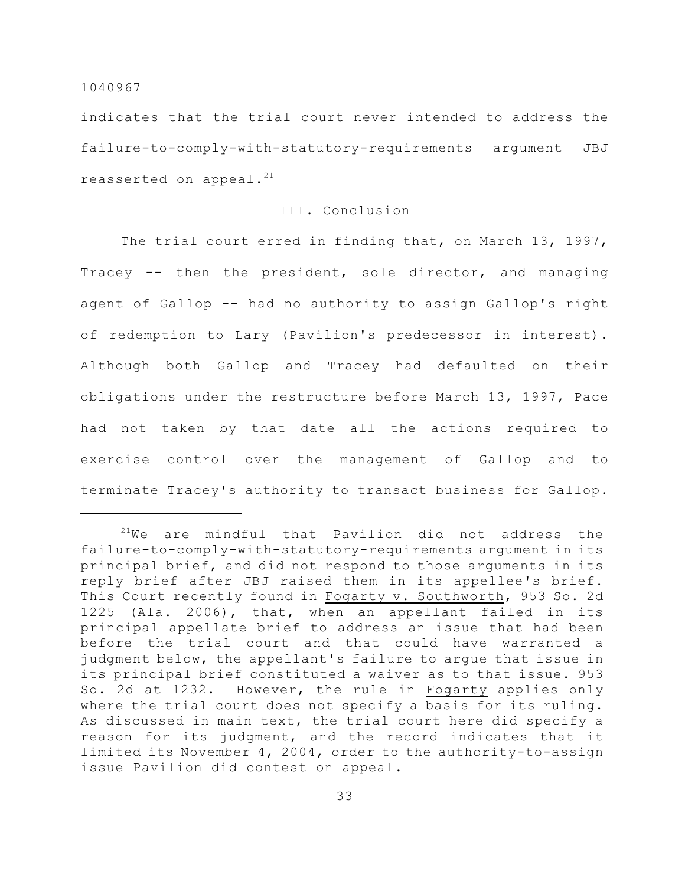indicates that the trial court never intended to address the failure-to-comply-with-statutory-requirements argument JBJ reasserted on appeal.[21]

## III. Conclusion

The trial court erred in finding that, on March 13, 1997, Tracey -- then the president, sole director, and managing agent of Gallop -- had no authority to assign Gallop's right of redemption to Lary (Pavilion's predecessor in interest). Although both Gallop and Tracey had defaulted on their obligations under the restructure before March 13, 1997, Pace had not taken by that date all the actions required to exercise control over the management of Gallop and to terminate Tracey's authority to transact business for Gallop.

---

[21]We are mindful that Pavilion did not address the failure-to-comply-with-statutory-requirements argument in its principal brief, and did not respond to those arguments in its reply brief after JBJ raised them in its appellee's brief. This Court recently found in Fogarty v. Southworth, 953 So. 2d 1225 (Ala. 2006), that, when an appellant failed in its principal appellate brief to address an issue that had been before the trial court and that could have warranted a judgment below, the appellant's failure to argue that issue in its principal brief constituted a waiver as to that issue. 953 So. 2d at 1232. However, the rule in Fogarty applies only where the trial court does not specify a basis for its ruling. As discussed in main text, the trial court here did specify a reason for its judgment, and the record indicates that it limited its November 4, 2004, order to the authority-to-assign issue Pavilion did contest on appeal.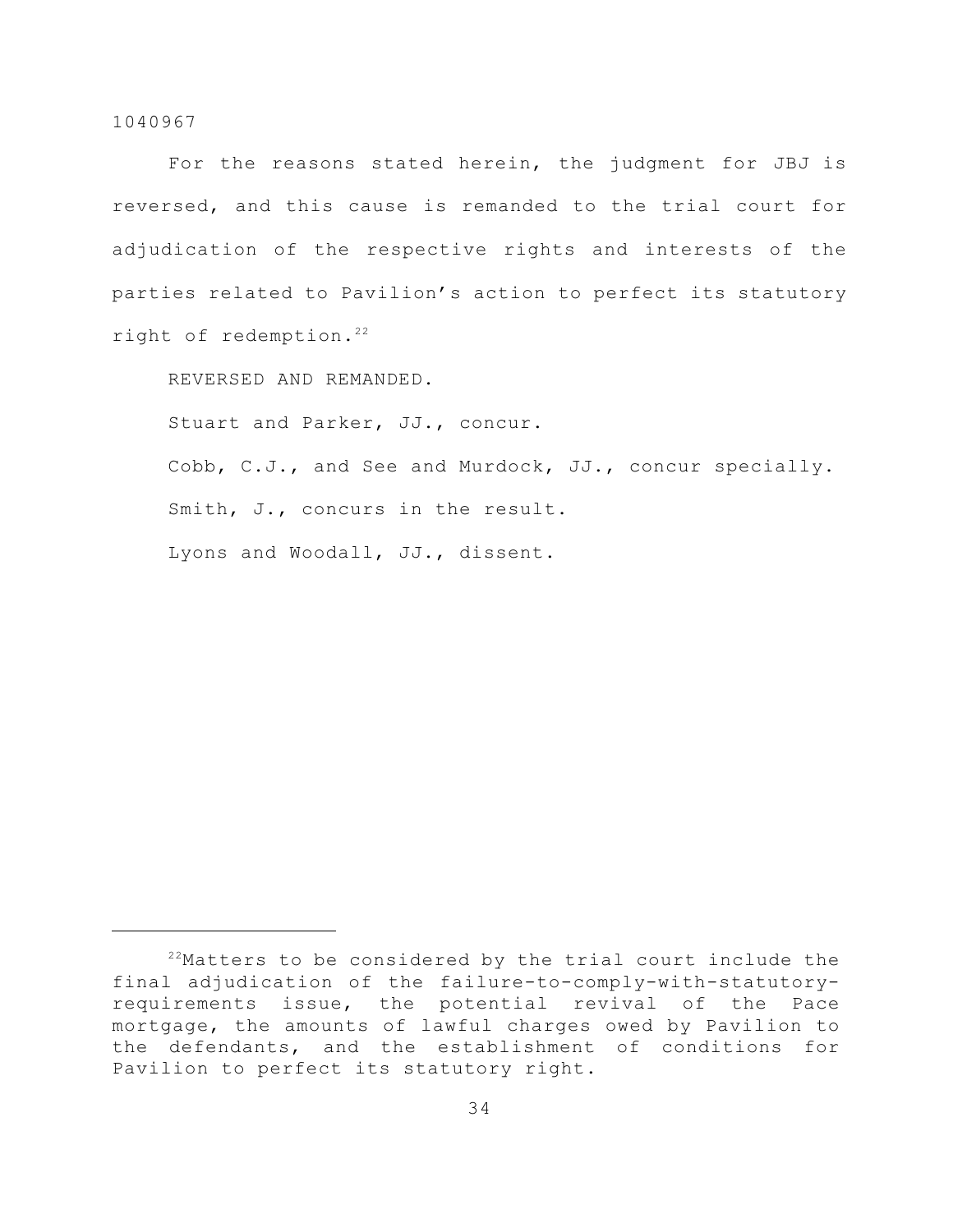For the reasons stated herein, the judgment for JBJ is reversed, and this cause is remanded to the trial court for adjudication of the respective rights and interests of the parties related to Pavilion's action to perfect its statutory right of redemption.[22]

REVERSED AND REMANDED.

Stuart and Parker, JJ., concur.

Cobb, C.J., and See and Murdock, JJ., concur specially.

Smith, J., concurs in the result.

Lyons and Woodall, JJ., dissent.

---

[22]Matters to be considered by the trial court include the final adjudication of the failure-to-comply-with-statutory-requirements issue, the potential revival of the Pace mortgage, the amounts of lawful charges owed by Pavilion to the defendants, and the establishment of conditions for Pavilion to perfect its statutory right.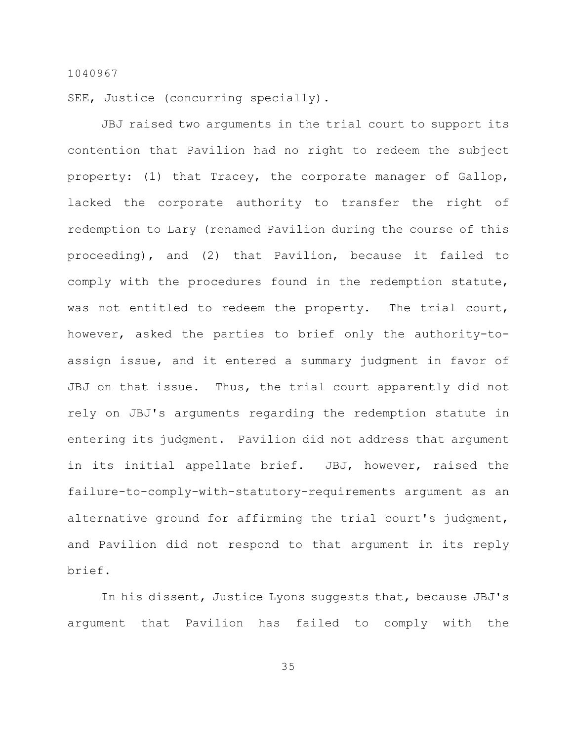SEE, Justice (concurring specially).

JBJ raised two arguments in the trial court to support its contention that Pavilion had no right to redeem the subject property: (1) that Tracey, the corporate manager of Gallop, lacked the corporate authority to transfer the right of redemption to Lary (renamed Pavilion during the course of this proceeding), and (2) that Pavilion, because it failed to comply with the procedures found in the redemption statute, was not entitled to redeem the property. The trial court, however, asked the parties to brief only the authority-to-assign issue, and it entered a summary judgment in favor of JBJ on that issue. Thus, the trial court apparently did not rely on JBJ's arguments regarding the redemption statute in entering its judgment. Pavilion did not address that argument in its initial appellate brief. JBJ, however, raised the failure-to-comply-with-statutory-requirements argument as an alternative ground for affirming the trial court's judgment, and Pavilion did not respond to that argument in its reply brief.

In his dissent, Justice Lyons suggests that, because JBJ's argument that Pavilion has failed to comply with the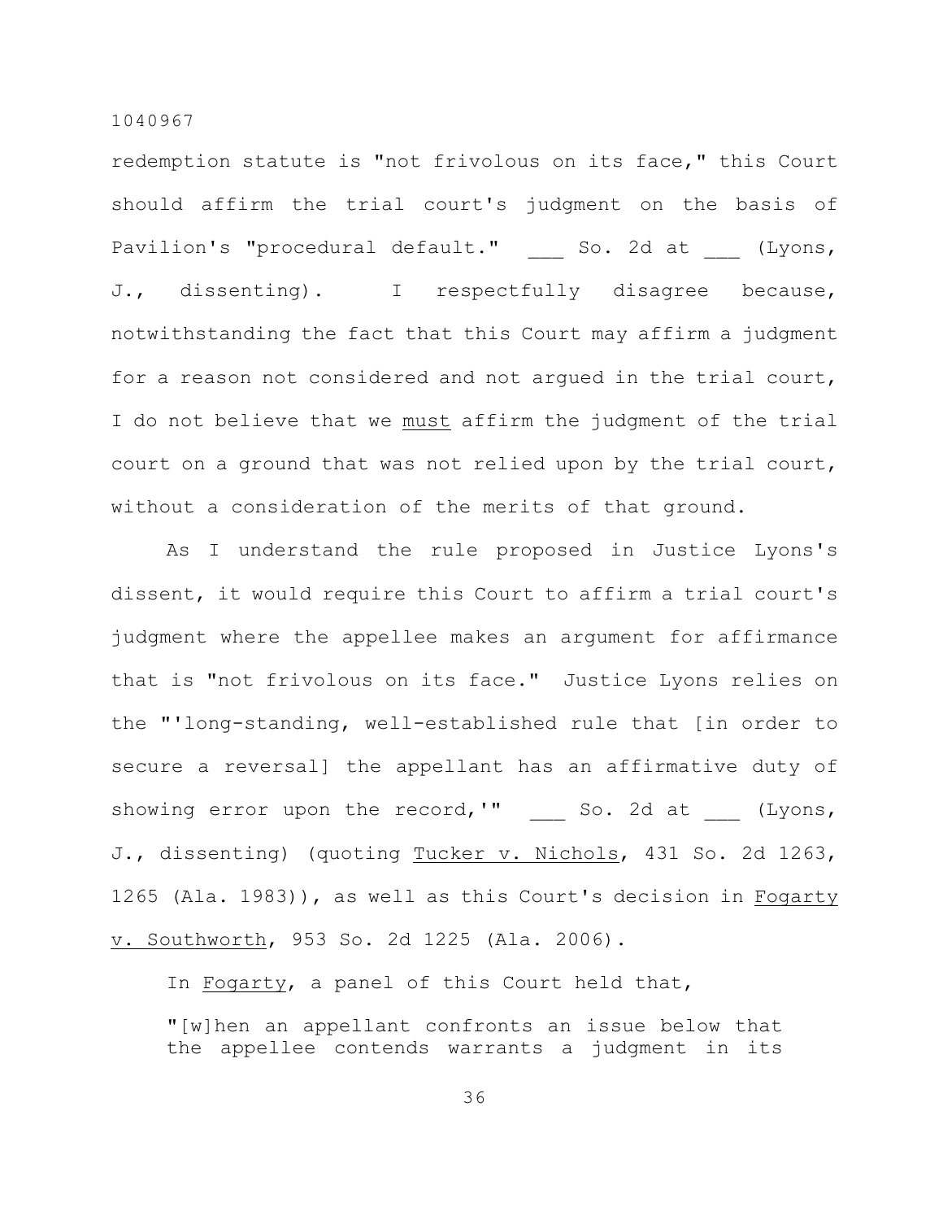redemption statute is "not frivolous on its face," this Court should affirm the trial court's judgment on the basis of Pavilion's "procedural default." ___ So. 2d at ___ (Lyons, J., dissenting). I respectfully disagree because, notwithstanding the fact that this Court may affirm a judgment for a reason not considered and not argued in the trial court, I do not believe that we _must_ affirm the judgment of the trial court on a ground that was not relied upon by the trial court, without a consideration of the merits of that ground.

As I understand the rule proposed in Justice Lyons's dissent, it would require this Court to affirm a trial court's judgment where the appellee makes an argument for affirmance that is "not frivolous on its face." Justice Lyons relies on the "'long-standing, well-established rule that [in order to secure a reversal] the appellant has an affirmative duty of showing error upon the record,'" ___ So. 2d at ___ (Lyons, J., dissenting) (quoting _Tucker v. Nichols_, 431 So. 2d 1263, 1265 (Ala. 1983)), as well as this Court's decision in _Fogarty v. Southworth_, 953 So. 2d 1225 (Ala. 2006).

In _Fogarty_, a panel of this Court held that,

> "[w]hen an appellant confronts an issue below that the appellee contends warrants a judgment in its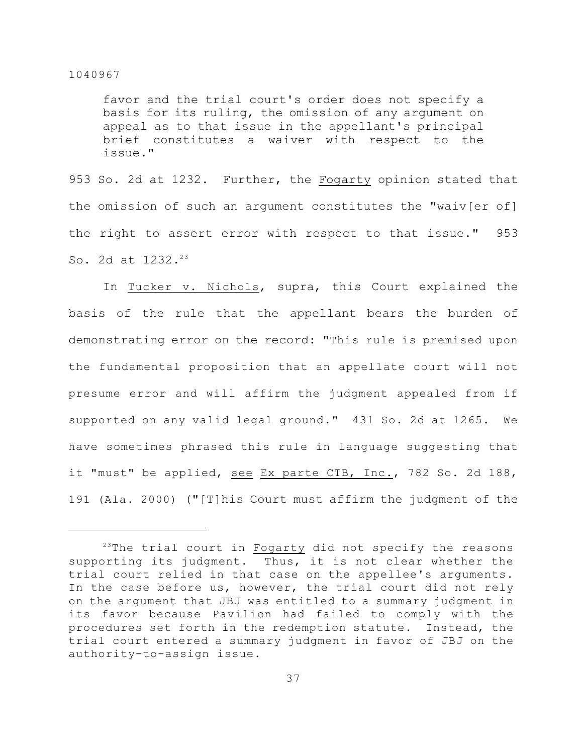> favor and the trial court's order does not specify a basis for its ruling, the omission of any argument on appeal as to that issue in the appellant's principal brief constitutes a waiver with respect to the issue."

953 So. 2d at 1232. Further, the Fogarty opinion stated that the omission of such an argument constitutes the "waiv[er of] the right to assert error with respect to that issue." 953 So. 2d at 1232.[23]

In Tucker v. Nichols, supra, this Court explained the basis of the rule that the appellant bears the burden of demonstrating error on the record: "This rule is premised upon the fundamental proposition that an appellate court will not presume error and will affirm the judgment appealed from if supported on any valid legal ground." 431 So. 2d at 1265. We have sometimes phrased this rule in language suggesting that it "must" be applied, see Ex parte CTB, Inc., 782 So. 2d 188, 191 (Ala. 2000) ("[T]his Court must affirm the judgment of the

---

[23]The trial court in Fogarty did not specify the reasons supporting its judgment. Thus, it is not clear whether the trial court relied in that case on the appellee's arguments. In the case before us, however, the trial court did not rely on the argument that JBJ was entitled to a summary judgment in its favor because Pavilion had failed to comply with the procedures set forth in the redemption statute. Instead, the trial court entered a summary judgment in favor of JBJ on the authority-to-assign issue.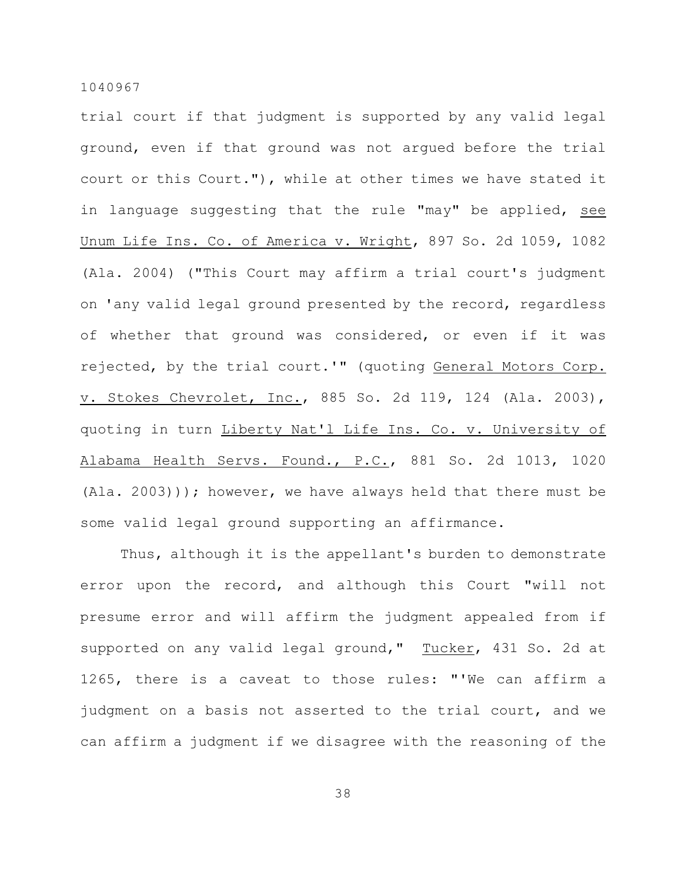trial court if that judgment is supported by any valid legal ground, even if that ground was not argued before the trial court or this Court."), while at other times we have stated it in language suggesting that the rule "may" be applied, see Unum Life Ins. Co. of America v. Wright, 897 So. 2d 1059, 1082 (Ala. 2004) ("This Court may affirm a trial court's judgment on 'any valid legal ground presented by the record, regardless of whether that ground was considered, or even if it was rejected, by the trial court.'" (quoting General Motors Corp. v. Stokes Chevrolet, Inc., 885 So. 2d 119, 124 (Ala. 2003), quoting in turn Liberty Nat'l Life Ins. Co. v. University of Alabama Health Servs. Found., P.C., 881 So. 2d 1013, 1020 (Ala. 2003))); however, we have always held that there must be some valid legal ground supporting an affirmance.

Thus, although it is the appellant's burden to demonstrate error upon the record, and although this Court "will not presume error and will affirm the judgment appealed from if supported on any valid legal ground," Tucker, 431 So. 2d at 1265, there is a caveat to those rules: "'We can affirm a judgment on a basis not asserted to the trial court, and we can affirm a judgment if we disagree with the reasoning of the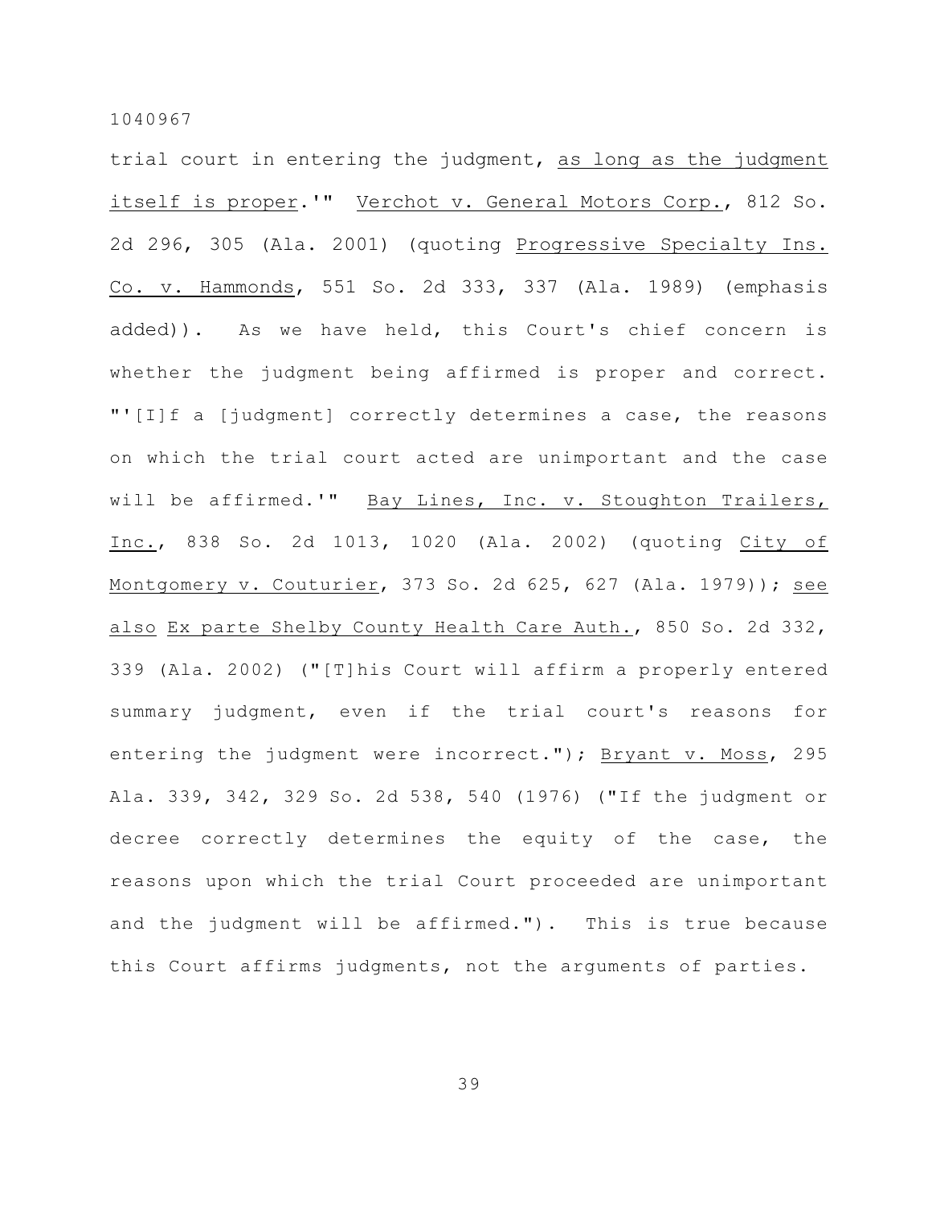trial court in entering the judgment, as long as the judgment itself is proper.'" Verchot v. General Motors Corp., 812 So. 2d 296, 305 (Ala. 2001) (quoting Progressive Specialty Ins. Co. v. Hammonds, 551 So. 2d 333, 337 (Ala. 1989) (emphasis added)). As we have held, this Court's chief concern is whether the judgment being affirmed is proper and correct. "'[I]f a [judgment] correctly determines a case, the reasons on which the trial court acted are unimportant and the case will be affirmed.'" Bay Lines, Inc. v. Stoughton Trailers, Inc., 838 So. 2d 1013, 1020 (Ala. 2002) (quoting City of Montgomery v. Couturier, 373 So. 2d 625, 627 (Ala. 1979)); see also Ex parte Shelby County Health Care Auth., 850 So. 2d 332, 339 (Ala. 2002) ("[T]his Court will affirm a properly entered summary judgment, even if the trial court's reasons for entering the judgment were incorrect."); Bryant v. Moss, 295 Ala. 339, 342, 329 So. 2d 538, 540 (1976) ("If the judgment or decree correctly determines the equity of the case, the reasons upon which the trial Court proceeded are unimportant and the judgment will be affirmed."). This is true because this Court affirms judgments, not the arguments of parties.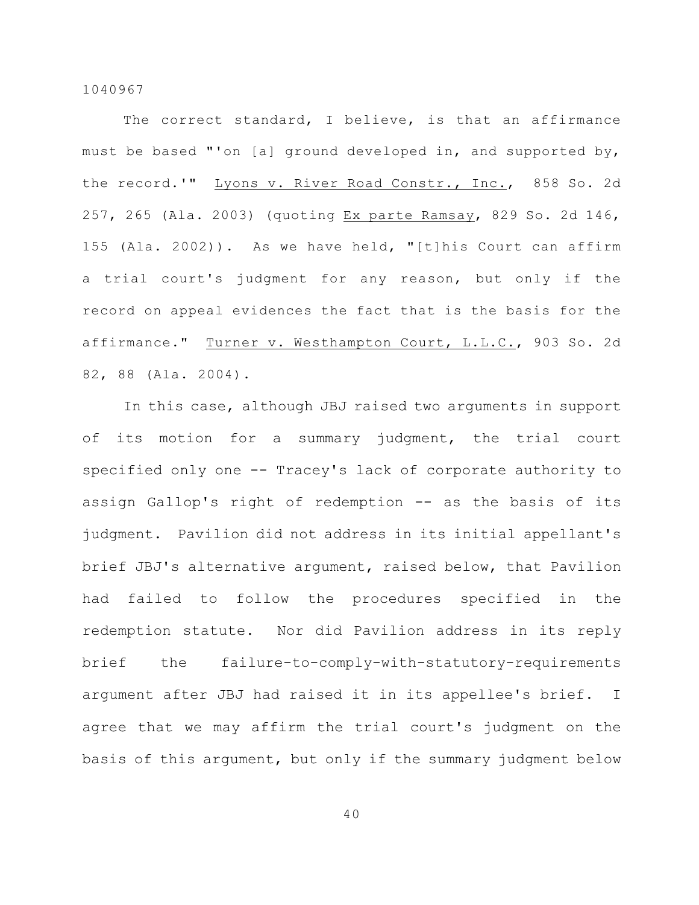The correct standard, I believe, is that an affirmance must be based "'on [a] ground developed in, and supported by, the record.'" Lyons v. River Road Constr., Inc., 858 So. 2d 257, 265 (Ala. 2003) (quoting Ex parte Ramsay, 829 So. 2d 146, 155 (Ala. 2002)). As we have held, "[t]his Court can affirm a trial court's judgment for any reason, but only if the record on appeal evidences the fact that is the basis for the affirmance." Turner v. Westhampton Court, L.L.C., 903 So. 2d 82, 88 (Ala. 2004).

In this case, although JBJ raised two arguments in support of its motion for a summary judgment, the trial court specified only one -- Tracey's lack of corporate authority to assign Gallop's right of redemption -- as the basis of its judgment. Pavilion did not address in its initial appellant's brief JBJ's alternative argument, raised below, that Pavilion had failed to follow the procedures specified in the redemption statute. Nor did Pavilion address in its reply brief the failure-to-comply-with-statutory-requirements argument after JBJ had raised it in its appellee's brief. I agree that we may affirm the trial court's judgment on the basis of this argument, but only if the summary judgment below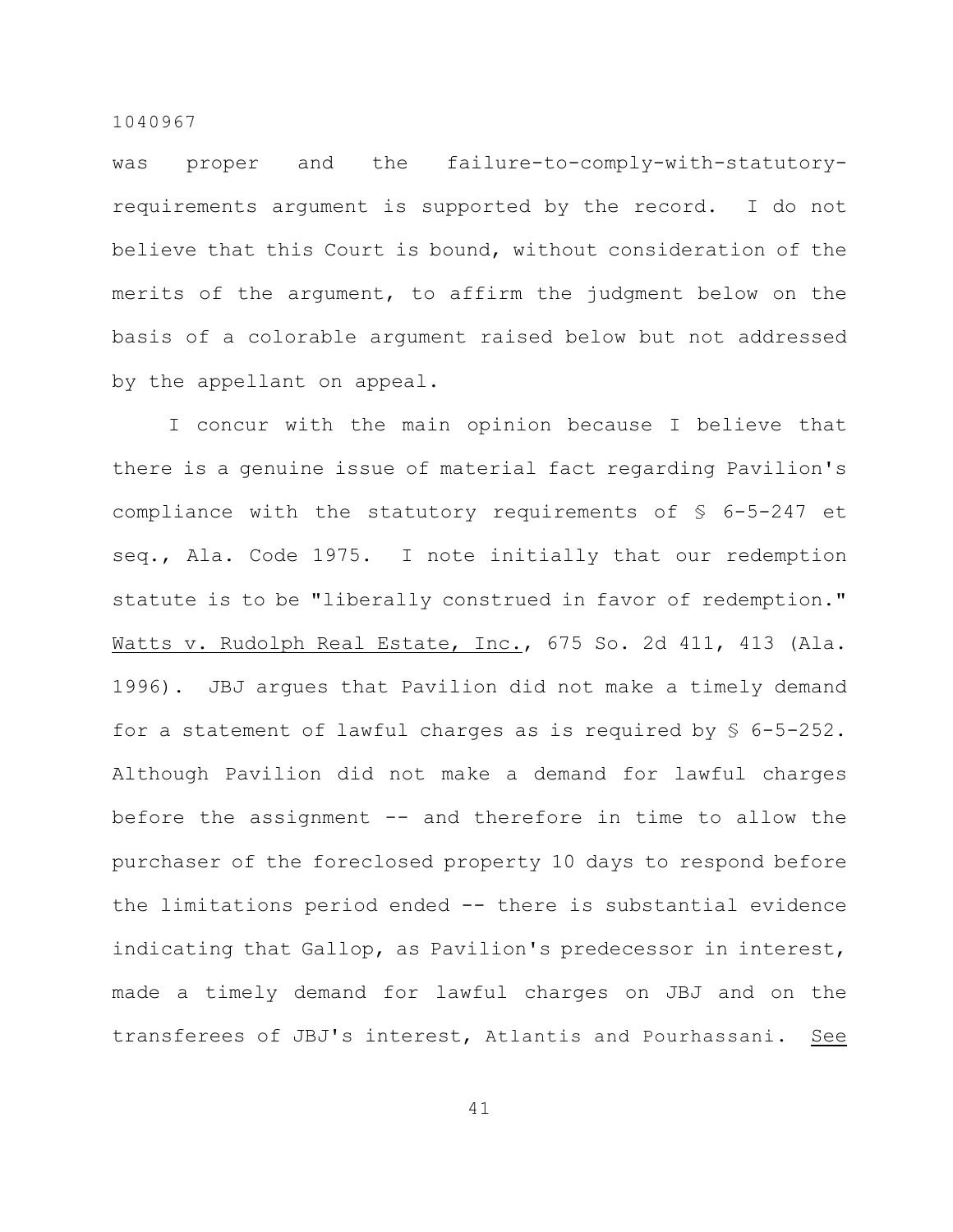was proper and the failure-to-comply-with-statutory-requirements argument is supported by the record. I do not believe that this Court is bound, without consideration of the merits of the argument, to affirm the judgment below on the basis of a colorable argument raised below but not addressed by the appellant on appeal.

I concur with the main opinion because I believe that there is a genuine issue of material fact regarding Pavilion's compliance with the statutory requirements of § 6-5-247 et seq., Ala. Code 1975. I note initially that our redemption statute is to be "liberally construed in favor of redemption." Watts v. Rudolph Real Estate, Inc., 675 So. 2d 411, 413 (Ala. 1996). JBJ argues that Pavilion did not make a timely demand for a statement of lawful charges as is required by § 6-5-252. Although Pavilion did not make a demand for lawful charges before the assignment -- and therefore in time to allow the purchaser of the foreclosed property 10 days to respond before the limitations period ended -- there is substantial evidence indicating that Gallop, as Pavilion's predecessor in interest, made a timely demand for lawful charges on JBJ and on the transferees of JBJ's interest, Atlantis and Pourhassani. See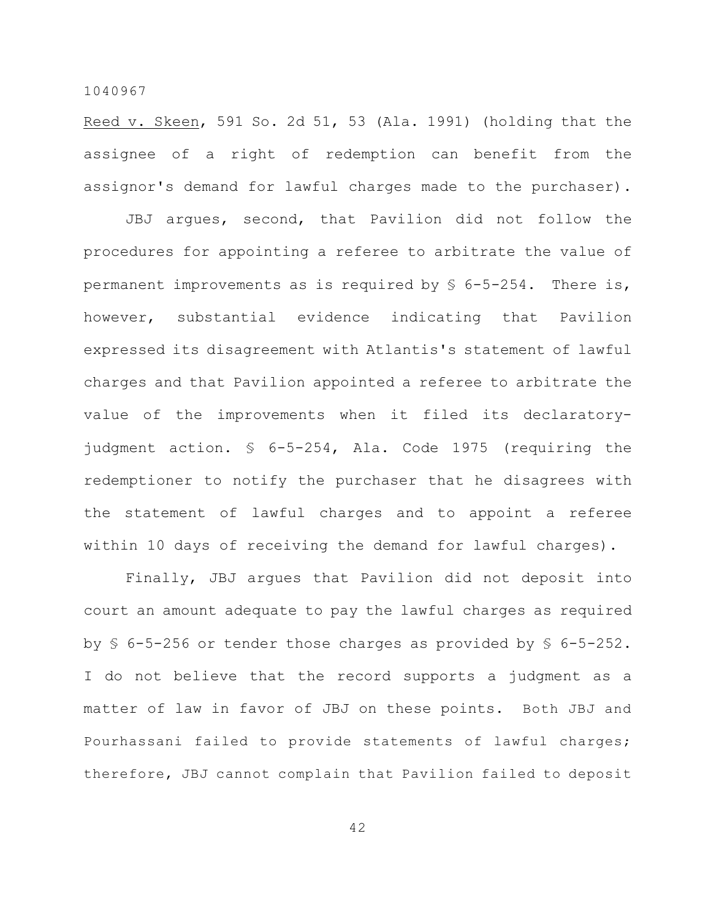Reed v. Skeen, 591 So. 2d 51, 53 (Ala. 1991) (holding that the assignee of a right of redemption can benefit from the assignor's demand for lawful charges made to the purchaser).

JBJ argues, second, that Pavilion did not follow the procedures for appointing a referee to arbitrate the value of permanent improvements as is required by § 6-5-254. There is, however, substantial evidence indicating that Pavilion expressed its disagreement with Atlantis's statement of lawful charges and that Pavilion appointed a referee to arbitrate the value of the improvements when it filed its declaratory-judgment action. § 6-5-254, Ala. Code 1975 (requiring the redemptioner to notify the purchaser that he disagrees with the statement of lawful charges and to appoint a referee within 10 days of receiving the demand for lawful charges).

Finally, JBJ argues that Pavilion did not deposit into court an amount adequate to pay the lawful charges as required by § 6-5-256 or tender those charges as provided by § 6-5-252. I do not believe that the record supports a judgment as a matter of law in favor of JBJ on these points. Both JBJ and Pourhassani failed to provide statements of lawful charges; therefore, JBJ cannot complain that Pavilion failed to deposit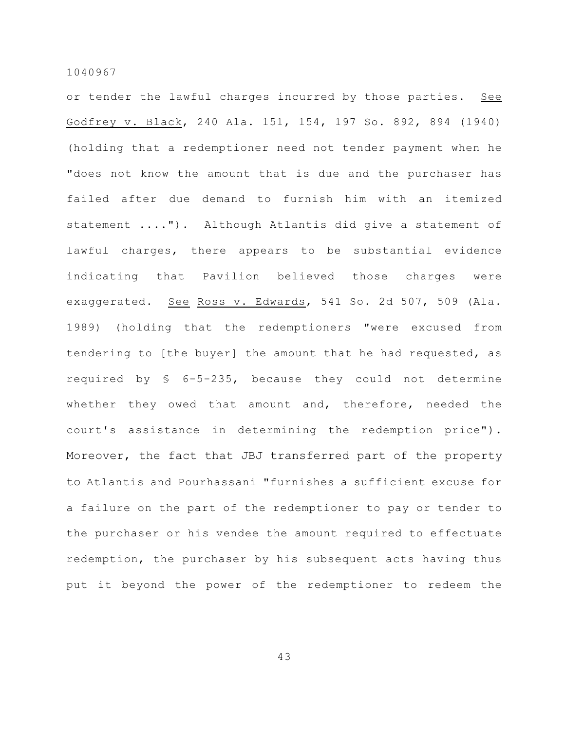or tender the lawful charges incurred by those parties. See Godfrey v. Black, 240 Ala. 151, 154, 197 So. 892, 894 (1940) (holding that a redemptioner need not tender payment when he "does not know the amount that is due and the purchaser has failed after due demand to furnish him with an itemized statement ...."). Although Atlantis did give a statement of lawful charges, there appears to be substantial evidence indicating that Pavilion believed those charges were exaggerated. See Ross v. Edwards, 541 So. 2d 507, 509 (Ala. 1989) (holding that the redemptioners "were excused from tendering to [the buyer] the amount that he had requested, as required by § 6-5-235, because they could not determine whether they owed that amount and, therefore, needed the court's assistance in determining the redemption price"). Moreover, the fact that JBJ transferred part of the property to Atlantis and Pourhassani "furnishes a sufficient excuse for a failure on the part of the redemptioner to pay or tender to the purchaser or his vendee the amount required to effectuate redemption, the purchaser by his subsequent acts having thus put it beyond the power of the redemptioner to redeem the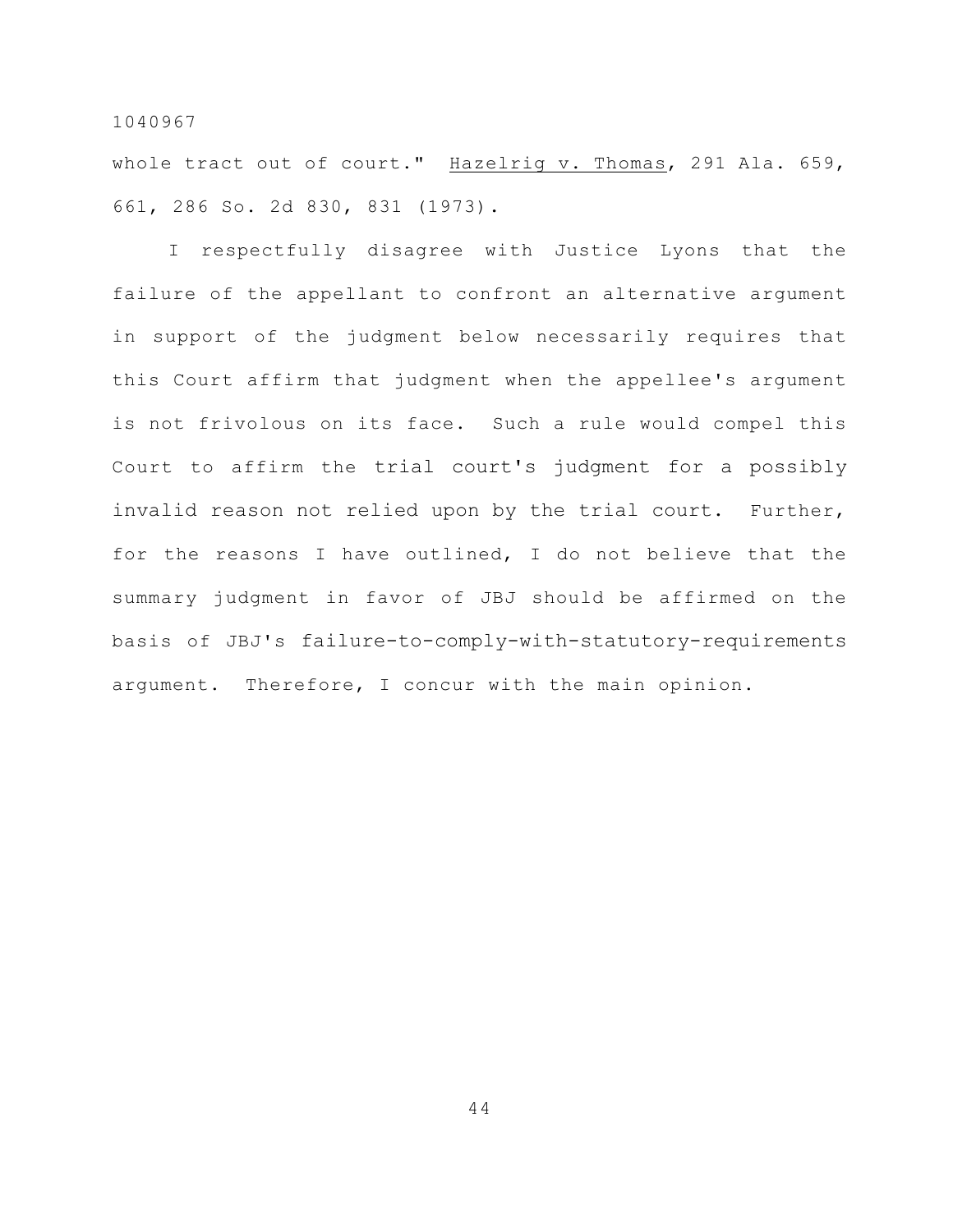whole tract out of court." Hazelrig v. Thomas, 291 Ala. 659, 661, 286 So. 2d 830, 831 (1973).

I respectfully disagree with Justice Lyons that the failure of the appellant to confront an alternative argument in support of the judgment below necessarily requires that this Court affirm that judgment when the appellee's argument is not frivolous on its face. Such a rule would compel this Court to affirm the trial court's judgment for a possibly invalid reason not relied upon by the trial court. Further, for the reasons I have outlined, I do not believe that the summary judgment in favor of JBJ should be affirmed on the basis of JBJ's failure-to-comply-with-statutory-requirements argument. Therefore, I concur with the main opinion.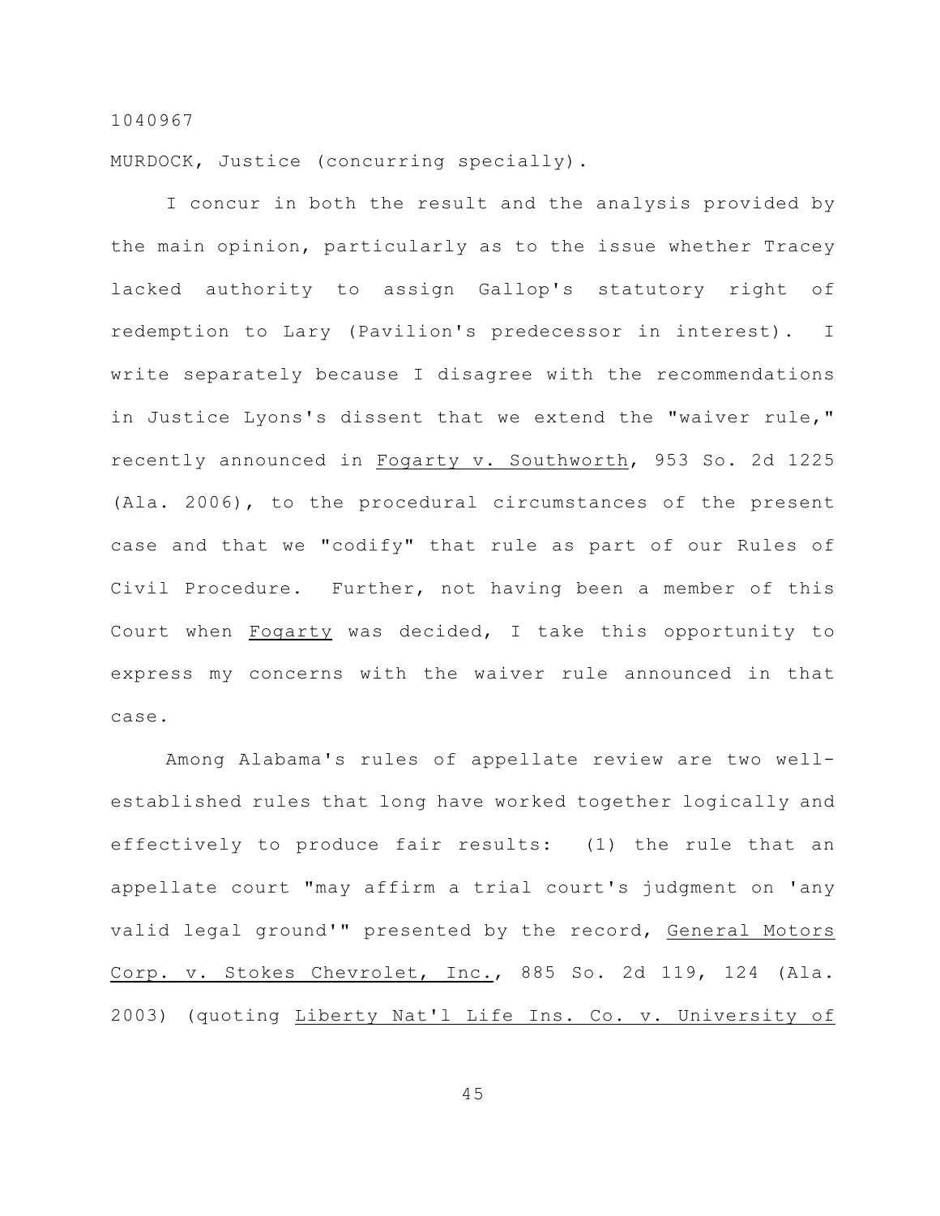1040967

MURDOCK, Justice (concurring specially).

I concur in both the result and the analysis provided by the main opinion, particularly as to the issue whether Tracey lacked authority to assign Gallop's statutory right of redemption to Lary (Pavilion's predecessor in interest). I write separately because I disagree with the recommendations in Justice Lyons's dissent that we extend the "waiver rule," recently announced in Fogarty v. Southworth, 953 So. 2d 1225 (Ala. 2006), to the procedural circumstances of the present case and that we "codify" that rule as part of our Rules of Civil Procedure. Further, not having been a member of this Court when Fogarty was decided, I take this opportunity to express my concerns with the waiver rule announced in that case.

Among Alabama's rules of appellate review are two well-established rules that long have worked together logically and effectively to produce fair results: (1) the rule that an appellate court "may affirm a trial court's judgment on 'any valid legal ground'" presented by the record, General Motors Corp. v. Stokes Chevrolet, Inc., 885 So. 2d 119, 124 (Ala. 2003) (quoting Liberty Nat'l Life Ins. Co. v. University of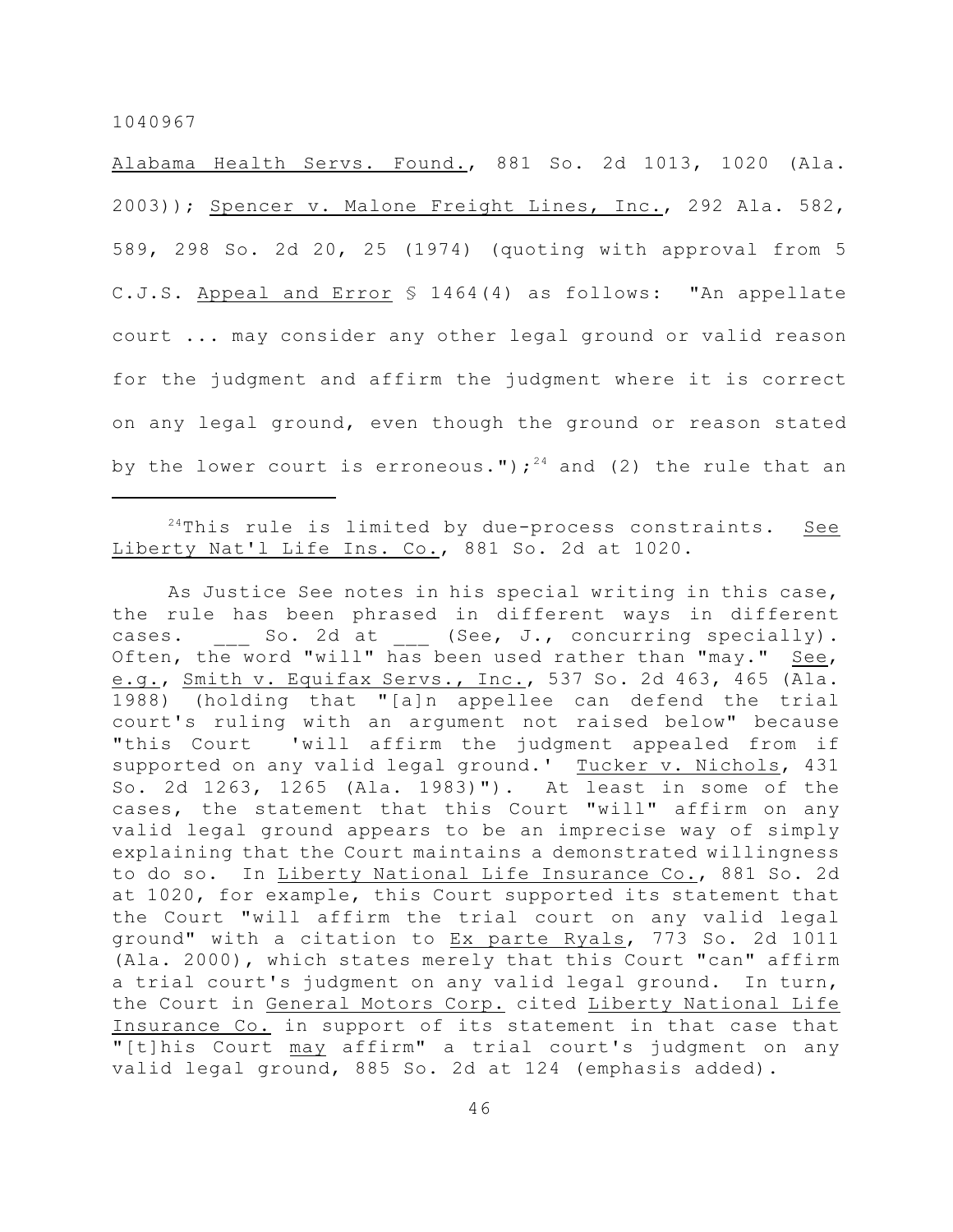Alabama Health Servs. Found., 881 So. 2d 1013, 1020 (Ala. 2003)); Spencer v. Malone Freight Lines, Inc., 292 Ala. 582, 589, 298 So. 2d 20, 25 (1974) (quoting with approval from 5 C.J.S. Appeal and Error § 1464(4) as follows: "An appellate court ... may consider any other legal ground or valid reason for the judgment and affirm the judgment where it is correct on any legal ground, even though the ground or reason stated by the lower court is erroneous.");[24] and (2) the rule that an

---

[24]This rule is limited by due-process constraints. See Liberty Nat'l Life Ins. Co., 881 So. 2d at 1020.

As Justice See notes in his special writing in this case, the rule has been phrased in different ways in different cases. ___ So. 2d at ___ (See, J., concurring specially). Often, the word "will" has been used rather than "may." See, e.g., Smith v. Equifax Servs., Inc., 537 So. 2d 463, 465 (Ala. 1988) (holding that "[a]n appellee can defend the trial court's ruling with an argument not raised below" because "this Court 'will affirm the judgment appealed from if supported on any valid legal ground.' Tucker v. Nichols, 431 So. 2d 1263, 1265 (Ala. 1983)"). At least in some of the cases, the statement that this Court "will" affirm on any valid legal ground appears to be an imprecise way of simply explaining that the Court maintains a demonstrated willingness to do so. In Liberty National Life Insurance Co., 881 So. 2d at 1020, for example, this Court supported its statement that the Court "will affirm the trial court on any valid legal ground" with a citation to Ex parte Ryals, 773 So. 2d 1011 (Ala. 2000), which states merely that this Court "can" affirm a trial court's judgment on any valid legal ground. In turn, the Court in General Motors Corp. cited Liberty National Life Insurance Co. in support of its statement in that case that "[t]his Court may affirm" a trial court's judgment on any valid legal ground, 885 So. 2d at 124 (emphasis added).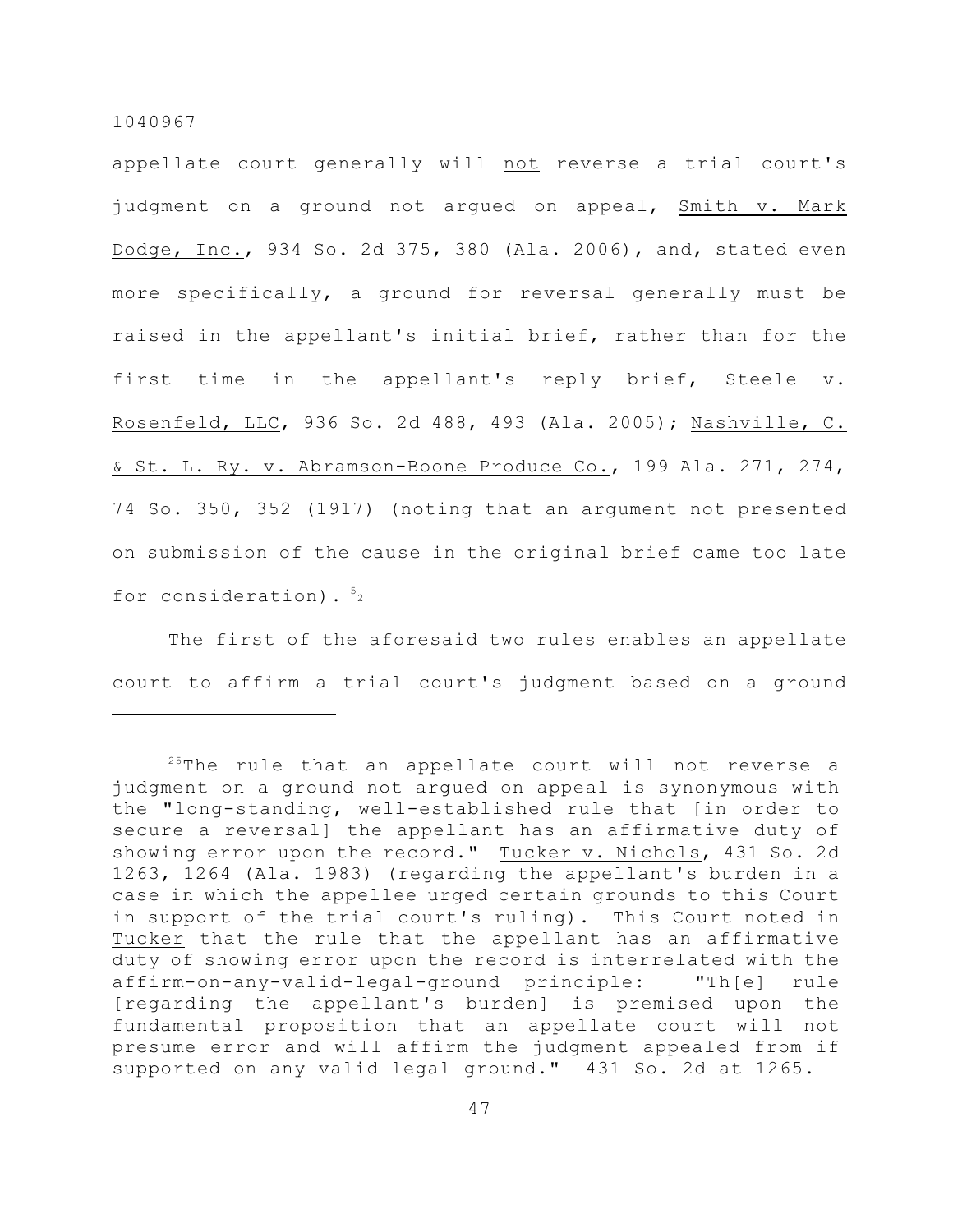appellate court generally will not reverse a trial court's judgment on a ground not argued on appeal, Smith v. Mark Dodge, Inc., 934 So. 2d 375, 380 (Ala. 2006), and, stated even more specifically, a ground for reversal generally must be raised in the appellant's initial brief, rather than for the first time in the appellant's reply brief, Steele v. Rosenfeld, LLC, 936 So. 2d 488, 493 (Ala. 2005); Nashville, C. & St. L. Ry. v. Abramson-Boone Produce Co., 199 Ala. 271, 274, 74 So. 350, 352 (1917) (noting that an argument not presented on submission of the cause in the original brief came too late for consideration).[25]

The first of the aforesaid two rules enables an appellate court to affirm a trial court's judgment based on a ground

---

[25]The rule that an appellate court will not reverse a judgment on a ground not argued on appeal is synonymous with the "long-standing, well-established rule that [in order to secure a reversal] the appellant has an affirmative duty of showing error upon the record." Tucker v. Nichols, 431 So. 2d 1263, 1264 (Ala. 1983) (regarding the appellant's burden in a case in which the appellee urged certain grounds to this Court in support of the trial court's ruling). This Court noted in Tucker that the rule that the appellant has an affirmative duty of showing error upon the record is interrelated with the affirm-on-any-valid-legal-ground principle: "Th[e] rule [regarding the appellant's burden] is premised upon the fundamental proposition that an appellate court will not presume error and will affirm the judgment appealed from if supported on any valid legal ground." 431 So. 2d at 1265.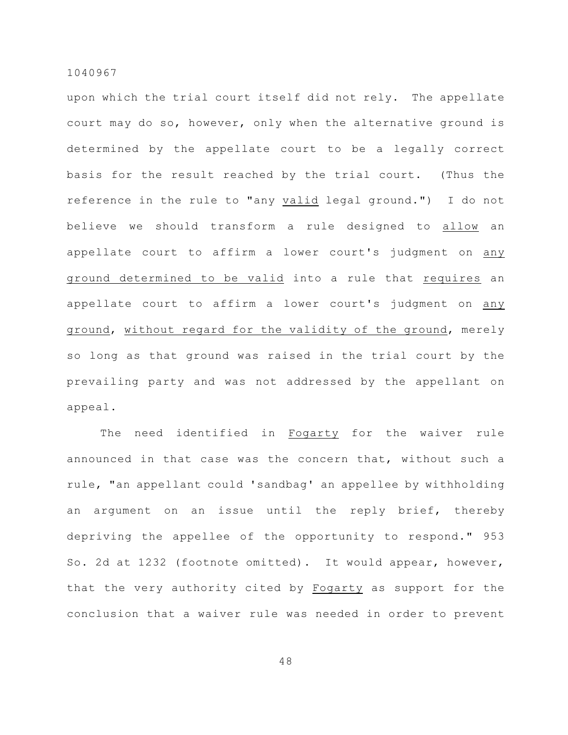upon which the trial court itself did not rely. The appellate court may do so, however, only when the alternative ground is determined by the appellate court to be a legally correct basis for the result reached by the trial court. (Thus the reference in the rule to "any <u>valid</u> legal ground.") I do not believe we should transform a rule designed to <u>allow</u> an appellate court to affirm a lower court's judgment on <u>any ground determined to be valid</u> into a rule that <u>requires</u> an appellate court to affirm a lower court's judgment on <u>any ground</u>, <u>without regard for the validity of the ground</u>, merely so long as that ground was raised in the trial court by the prevailing party and was not addressed by the appellant on appeal.

The need identified in <u>Fogarty</u> for the waiver rule announced in that case was the concern that, without such a rule, "an appellant could 'sandbag' an appellee by withholding an argument on an issue until the reply brief, thereby depriving the appellee of the opportunity to respond." 953 So. 2d at 1232 (footnote omitted). It would appear, however, that the very authority cited by <u>Fogarty</u> as support for the conclusion that a waiver rule was needed in order to prevent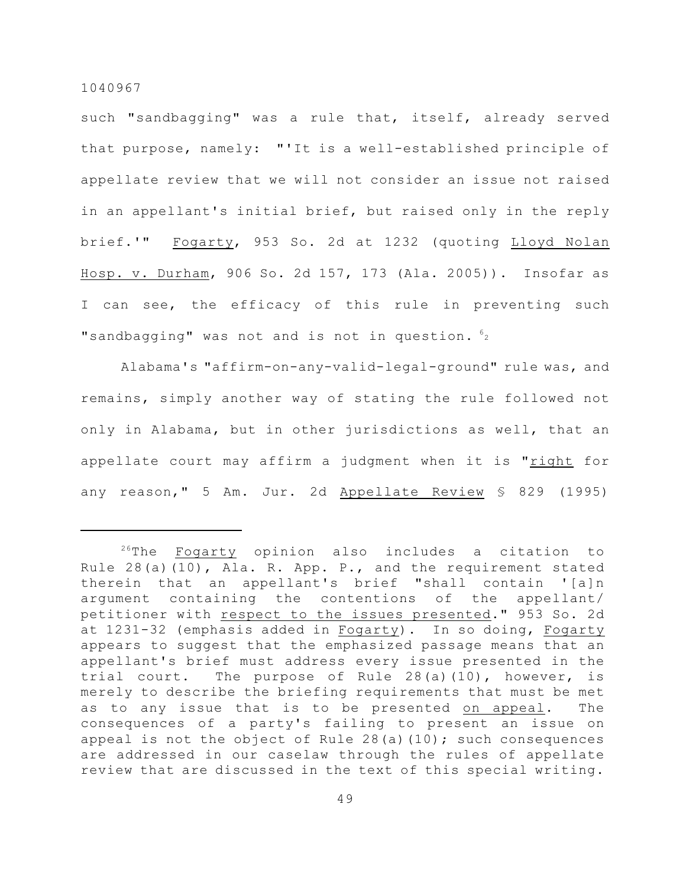such "sandbagging" was a rule that, itself, already served that purpose, namely: "'It is a well-established principle of appellate review that we will not consider an issue not raised in an appellant's initial brief, but raised only in the reply brief.'" Fogarty, 953 So. 2d at 1232 (quoting Lloyd Nolan Hosp. v. Durham, 906 So. 2d 157, 173 (Ala. 2005)). Insofar as I can see, the efficacy of this rule in preventing such "sandbagging" was not and is not in question.[26]

Alabama's "affirm-on-any-valid-legal-ground" rule was, and remains, simply another way of stating the rule followed not only in Alabama, but in other jurisdictions as well, that an appellate court may affirm a judgment when it is "right for any reason," 5 Am. Jur. 2d Appellate Review § 829 (1995)

---

[26]The Fogarty opinion also includes a citation to Rule 28(a)(10), Ala. R. App. P., and the requirement stated therein that an appellant's brief "shall contain '[a]n argument containing the contentions of the appellant/petitioner with respect to the issues presented." 953 So. 2d at 1231-32 (emphasis added in Fogarty). In so doing, Fogarty appears to suggest that the emphasized passage means that an appellant's brief must address every issue presented in the trial court. The purpose of Rule 28(a)(10), however, is merely to describe the briefing requirements that must be met as to any issue that is to be presented on appeal. The consequences of a party's failing to present an issue on appeal is not the object of Rule 28(a)(10); such consequences are addressed in our caselaw through the rules of appellate review that are discussed in the text of this special writing.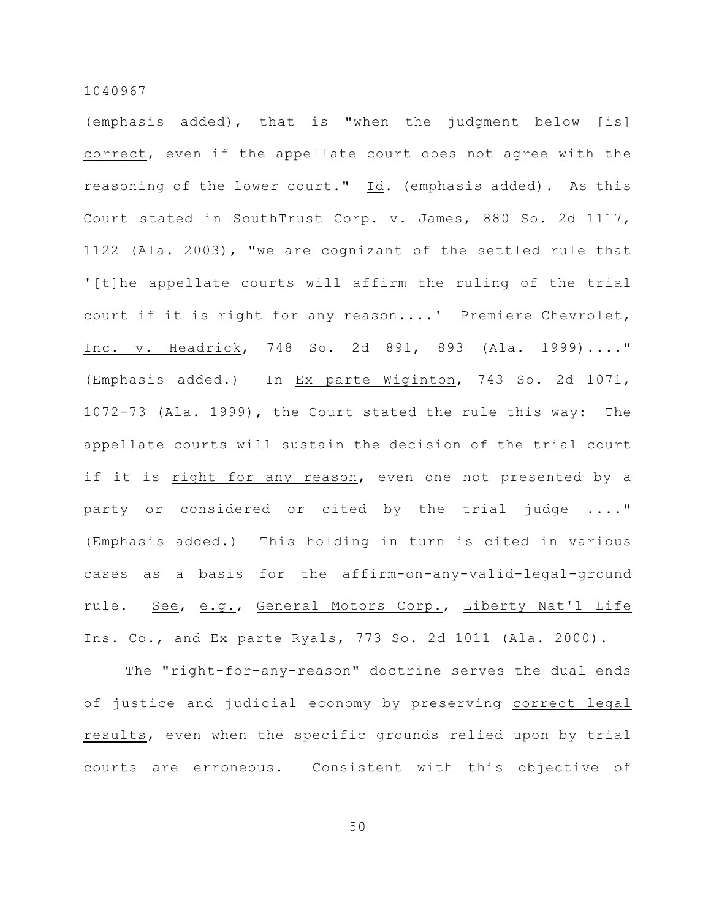(emphasis added), that is "when the judgment below [is] _correct_, even if the appellate court does not agree with the reasoning of the lower court." _Id_. (emphasis added). As this Court stated in _SouthTrust Corp. v. James_, 880 So. 2d 1117, 1122 (Ala. 2003), "we are cognizant of the settled rule that '[t]he appellate courts will affirm the ruling of the trial court if it is _right_ for any reason....' _Premiere Chevrolet, Inc. v. Headrick_, 748 So. 2d 891, 893 (Ala. 1999)...." (Emphasis added.) In _Ex parte Wiginton_, 743 So. 2d 1071, 1072-73 (Ala. 1999), the Court stated the rule this way: The appellate courts will sustain the decision of the trial court if it is _right for any reason_, even one not presented by a party or considered or cited by the trial judge ...." (Emphasis added.) This holding in turn is cited in various cases as a basis for the affirm-on-any-valid-legal-ground rule. _See_, _e.g._, _General Motors Corp._, _Liberty Nat'l Life Ins. Co._, and _Ex parte Ryals_, 773 So. 2d 1011 (Ala. 2000).

The "right-for-any-reason" doctrine serves the dual ends of justice and judicial economy by preserving _correct legal results_, even when the specific grounds relied upon by trial courts are erroneous. Consistent with this objective of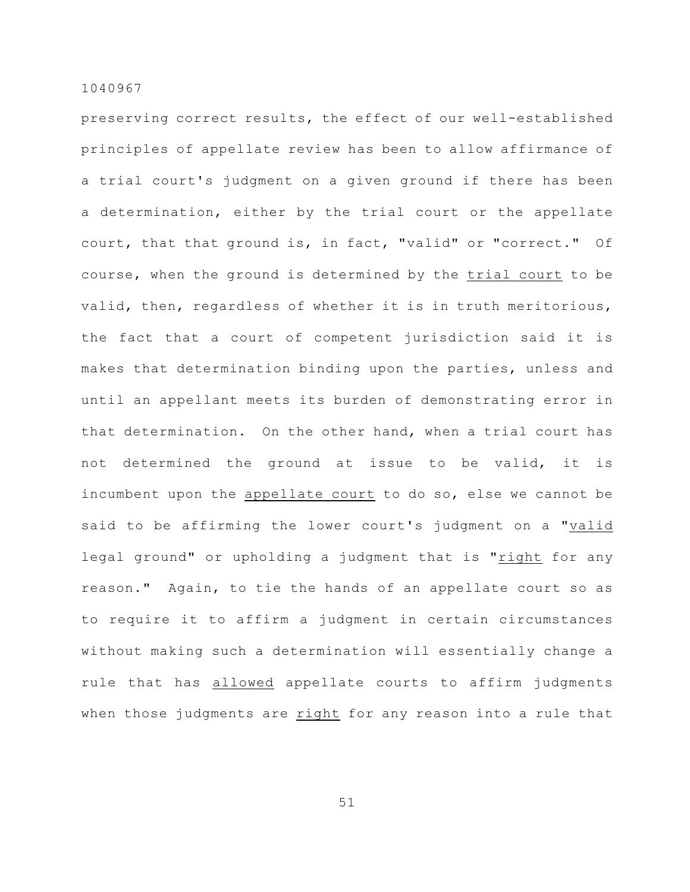preserving correct results, the effect of our well-established principles of appellate review has been to allow affirmance of a trial court's judgment on a given ground if there has been a determination, either by the trial court or the appellate court, that that ground is, in fact, "valid" or "correct." Of course, when the ground is determined by the <u>trial court</u> to be valid, then, regardless of whether it is in truth meritorious, the fact that a court of competent jurisdiction said it is makes that determination binding upon the parties, unless and until an appellant meets its burden of demonstrating error in that determination. On the other hand, when a trial court has not determined the ground at issue to be valid, it is incumbent upon the <u>appellate court</u> to do so, else we cannot be said to be affirming the lower court's judgment on a "<u>valid</u> legal ground" or upholding a judgment that is "<u>right</u> for any reason." Again, to tie the hands of an appellate court so as to require it to affirm a judgment in certain circumstances without making such a determination will essentially change a rule that has <u>allowed</u> appellate courts to affirm judgments when those judgments are <u>right</u> for any reason into a rule that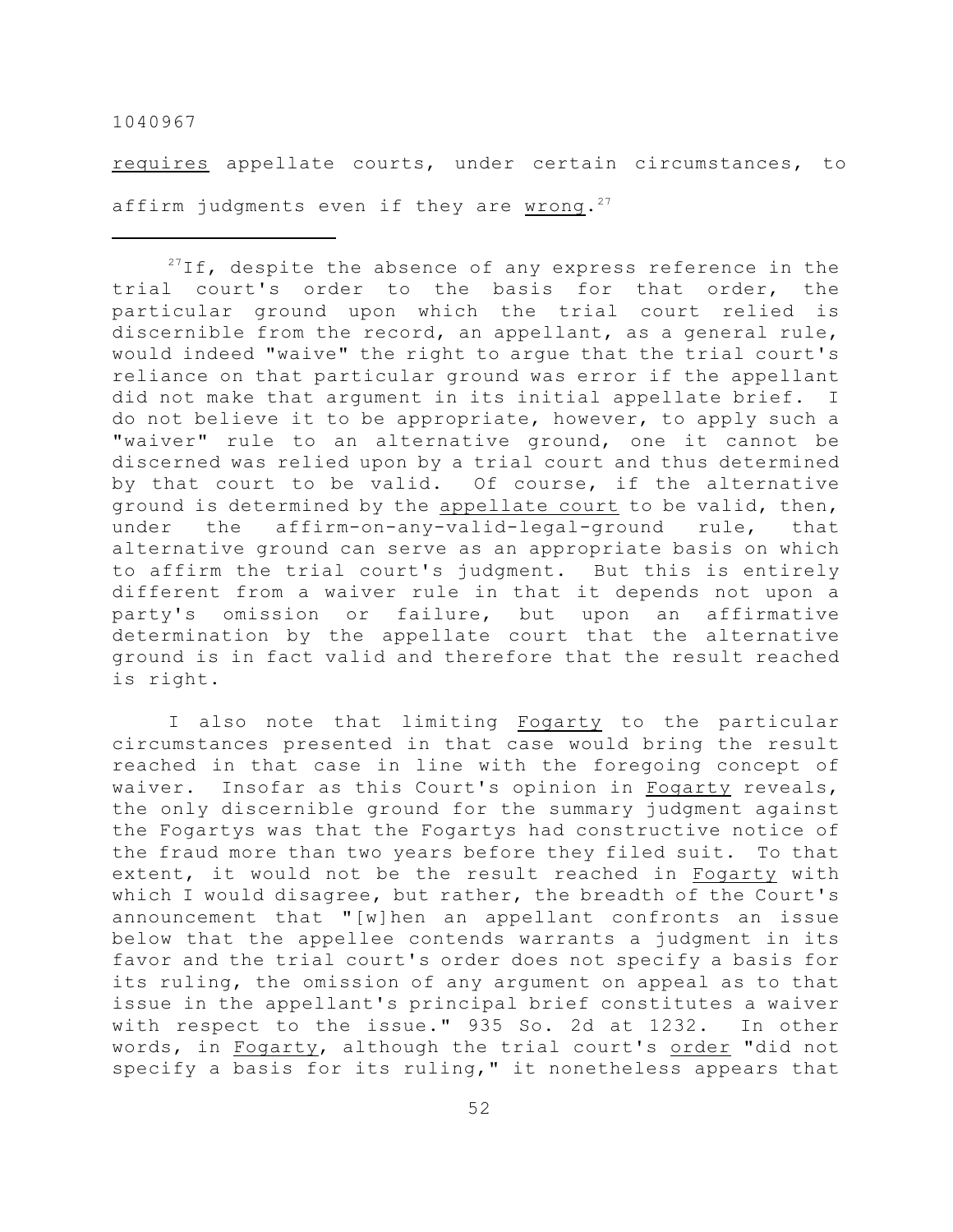requires appellate courts, under certain circumstances, to affirm judgments even if they are wrong.[27]

---

[27]If, despite the absence of any express reference in the trial court's order to the basis for that order, the particular ground upon which the trial court relied is discernible from the record, an appellant, as a general rule, would indeed "waive" the right to argue that the trial court's reliance on that particular ground was error if the appellant did not make that argument in its initial appellate brief. I do not believe it to be appropriate, however, to apply such a "waiver" rule to an alternative ground, one it cannot be discerned was relied upon by a trial court and thus determined by that court to be valid. Of course, if the alternative ground is determined by the appellate court to be valid, then, under the affirm-on-any-valid-legal-ground rule, that alternative ground can serve as an appropriate basis on which to affirm the trial court's judgment. But this is entirely different from a waiver rule in that it depends not upon a party's omission or failure, but upon an affirmative determination by the appellate court that the alternative ground is in fact valid and therefore that the result reached is right.

I also note that limiting Fogarty to the particular circumstances presented in that case would bring the result reached in that case in line with the foregoing concept of waiver. Insofar as this Court's opinion in Fogarty reveals, the only discernible ground for the summary judgment against the Fogartys was that the Fogartys had constructive notice of the fraud more than two years before they filed suit. To that extent, it would not be the result reached in Fogarty with which I would disagree, but rather, the breadth of the Court's announcement that "[w]hen an appellant confronts an issue below that the appellee contends warrants a judgment in its favor and the trial court's order does not specify a basis for its ruling, the omission of any argument on appeal as to that issue in the appellant's principal brief constitutes a waiver with respect to the issue." 935 So. 2d at 1232. In other words, in Fogarty, although the trial court's order "did not specify a basis for its ruling," it nonetheless appears that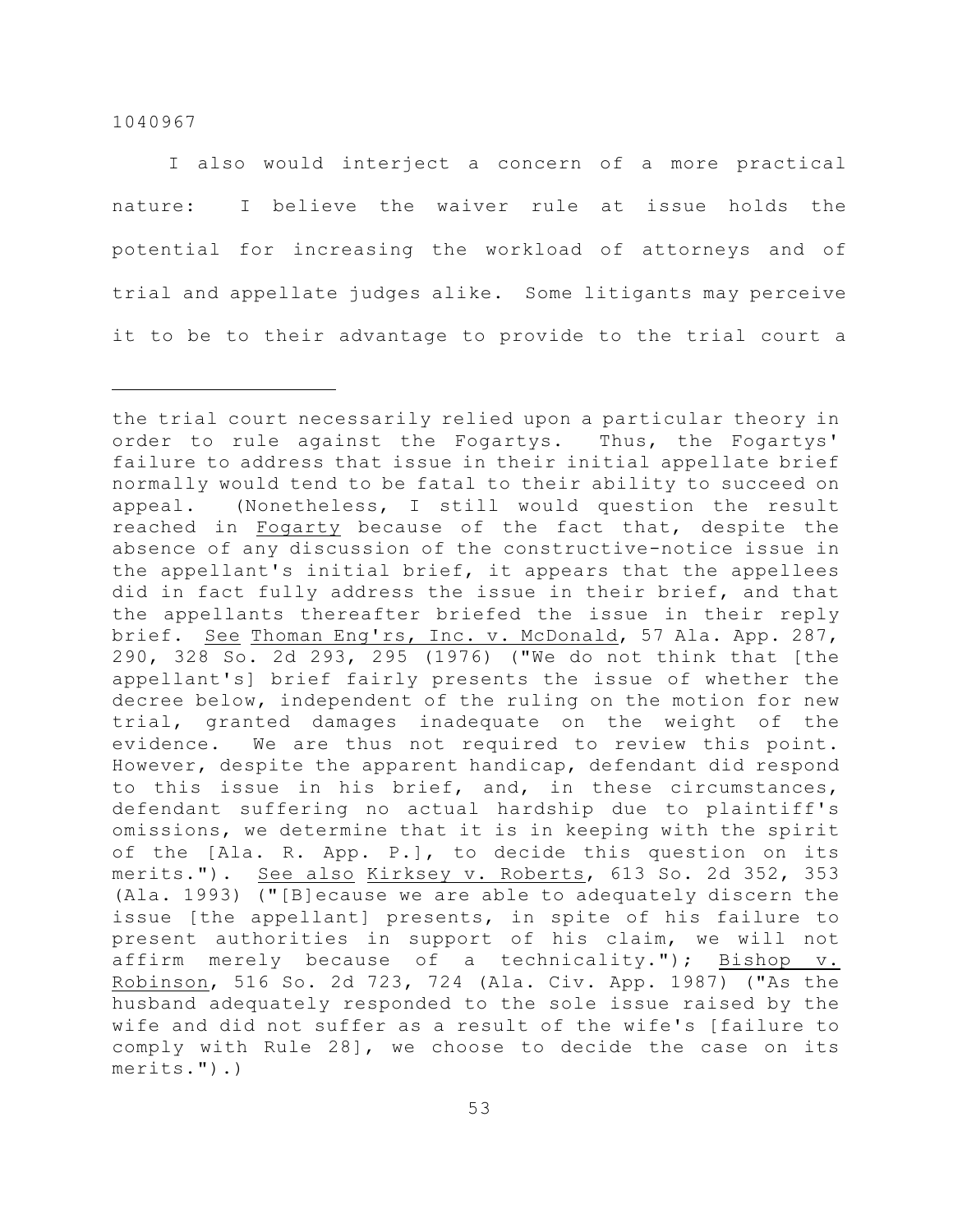I also would interject a concern of a more practical nature: I believe the waiver rule at issue holds the potential for increasing the workload of attorneys and of trial and appellate judges alike. Some litigants may perceive it to be to their advantage to provide to the trial court a

---

the trial court necessarily relied upon a particular theory in order to rule against the Fogartys. Thus, the Fogartys' failure to address that issue in their initial appellate brief normally would tend to be fatal to their ability to succeed on appeal. (Nonetheless, I still would question the result reached in Fogarty because of the fact that, despite the absence of any discussion of the constructive-notice issue in the appellant's initial brief, it appears that the appellees did in fact fully address the issue in their brief, and that the appellants thereafter briefed the issue in their reply brief. See Thoman Eng'rs, Inc. v. McDonald, 57 Ala. App. 287, 290, 328 So. 2d 293, 295 (1976) ("We do not think that [the appellant's] brief fairly presents the issue of whether the decree below, independent of the ruling on the motion for new trial, granted damages inadequate on the weight of the evidence. We are thus not required to review this point. However, despite the apparent handicap, defendant did respond to this issue in his brief, and, in these circumstances, defendant suffering no actual hardship due to plaintiff's omissions, we determine that it is in keeping with the spirit of the [Ala. R. App. P.], to decide this question on its merits."). See also Kirksey v. Roberts, 613 So. 2d 352, 353 (Ala. 1993) ("[B]ecause we are able to adequately discern the issue [the appellant] presents, in spite of his failure to present authorities in support of his claim, we will not affirm merely because of a technicality."); Bishop v. Robinson, 516 So. 2d 723, 724 (Ala. Civ. App. 1987) ("As the husband adequately responded to the sole issue raised by the wife and did not suffer as a result of the wife's [failure to comply with Rule 28], we choose to decide the case on its merits.").)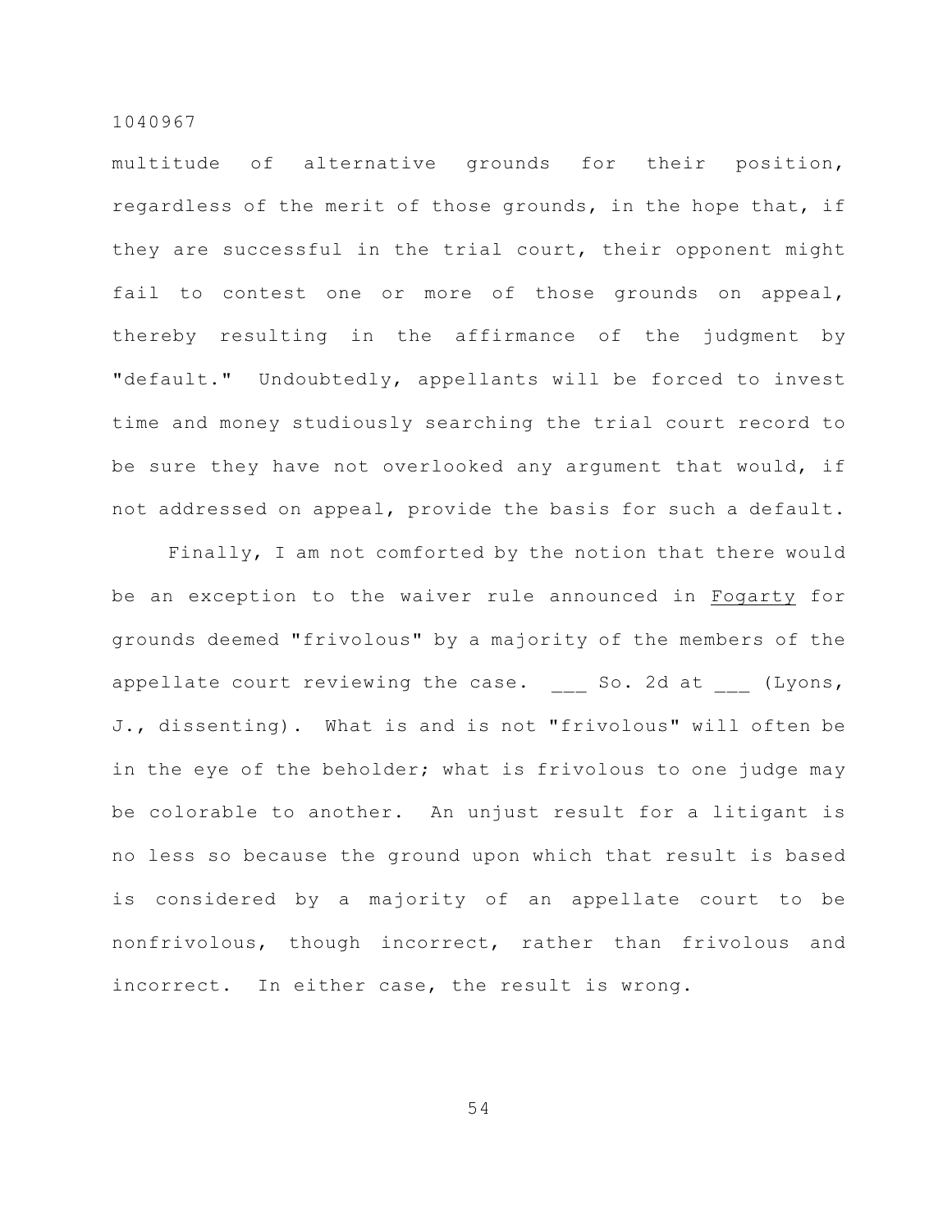multitude of alternative grounds for their position, regardless of the merit of those grounds, in the hope that, if they are successful in the trial court, their opponent might fail to contest one or more of those grounds on appeal, thereby resulting in the affirmance of the judgment by "default." Undoubtedly, appellants will be forced to invest time and money studiously searching the trial court record to be sure they have not overlooked any argument that would, if not addressed on appeal, provide the basis for such a default.

Finally, I am not comforted by the notion that there would be an exception to the waiver rule announced in Fogarty for grounds deemed "frivolous" by a majority of the members of the appellate court reviewing the case. ___ So. 2d at ___ (Lyons, J., dissenting). What is and is not "frivolous" will often be in the eye of the beholder; what is frivolous to one judge may be colorable to another. An unjust result for a litigant is no less so because the ground upon which that result is based is considered by a majority of an appellate court to be nonfrivolous, though incorrect, rather than frivolous and incorrect. In either case, the result is wrong.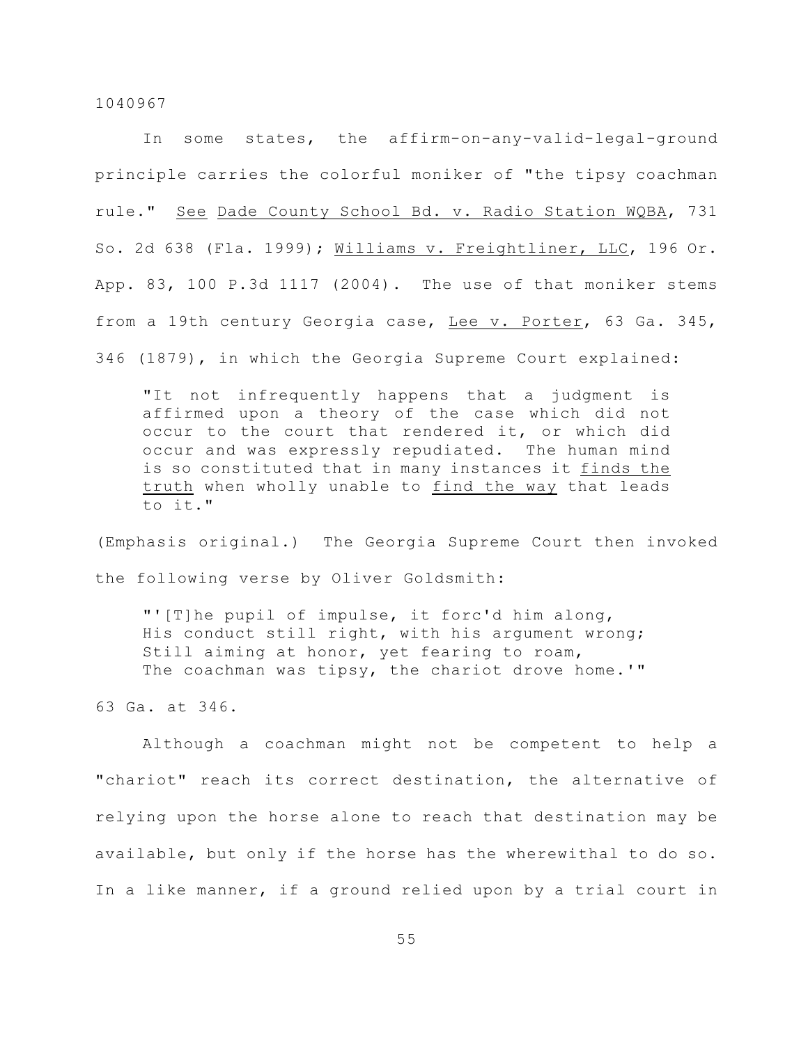In some states, the affirm-on-any-valid-legal-ground principle carries the colorful moniker of "the tipsy coachman rule." See Dade County School Bd. v. Radio Station WQBA, 731 So. 2d 638 (Fla. 1999); Williams v. Freightliner, LLC, 196 Or. App. 83, 100 P.3d 1117 (2004). The use of that moniker stems from a 19th century Georgia case, Lee v. Porter, 63 Ga. 345, 346 (1879), in which the Georgia Supreme Court explained:

> "It not infrequently happens that a judgment is affirmed upon a theory of the case which did not occur to the court that rendered it, or which did occur and was expressly repudiated. The human mind is so constituted that in many instances it finds the truth when wholly unable to find the way that leads to it."

(Emphasis original.) The Georgia Supreme Court then invoked the following verse by Oliver Goldsmith:

> "'[T]he pupil of impulse, it forc'd him along,
> His conduct still right, with his argument wrong;
> Still aiming at honor, yet fearing to roam,
> The coachman was tipsy, the chariot drove home.'"

63 Ga. at 346.

Although a coachman might not be competent to help a "chariot" reach its correct destination, the alternative of relying upon the horse alone to reach that destination may be available, but only if the horse has the wherewithal to do so. In a like manner, if a ground relied upon by a trial court in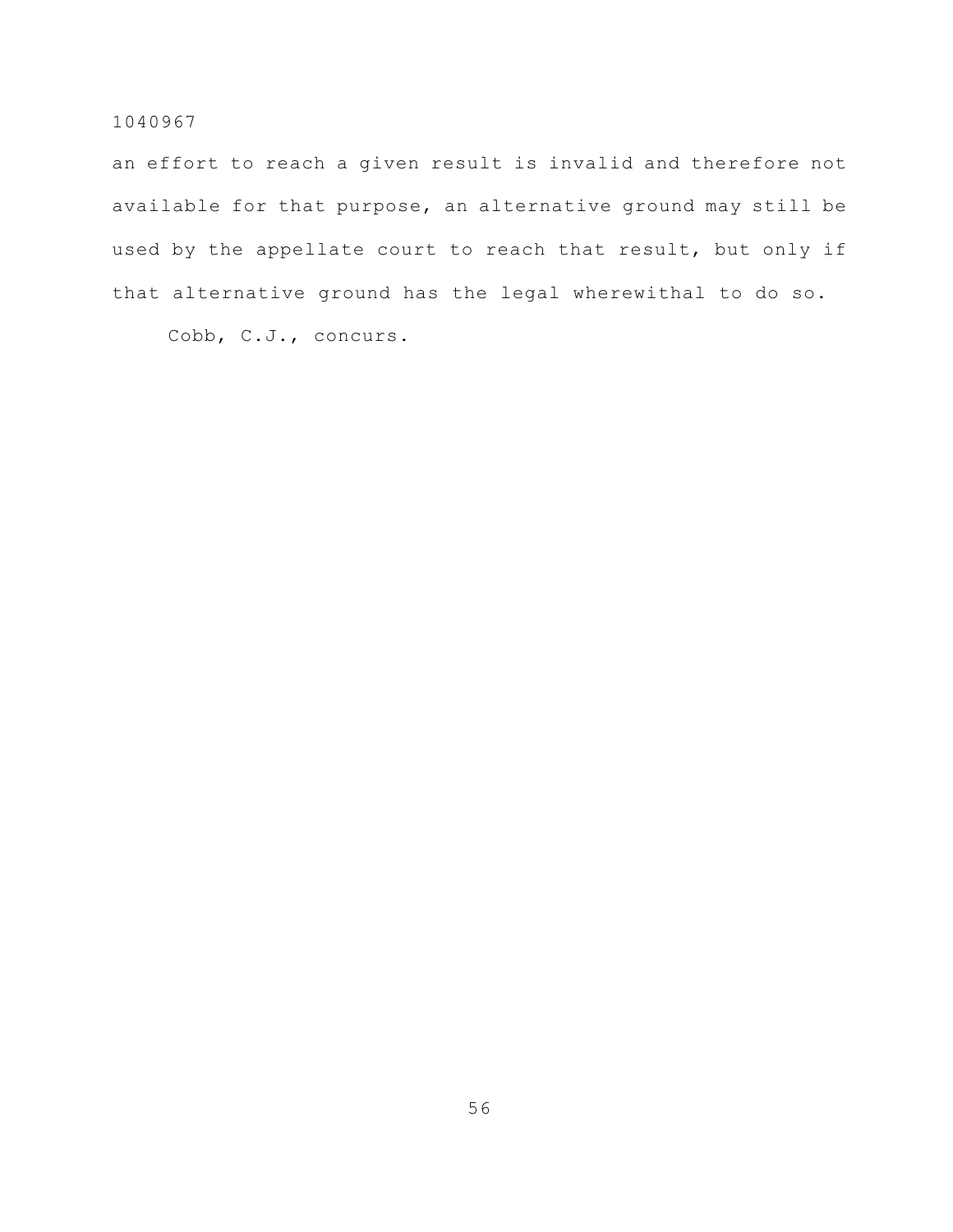an effort to reach a given result is invalid and therefore not available for that purpose, an alternative ground may still be used by the appellate court to reach that result, but only if that alternative ground has the legal wherewithal to do so.

Cobb, C.J., concurs.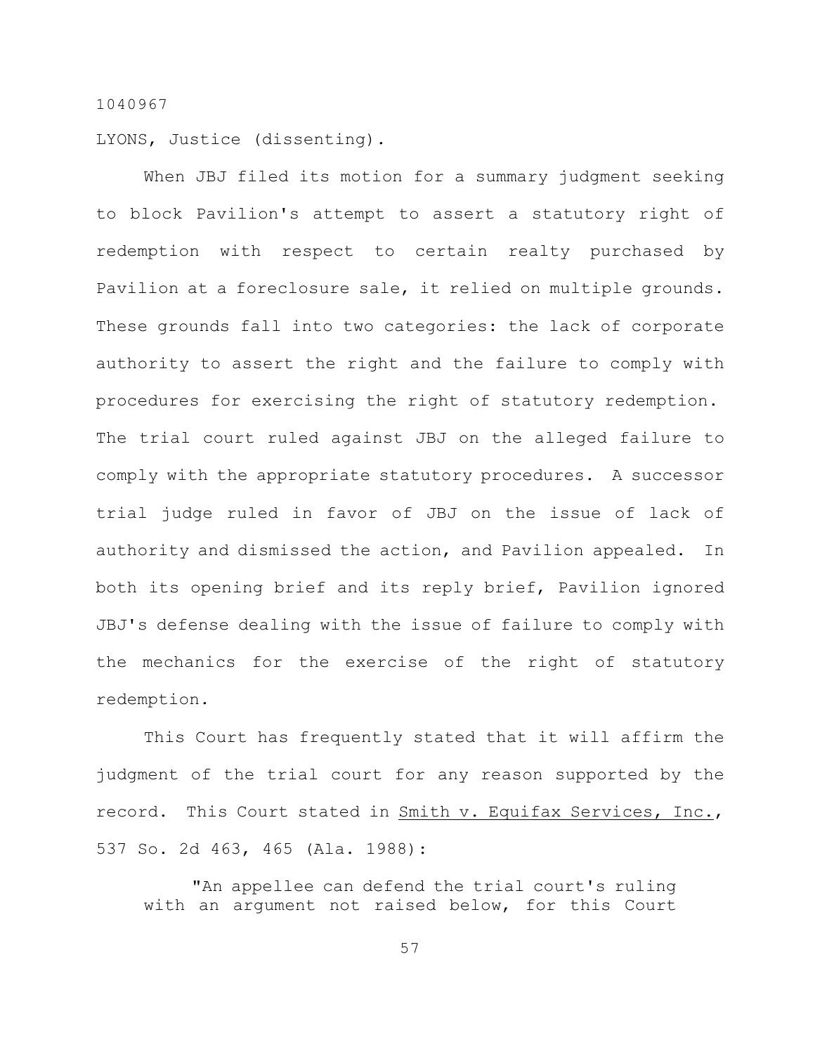1040967

LYONS, Justice (dissenting).

When JBJ filed its motion for a summary judgment seeking to block Pavilion's attempt to assert a statutory right of redemption with respect to certain realty purchased by Pavilion at a foreclosure sale, it relied on multiple grounds. These grounds fall into two categories: the lack of corporate authority to assert the right and the failure to comply with procedures for exercising the right of statutory redemption. The trial court ruled against JBJ on the alleged failure to comply with the appropriate statutory procedures. A successor trial judge ruled in favor of JBJ on the issue of lack of authority and dismissed the action, and Pavilion appealed. In both its opening brief and its reply brief, Pavilion ignored JBJ's defense dealing with the issue of failure to comply with the mechanics for the exercise of the right of statutory redemption.

This Court has frequently stated that it will affirm the judgment of the trial court for any reason supported by the record. This Court stated in Smith v. Equifax Services, Inc., 537 So. 2d 463, 465 (Ala. 1988):

> "An appellee can defend the trial court's ruling with an argument not raised below, for this Court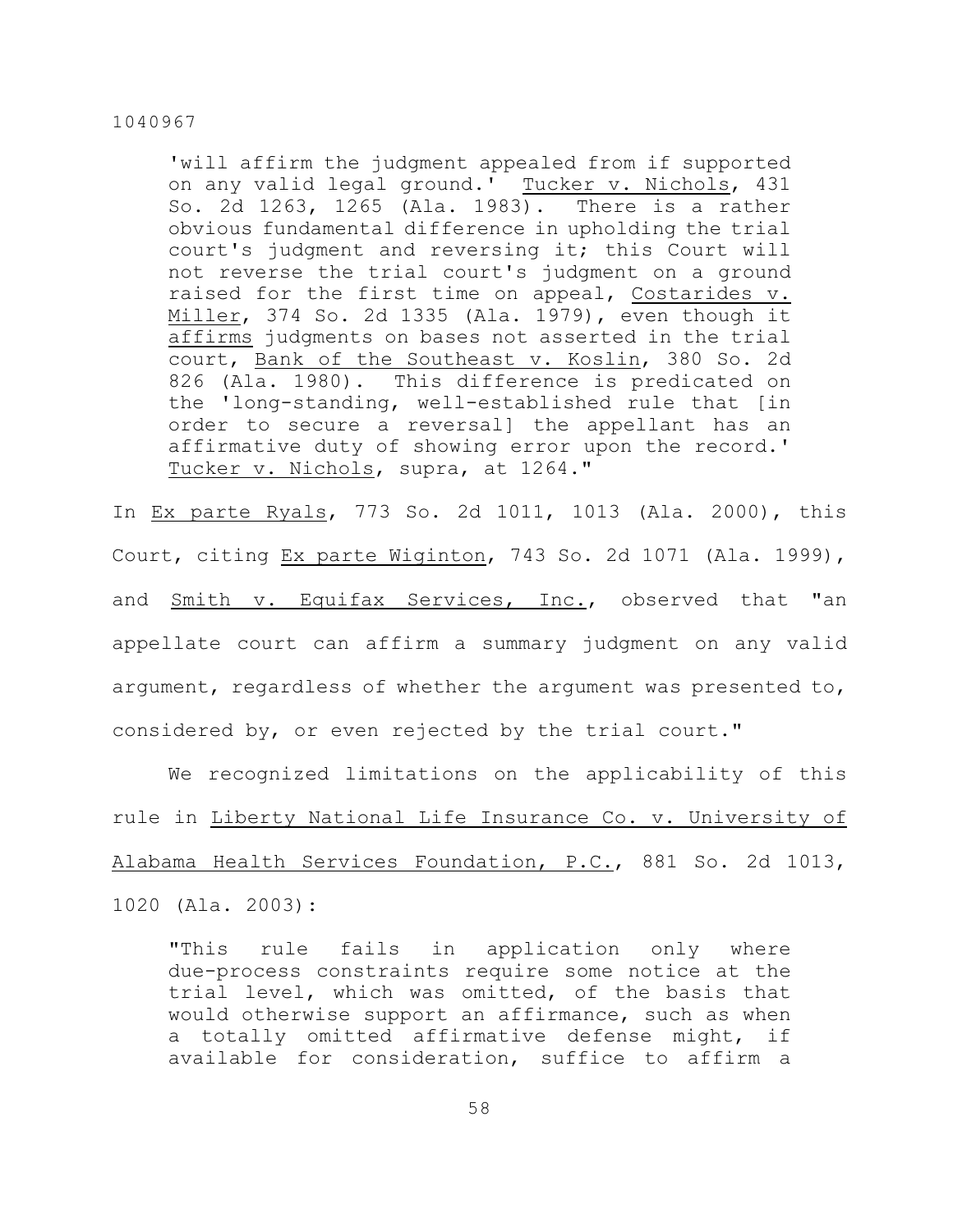> 'will affirm the judgment appealed from if supported on any valid legal ground.' Tucker v. Nichols, 431 So. 2d 1263, 1265 (Ala. 1983). There is a rather obvious fundamental difference in upholding the trial court's judgment and reversing it; this Court will not reverse the trial court's judgment on a ground raised for the first time on appeal, Costarides v. Miller, 374 So. 2d 1335 (Ala. 1979), even though it affirms judgments on bases not asserted in the trial court, Bank of the Southeast v. Koslin, 380 So. 2d 826 (Ala. 1980). This difference is predicated on the 'long-standing, well-established rule that [in order to secure a reversal] the appellant has an affirmative duty of showing error upon the record.' Tucker v. Nichols, supra, at 1264."

In Ex parte Ryals, 773 So. 2d 1011, 1013 (Ala. 2000), this Court, citing Ex parte Wiginton, 743 So. 2d 1071 (Ala. 1999), and Smith v. Equifax Services, Inc., observed that "an appellate court can affirm a summary judgment on any valid argument, regardless of whether the argument was presented to, considered by, or even rejected by the trial court."

We recognized limitations on the applicability of this rule in Liberty National Life Insurance Co. v. University of Alabama Health Services Foundation, P.C., 881 So. 2d 1013, 1020 (Ala. 2003):

> "This rule fails in application only where due-process constraints require some notice at the trial level, which was omitted, of the basis that would otherwise support an affirmance, such as when a totally omitted affirmative defense might, if available for consideration, suffice to affirm a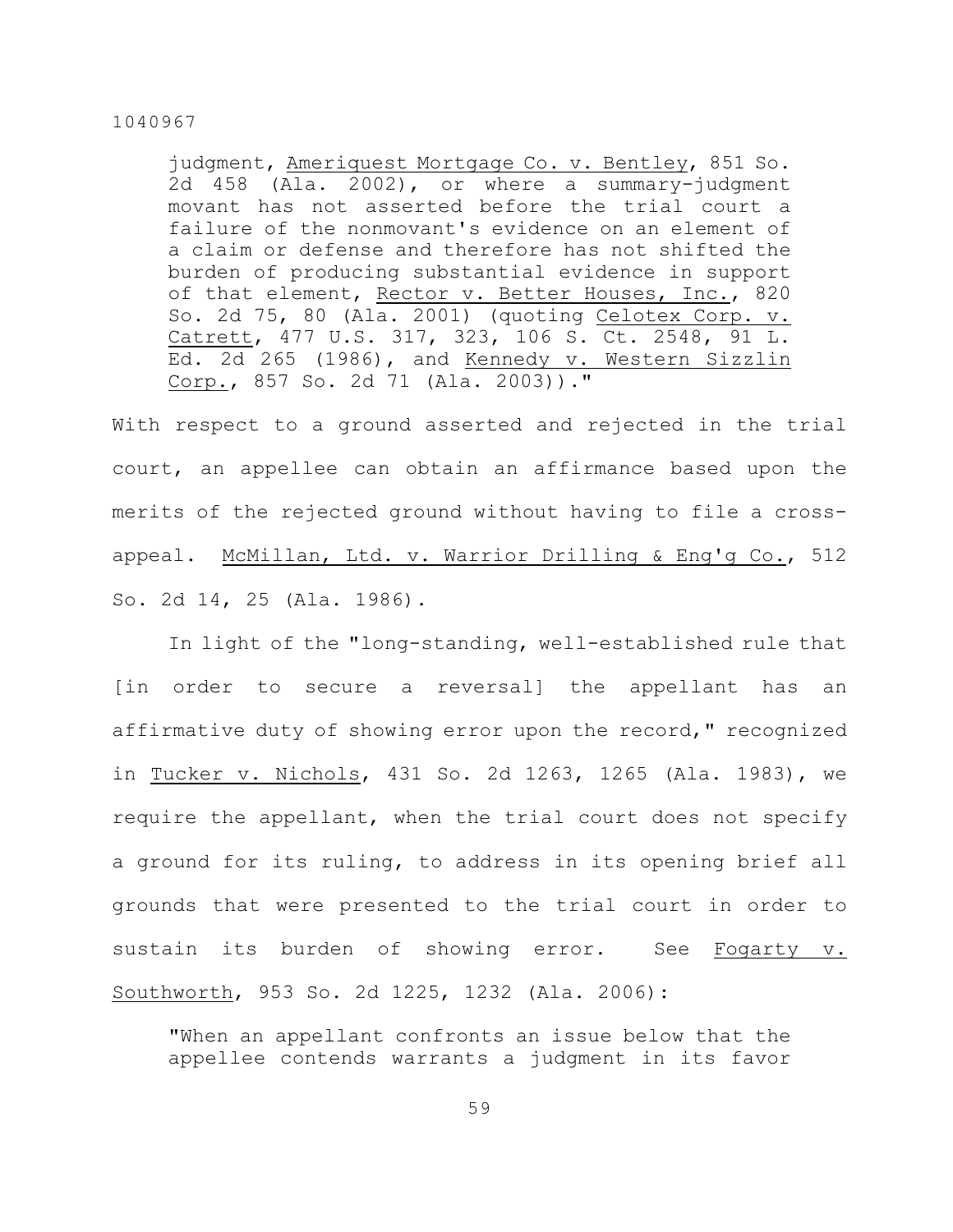> judgment, Ameriquest Mortgage Co. v. Bentley, 851 So. 2d 458 (Ala. 2002), or where a summary-judgment movant has not asserted before the trial court a failure of the nonmovant's evidence on an element of a claim or defense and therefore has not shifted the burden of producing substantial evidence in support of that element, Rector v. Better Houses, Inc., 820 So. 2d 75, 80 (Ala. 2001) (quoting Celotex Corp. v. Catrett, 477 U.S. 317, 323, 106 S. Ct. 2548, 91 L. Ed. 2d 265 (1986), and Kennedy v. Western Sizzlin Corp., 857 So. 2d 71 (Ala. 2003))."

With respect to a ground asserted and rejected in the trial court, an appellee can obtain an affirmance based upon the merits of the rejected ground without having to file a cross-appeal. McMillan, Ltd. v. Warrior Drilling & Eng'g Co., 512 So. 2d 14, 25 (Ala. 1986).

In light of the "long-standing, well-established rule that [in order to secure a reversal] the appellant has an affirmative duty of showing error upon the record," recognized in Tucker v. Nichols, 431 So. 2d 1263, 1265 (Ala. 1983), we require the appellant, when the trial court does not specify a ground for its ruling, to address in its opening brief all grounds that were presented to the trial court in order to sustain its burden of showing error. See Fogarty v. Southworth, 953 So. 2d 1225, 1232 (Ala. 2006):

> "When an appellant confronts an issue below that the appellee contends warrants a judgment in its favor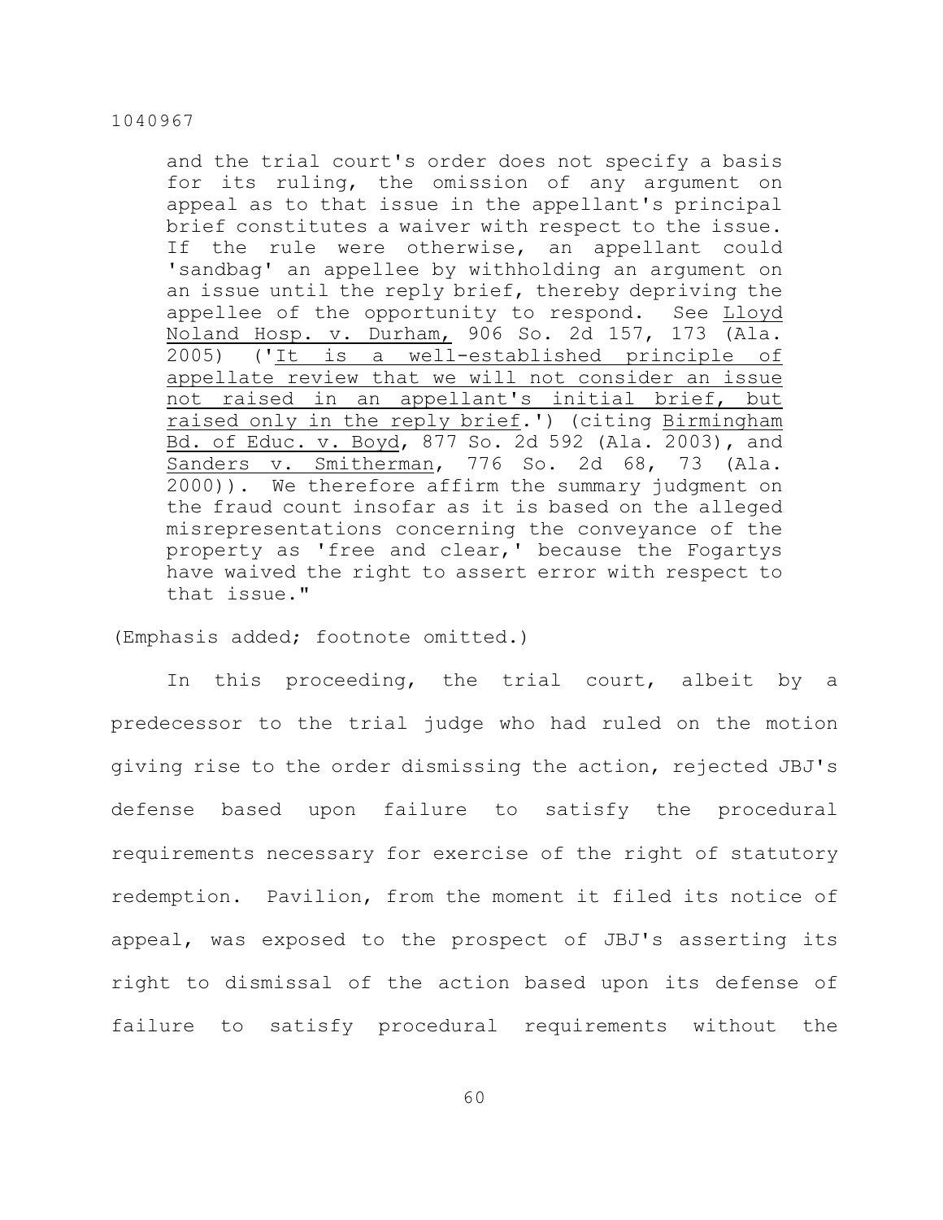and the trial court's order does not specify a basis for its ruling, the omission of any argument on appeal as to that issue in the appellant's principal brief constitutes a waiver with respect to the issue. If the rule were otherwise, an appellant could 'sandbag' an appellee by withholding an argument on an issue until the reply brief, thereby depriving the appellee of the opportunity to respond. See Lloyd Noland Hosp. v. Durham, 906 So. 2d 157, 173 (Ala. 2005) ('It is a well-established principle of appellate review that we will not consider an issue not raised in an appellant's initial brief, but raised only in the reply brief.') (citing Birmingham Bd. of Educ. v. Boyd, 877 So. 2d 592 (Ala. 2003), and Sanders v. Smitherman, 776 So. 2d 68, 73 (Ala. 2000)). We therefore affirm the summary judgment on the fraud count insofar as it is based on the alleged misrepresentations concerning the conveyance of the property as 'free and clear,' because the Fogartys have waived the right to assert error with respect to that issue."

(Emphasis added; footnote omitted.)

In this proceeding, the trial court, albeit by a predecessor to the trial judge who had ruled on the motion giving rise to the order dismissing the action, rejected JBJ's defense based upon failure to satisfy the procedural requirements necessary for exercise of the right of statutory redemption. Pavilion, from the moment it filed its notice of appeal, was exposed to the prospect of JBJ's asserting its right to dismissal of the action based upon its defense of failure to satisfy procedural requirements without the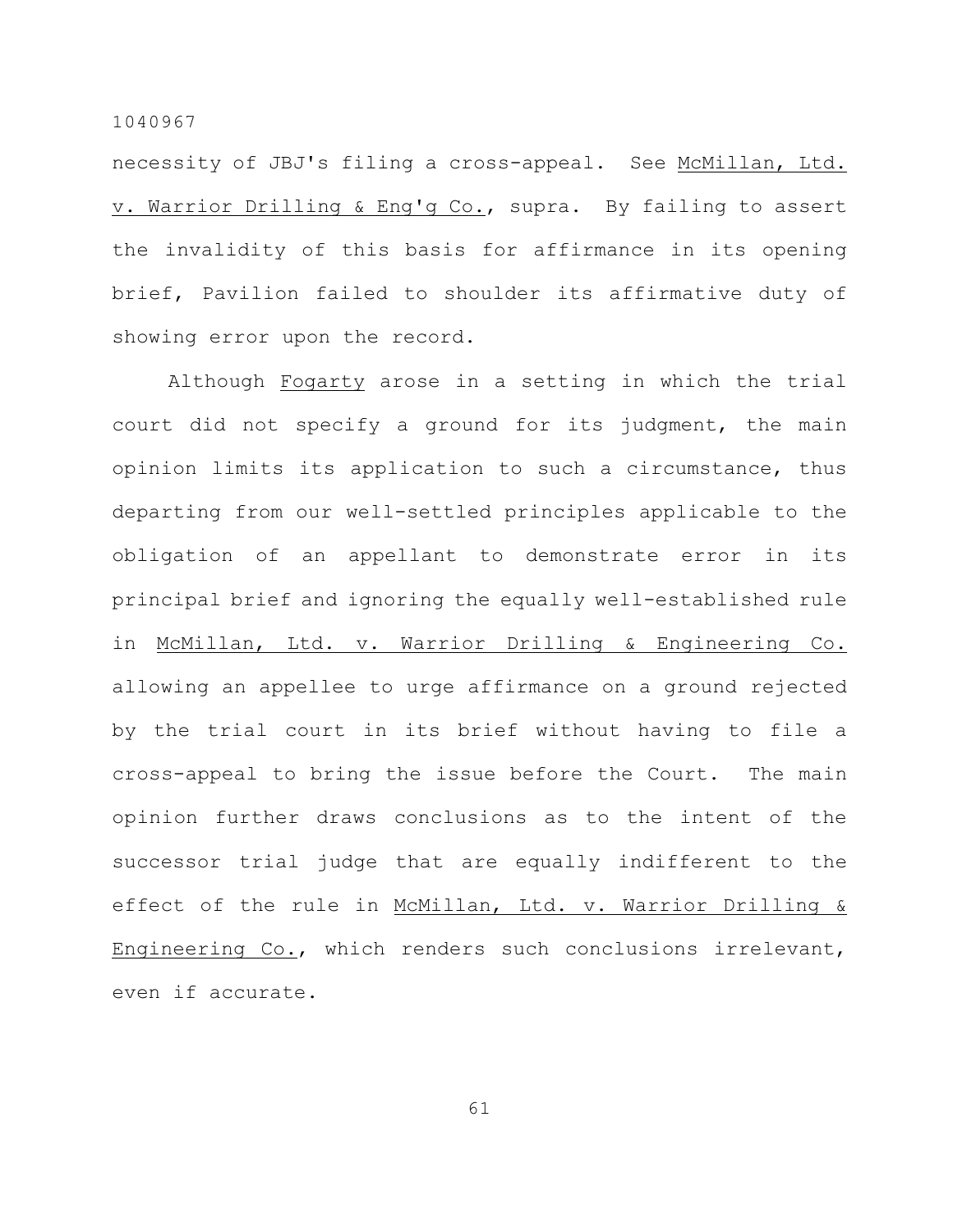necessity of JBJ's filing a cross-appeal. See McMillan, Ltd. v. Warrior Drilling & Eng'g Co., supra. By failing to assert the invalidity of this basis for affirmance in its opening brief, Pavilion failed to shoulder its affirmative duty of showing error upon the record.

Although Fogarty arose in a setting in which the trial court did not specify a ground for its judgment, the main opinion limits its application to such a circumstance, thus departing from our well-settled principles applicable to the obligation of an appellant to demonstrate error in its principal brief and ignoring the equally well-established rule in McMillan, Ltd. v. Warrior Drilling & Engineering Co. allowing an appellee to urge affirmance on a ground rejected by the trial court in its brief without having to file a cross-appeal to bring the issue before the Court. The main opinion further draws conclusions as to the intent of the successor trial judge that are equally indifferent to the effect of the rule in McMillan, Ltd. v. Warrior Drilling & Engineering Co., which renders such conclusions irrelevant, even if accurate.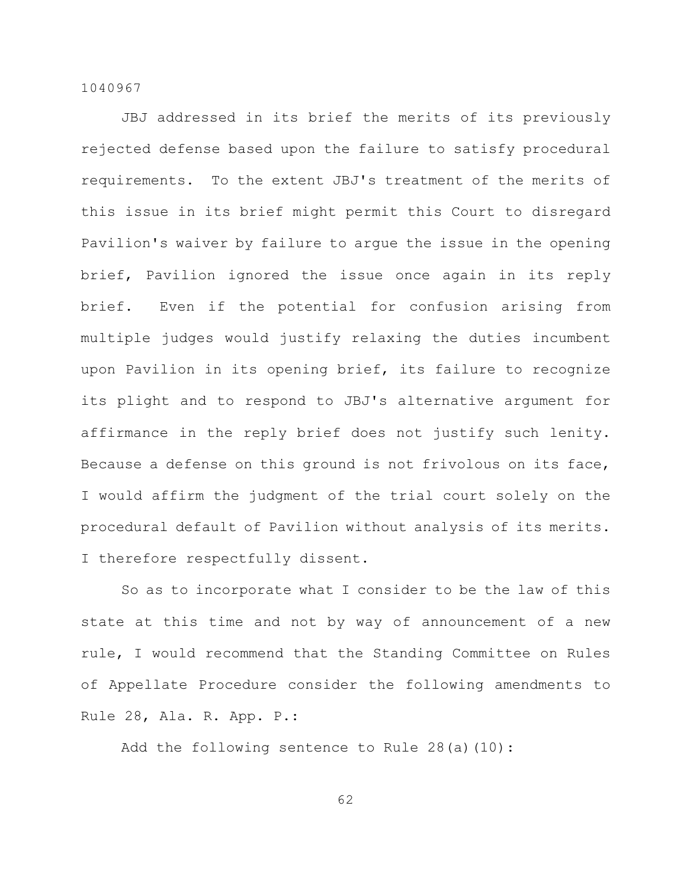JBJ addressed in its brief the merits of its previously rejected defense based upon the failure to satisfy procedural requirements. To the extent JBJ's treatment of the merits of this issue in its brief might permit this Court to disregard Pavilion's waiver by failure to argue the issue in the opening brief, Pavilion ignored the issue once again in its reply brief. Even if the potential for confusion arising from multiple judges would justify relaxing the duties incumbent upon Pavilion in its opening brief, its failure to recognize its plight and to respond to JBJ's alternative argument for affirmance in the reply brief does not justify such lenity. Because a defense on this ground is not frivolous on its face, I would affirm the judgment of the trial court solely on the procedural default of Pavilion without analysis of its merits. I therefore respectfully dissent.

So as to incorporate what I consider to be the law of this state at this time and not by way of announcement of a new rule, I would recommend that the Standing Committee on Rules of Appellate Procedure consider the following amendments to Rule 28, Ala. R. App. P.:

Add the following sentence to Rule 28(a)(10):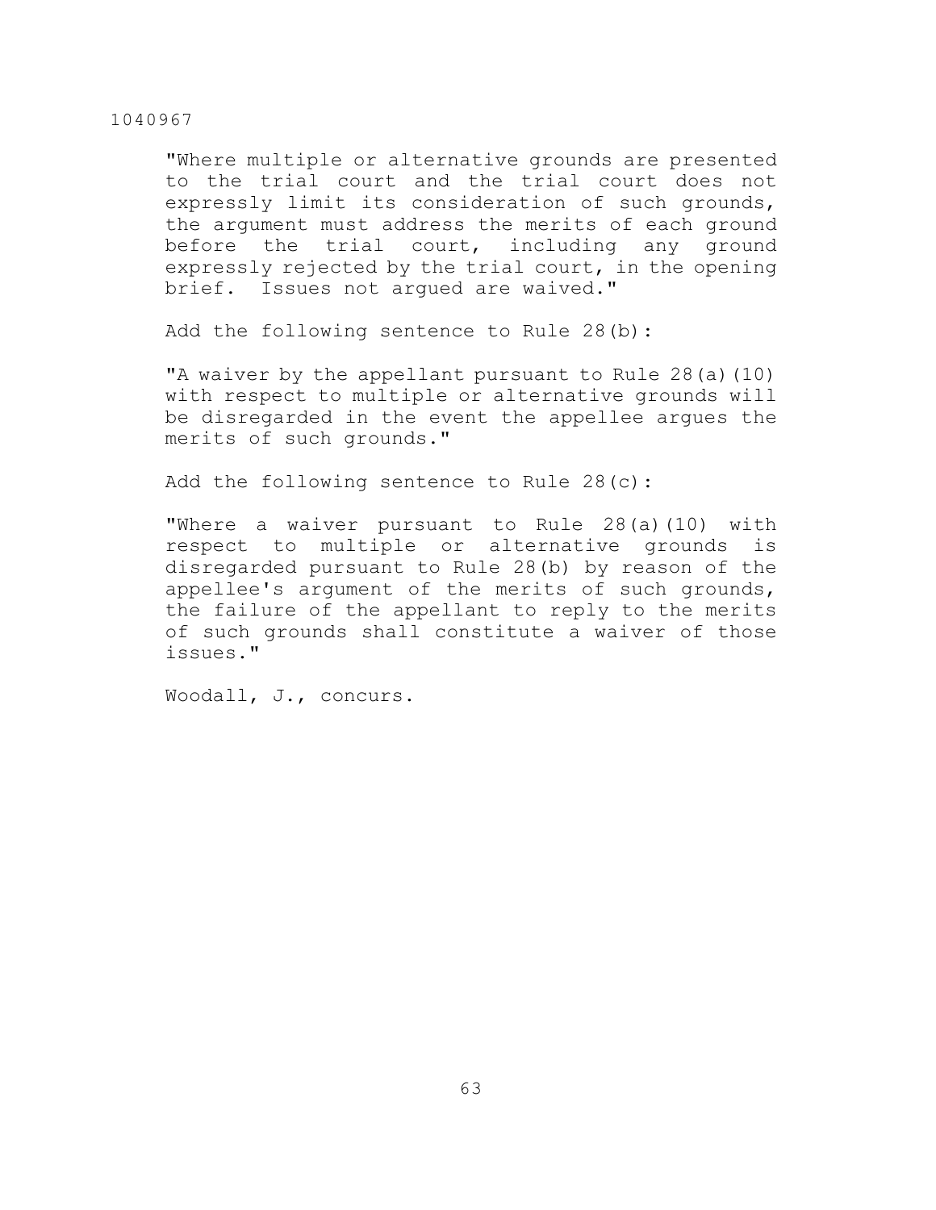"Where multiple or alternative grounds are presented to the trial court and the trial court does not expressly limit its consideration of such grounds, the argument must address the merits of each ground before the trial court, including any ground expressly rejected by the trial court, in the opening brief. Issues not argued are waived."

Add the following sentence to Rule 28(b):

"A waiver by the appellant pursuant to Rule 28(a)(10) with respect to multiple or alternative grounds will be disregarded in the event the appellee argues the merits of such grounds."

Add the following sentence to Rule 28(c):

"Where a waiver pursuant to Rule 28(a)(10) with respect to multiple or alternative grounds is disregarded pursuant to Rule 28(b) by reason of the appellee's argument of the merits of such grounds, the failure of the appellant to reply to the merits of such grounds shall constitute a waiver of those issues."

Woodall, J., concurs.